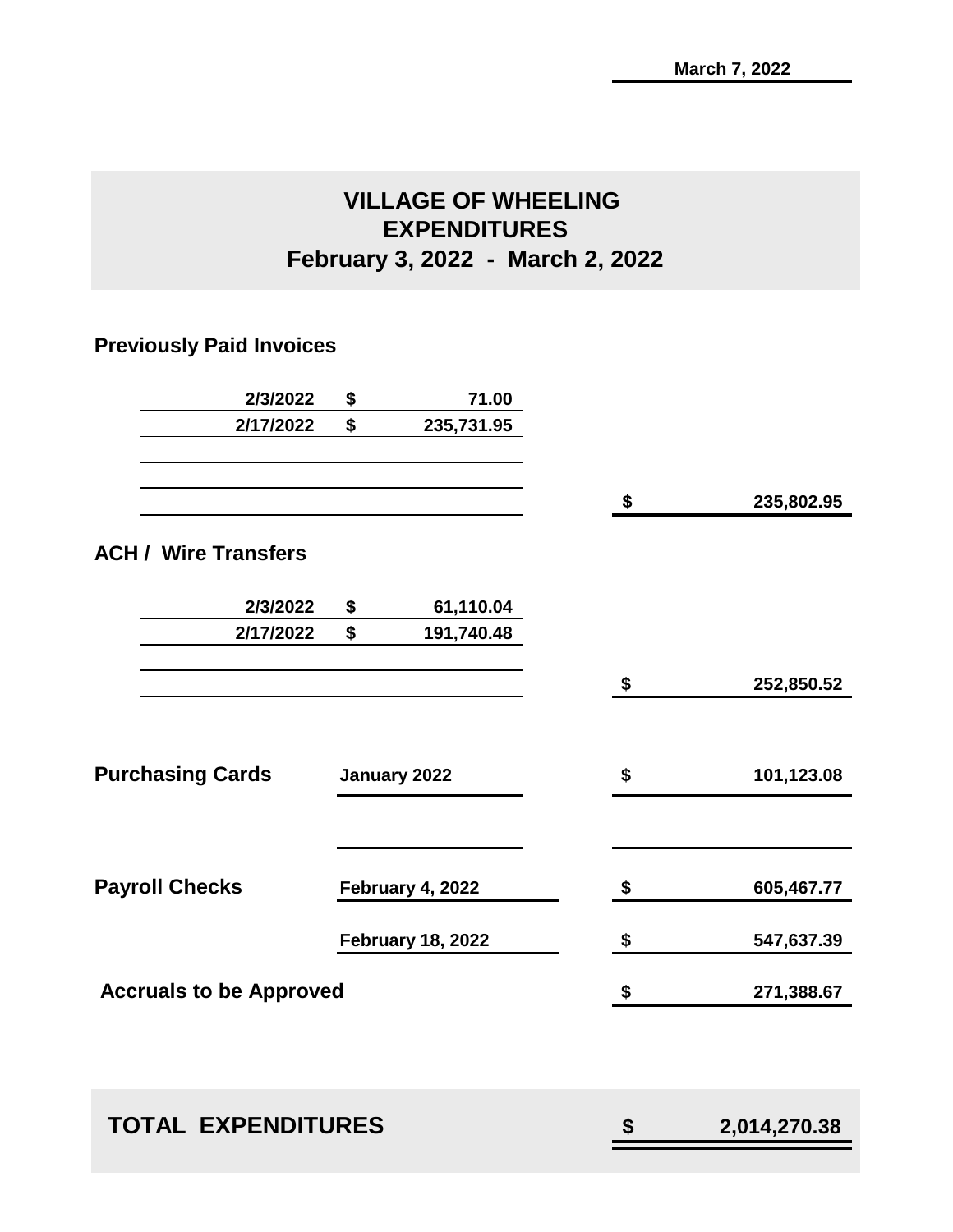March 7, 2022

# VILLAGE OF WHEELING
## EXPENDITURES
## February 3, 2022 - March 2, 2022

### Previously Paid Invoices

| Date | Amount | Total |
|---|---|---|
| 2/3/2022 | $ 71.00 | |
| 2/17/2022 | $ 235,731.95 | |
| | | $ 235,802.95 |

### ACH / Wire Transfers

| Date | Amount | Total |
|---|---|---|
| 2/3/2022 | $ 61,110.04 | |
| 2/17/2022 | $ 191,740.48 | |
| | | $ 252,850.52 |

| | | |
|---|---|---|
| **Purchasing Cards** | January 2022 | $ 101,123.08 |
| **Payroll Checks** | February 4, 2022 | $ 605,467.77 |
| | February 18, 2022 | $ 547,637.39 |
| **Accruals to be Approved** | | $ 271,388.67 |

| | |
|---|---|
| **TOTAL EXPENDITURES** | **$ 2,014,270.38** |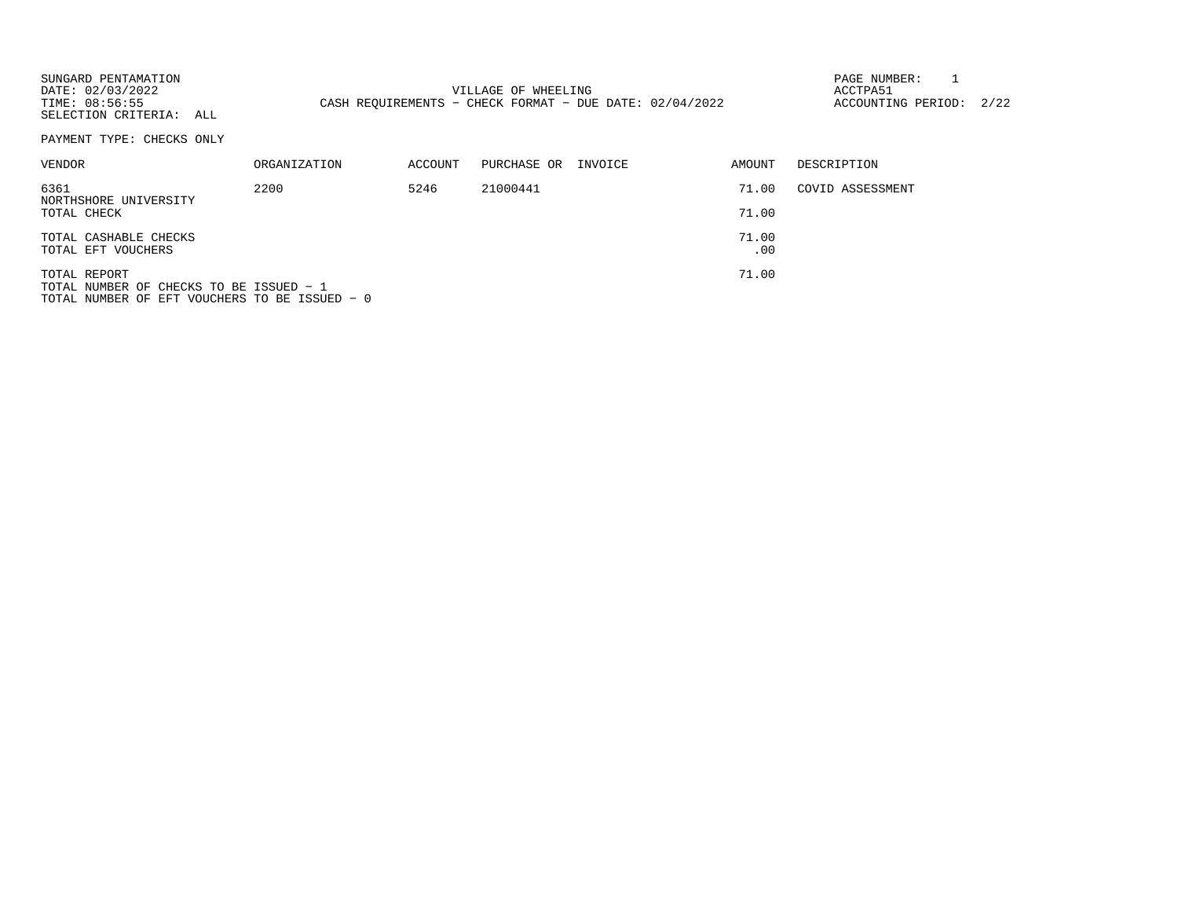SUNGARD PENTAMATION
DATE: 02/03/2022
TIME: 08:56:55
SELECTION CRITERIA: ALL

VILLAGE OF WHEELING
CASH REQUIREMENTS - CHECK FORMAT - DUE DATE: 02/04/2022

PAGE NUMBER: 1
ACCTPA51
ACCOUNTING PERIOD: 2/22

PAYMENT TYPE: CHECKS ONLY

| VENDOR | ORGANIZATION | ACCOUNT | PURCHASE OR | INVOICE | AMOUNT | DESCRIPTION |
|---|---|---|---|---|---|---|
| 6361<br>NORTHSHORE UNIVERSITY | 2200 | 5246 | 21000441 | | 71.00 | COVID ASSESSMENT |
| TOTAL CHECK | | | | | 71.00 | |
| TOTAL CASHABLE CHECKS | | | | | 71.00 | |
| TOTAL EFT VOUCHERS | | | | | .00 | |
| TOTAL REPORT | | | | | 71.00 | |

TOTAL NUMBER OF CHECKS TO BE ISSUED - 1
TOTAL NUMBER OF EFT VOUCHERS TO BE ISSUED - 0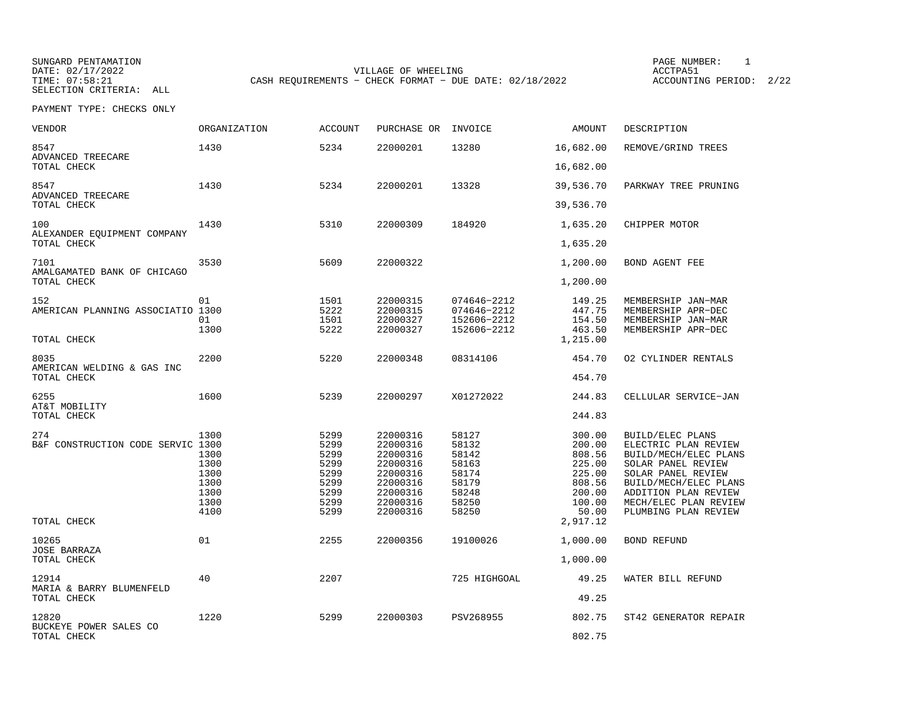SUNGARD PENTAMATION
DATE: 02/17/2022
TIME: 07:58:21
SELECTION CRITERIA: ALL

VILLAGE OF WHEELING
CASH REQUIREMENTS - CHECK FORMAT - DUE DATE: 02/18/2022

PAGE NUMBER: 1
ACCTPA51
ACCOUNTING PERIOD: 2/22

PAYMENT TYPE: CHECKS ONLY

| VENDOR | ORGANIZATION | ACCOUNT | PURCHASE OR | INVOICE | AMOUNT | DESCRIPTION |
|---|---|---|---|---|---|---|
| 8547 ADVANCED TREECARE | 1430 | 5234 | 22000201 | 13280 | 16,682.00 | REMOVE/GRIND TREES |
| TOTAL CHECK | | | | | 16,682.00 | |
| 8547 ADVANCED TREECARE | 1430 | 5234 | 22000201 | 13328 | 39,536.70 | PARKWAY TREE PRUNING |
| TOTAL CHECK | | | | | 39,536.70 | |
| 100 ALEXANDER EQUIPMENT COMPANY | 1430 | 5310 | 22000309 | 184920 | 1,635.20 | CHIPPER MOTOR |
| TOTAL CHECK | | | | | 1,635.20 | |
| 7101 AMALGAMATED BANK OF CHICAGO | 3530 | 5609 | 22000322 | | 1,200.00 | BOND AGENT FEE |
| TOTAL CHECK | | | | | 1,200.00 | |
| 152 | 01 | 1501 | 22000315 | 074646-2212 | 149.25 | MEMBERSHIP JAN-MAR |
| AMERICAN PLANNING ASSOCIATIO | 1300 | 5222 | 22000315 | 074646-2212 | 447.75 | MEMBERSHIP APR-DEC |
| | 01 | 1501 | 22000327 | 152606-2212 | 154.50 | MEMBERSHIP JAN-MAR |
| | 1300 | 5222 | 22000327 | 152606-2212 | 463.50 | MEMBERSHIP APR-DEC |
| TOTAL CHECK | | | | | 1,215.00 | |
| 8035 AMERICAN WELDING & GAS INC | 2200 | 5220 | 22000348 | 08314106 | 454.70 | O2 CYLINDER RENTALS |
| TOTAL CHECK | | | | | 454.70 | |
| 6255 AT&T MOBILITY | 1600 | 5239 | 22000297 | X01272022 | 244.83 | CELLULAR SERVICE-JAN |
| TOTAL CHECK | | | | | 244.83 | |
| 274 | 1300 | 5299 | 22000316 | 58127 | 300.00 | BUILD/ELEC PLANS |
| B&F CONSTRUCTION CODE SERVIC | 1300 | 5299 | 22000316 | 58132 | 200.00 | ELECTRIC PLAN REVIEW |
| | 1300 | 5299 | 22000316 | 58142 | 808.56 | BUILD/MECH/ELEC PLANS |
| | 1300 | 5299 | 22000316 | 58163 | 225.00 | SOLAR PANEL REVIEW |
| | 1300 | 5299 | 22000316 | 58174 | 225.00 | SOLAR PANEL REVIEW |
| | 1300 | 5299 | 22000316 | 58179 | 808.56 | BUILD/MECH/ELEC PLANS |
| | 1300 | 5299 | 22000316 | 58248 | 200.00 | ADDITION PLAN REVIEW |
| | 1300 | 5299 | 22000316 | 58250 | 100.00 | MECH/ELEC PLAN REVIEW |
| | 4100 | 5299 | 22000316 | 58250 | 50.00 | PLUMBING PLAN REVIEW |
| TOTAL CHECK | | | | | 2,917.12 | |
| 10265 JOSE BARRAZA | 01 | 2255 | 22000356 | 19100026 | 1,000.00 | BOND REFUND |
| TOTAL CHECK | | | | | 1,000.00 | |
| 12914 MARIA & BARRY BLUMENFELD | 40 | 2207 | | 725 HIGHGOAL | 49.25 | WATER BILL REFUND |
| TOTAL CHECK | | | | | 49.25 | |
| 12820 BUCKEYE POWER SALES CO | 1220 | 5299 | 22000303 | PSV268955 | 802.75 | ST42 GENERATOR REPAIR |
| TOTAL CHECK | | | | | 802.75 | |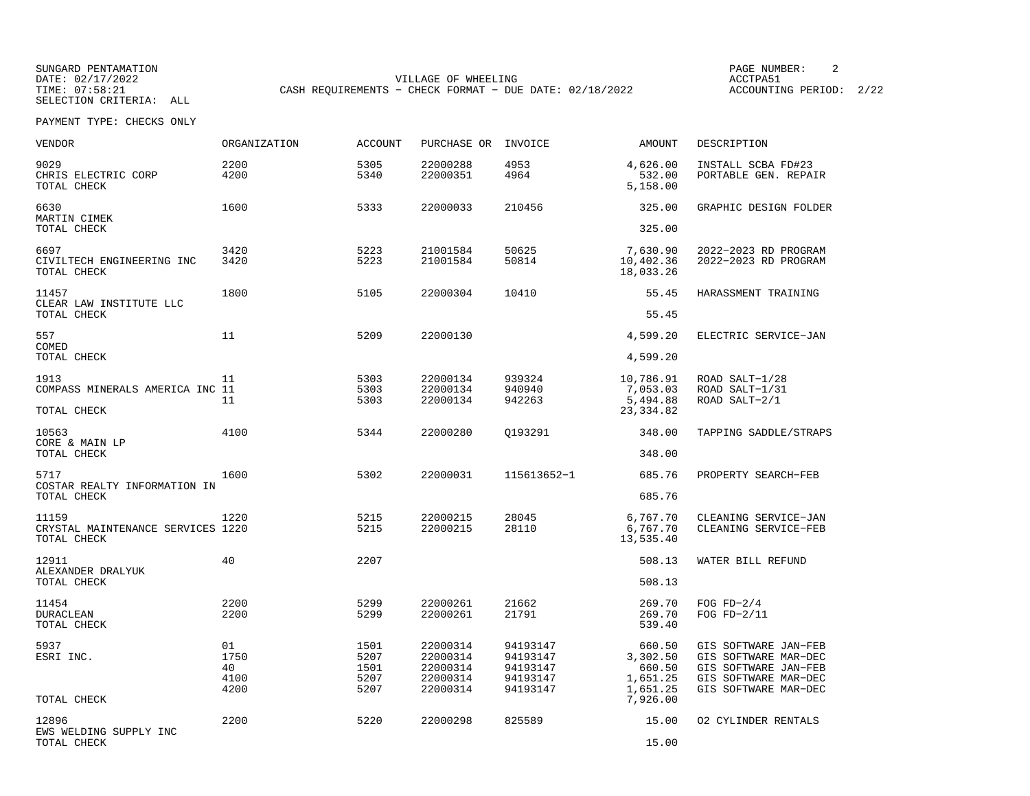SUNGARD PENTAMATION
DATE: 02/17/2022
TIME: 07:58:21
SELECTION CRITERIA: ALL

VILLAGE OF WHEELING
CASH REQUIREMENTS - CHECK FORMAT - DUE DATE: 02/18/2022

ACCTPA51
ACCOUNTING PERIOD: 2/22

PAYMENT TYPE: CHECKS ONLY

| VENDOR | ORGANIZATION | ACCOUNT | PURCHASE OR | INVOICE | AMOUNT | DESCRIPTION |
|---|---|---|---|---|---|---|
| 9029 | 2200 | 5305 | 22000288 | 4953 | 4,626.00 | INSTALL SCBA FD#23 |
| CHRIS ELECTRIC CORP | 4200 | 5340 | 22000351 | 4964 | 532.00 | PORTABLE GEN. REPAIR |
| TOTAL CHECK | | | | | 5,158.00 | |
| 6630 | 1600 | 5333 | 22000033 | 210456 | 325.00 | GRAPHIC DESIGN FOLDER |
| MARTIN CIMEK | | | | | | |
| TOTAL CHECK | | | | | 325.00 | |
| 6697 | 3420 | 5223 | 21001584 | 50625 | 7,630.90 | 2022-2023 RD PROGRAM |
| CIVILTECH ENGINEERING INC | 3420 | 5223 | 21001584 | 50814 | 10,402.36 | 2022-2023 RD PROGRAM |
| TOTAL CHECK | | | | | 18,033.26 | |
| 11457 | 1800 | 5105 | 22000304 | 10410 | 55.45 | HARASSMENT TRAINING |
| CLEAR LAW INSTITUTE LLC | | | | | | |
| TOTAL CHECK | | | | | 55.45 | |
| 557 | 11 | 5209 | 22000130 | | 4,599.20 | ELECTRIC SERVICE-JAN |
| COMED | | | | | | |
| TOTAL CHECK | | | | | 4,599.20 | |
| 1913 | 11 | 5303 | 22000134 | 939324 | 10,786.91 | ROAD SALT-1/28 |
| COMPASS MINERALS AMERICA INC | 11 | 5303 | 22000134 | 940940 | 7,053.03 | ROAD SALT-1/31 |
| | 11 | 5303 | 22000134 | 942263 | 5,494.88 | ROAD SALT-2/1 |
| TOTAL CHECK | | | | | 23,334.82 | |
| 10563 | 4100 | 5344 | 22000280 | Q193291 | 348.00 | TAPPING SADDLE/STRAPS |
| CORE & MAIN LP | | | | | | |
| TOTAL CHECK | | | | | 348.00 | |
| 5717 | 1600 | 5302 | 22000031 | 115613652-1 | 685.76 | PROPERTY SEARCH-FEB |
| COSTAR REALTY INFORMATION IN | | | | | | |
| TOTAL CHECK | | | | | 685.76 | |
| 11159 | 1220 | 5215 | 22000215 | 28045 | 6,767.70 | CLEANING SERVICE-JAN |
| CRYSTAL MAINTENANCE SERVICES | 1220 | 5215 | 22000215 | 28110 | 6,767.70 | CLEANING SERVICE-FEB |
| TOTAL CHECK | | | | | 13,535.40 | |
| 12911 | 40 | 2207 | | | 508.13 | WATER BILL REFUND |
| ALEXANDER DRALYUK | | | | | | |
| TOTAL CHECK | | | | | 508.13 | |
| 11454 | 2200 | 5299 | 22000261 | 21662 | 269.70 | FOG FD-2/4 |
| DURACLEAN | 2200 | 5299 | 22000261 | 21791 | 269.70 | FOG FD-2/11 |
| TOTAL CHECK | | | | | 539.40 | |
| 5937 | 01 | 1501 | 22000314 | 94193147 | 660.50 | GIS SOFTWARE JAN-FEB |
| ESRI INC. | 1750 | 5207 | 22000314 | 94193147 | 3,302.50 | GIS SOFTWARE MAR-DEC |
| | 40 | 1501 | 22000314 | 94193147 | 660.50 | GIS SOFTWARE JAN-FEB |
| | 4100 | 5207 | 22000314 | 94193147 | 1,651.25 | GIS SOFTWARE MAR-DEC |
| | 4200 | 5207 | 22000314 | 94193147 | 1,651.25 | GIS SOFTWARE MAR-DEC |
| TOTAL CHECK | | | | | 7,926.00 | |
| 12896 | 2200 | 5220 | 22000298 | 825589 | 15.00 | O2 CYLINDER RENTALS |
| EWS WELDING SUPPLY INC | | | | | | |
| TOTAL CHECK | | | | | 15.00 | |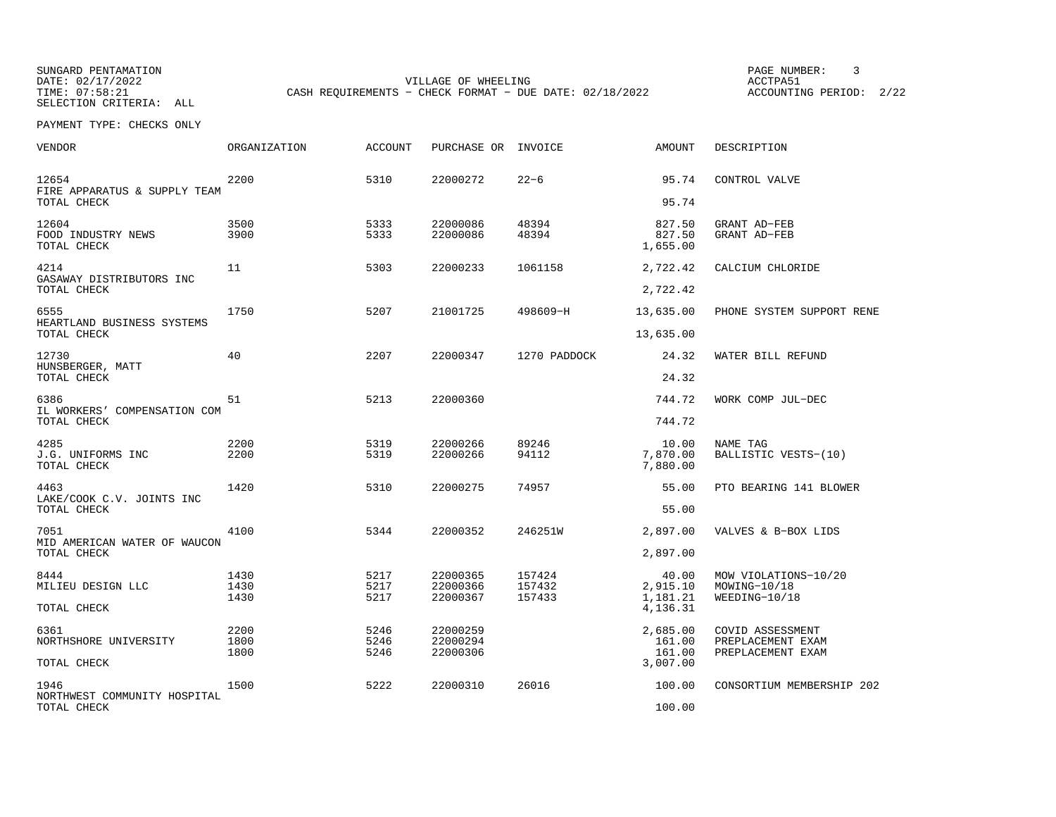SUNGARD PENTAMATION
DATE: 02/17/2022
TIME: 07:58:21
SELECTION CRITERIA: ALL

VILLAGE OF WHEELING
CASH REQUIREMENTS - CHECK FORMAT - DUE DATE: 02/18/2022

PAGE NUMBER: 3
ACCTPA51
ACCOUNTING PERIOD: 2/22

PAYMENT TYPE: CHECKS ONLY

| VENDOR | ORGANIZATION | ACCOUNT | PURCHASE OR | INVOICE | AMOUNT | DESCRIPTION |
|---|---|---|---|---|---|---|
| 12654 | 2200 | 5310 | 22000272 | 22-6 | 95.74 | CONTROL VALVE |
| FIRE APPARATUS & SUPPLY TEAM | | | | | | |
| TOTAL CHECK | | | | | 95.74 | |
| 12604 | 3500 | 5333 | 22000086 | 48394 | 827.50 | GRANT AD-FEB |
| FOOD INDUSTRY NEWS | 3900 | 5333 | 22000086 | 48394 | 827.50 | GRANT AD-FEB |
| TOTAL CHECK | | | | | 1,655.00 | |
| 4214 | 11 | 5303 | 22000233 | 1061158 | 2,722.42 | CALCIUM CHLORIDE |
| GASAWAY DISTRIBUTORS INC | | | | | | |
| TOTAL CHECK | | | | | 2,722.42 | |
| 6555 | 1750 | 5207 | 21001725 | 498609-H | 13,635.00 | PHONE SYSTEM SUPPORT RENE |
| HEARTLAND BUSINESS SYSTEMS | | | | | | |
| TOTAL CHECK | | | | | 13,635.00 | |
| 12730 | 40 | 2207 | 22000347 | 1270 PADDOCK | 24.32 | WATER BILL REFUND |
| HUNSBERGER, MATT | | | | | | |
| TOTAL CHECK | | | | | 24.32 | |
| 6386 | 51 | 5213 | 22000360 | | 744.72 | WORK COMP JUL-DEC |
| IL WORKERS' COMPENSATION COM | | | | | | |
| TOTAL CHECK | | | | | 744.72 | |
| 4285 | 2200 | 5319 | 22000266 | 89246 | 10.00 | NAME TAG |
| J.G. UNIFORMS INC | 2200 | 5319 | 22000266 | 94112 | 7,870.00 | BALLISTIC VESTS-(10) |
| TOTAL CHECK | | | | | 7,880.00 | |
| 4463 | 1420 | 5310 | 22000275 | 74957 | 55.00 | PTO BEARING 141 BLOWER |
| LAKE/COOK C.V. JOINTS INC | | | | | | |
| TOTAL CHECK | | | | | 55.00 | |
| 7051 | 4100 | 5344 | 22000352 | 246251W | 2,897.00 | VALVES & B-BOX LIDS |
| MID AMERICAN WATER OF WAUCON | | | | | | |
| TOTAL CHECK | | | | | 2,897.00 | |
| 8444 | 1430 | 5217 | 22000365 | 157424 | 40.00 | MOW VIOLATIONS-10/20 |
| MILIEU DESIGN LLC | 1430 | 5217 | 22000366 | 157432 | 2,915.10 | MOWING-10/18 |
| | 1430 | 5217 | 22000367 | 157433 | 1,181.21 | WEEDING-10/18 |
| TOTAL CHECK | | | | | 4,136.31 | |
| 6361 | 2200 | 5246 | 22000259 | | 2,685.00 | COVID ASSESSMENT |
| NORTHSHORE UNIVERSITY | 1800 | 5246 | 22000294 | | 161.00 | PREPLACEMENT EXAM |
| | 1800 | 5246 | 22000306 | | 161.00 | PREPLACEMENT EXAM |
| TOTAL CHECK | | | | | 3,007.00 | |
| 1946 | 1500 | 5222 | 22000310 | 26016 | 100.00 | CONSORTIUM MEMBERSHIP 202 |
| NORTHWEST COMMUNITY HOSPITAL | | | | | | |
| TOTAL CHECK | | | | | 100.00 | |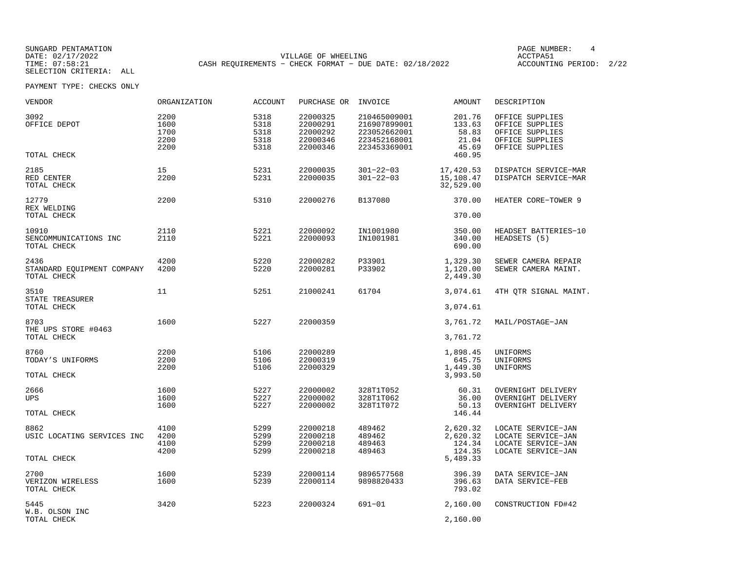SUNGARD PENTAMATION
DATE: 02/17/2022
TIME: 07:58:21
SELECTION CRITERIA: ALL

VILLAGE OF WHEELING
CASH REQUIREMENTS - CHECK FORMAT - DUE DATE: 02/18/2022

PAGE NUMBER: 4
ACCTPA51
ACCOUNTING PERIOD: 2/22

PAYMENT TYPE: CHECKS ONLY

| VENDOR | ORGANIZATION | ACCOUNT | PURCHASE OR | INVOICE | AMOUNT | DESCRIPTION |
|---|---|---|---|---|---|---|
| 3092 | 2200 | 5318 | 22000325 | 210465009001 | 201.76 | OFFICE SUPPLIES |
| OFFICE DEPOT | 1600 | 5318 | 22000291 | 216907899001 | 133.63 | OFFICE SUPPLIES |
| | 1700 | 5318 | 22000292 | 223052662001 | 58.83 | OFFICE SUPPLIES |
| | 2200 | 5318 | 22000346 | 223452168001 | 21.04 | OFFICE SUPPLIES |
| | 2200 | 5318 | 22000346 | 223453369001 | 45.69 | OFFICE SUPPLIES |
| TOTAL CHECK | | | | | 460.95 | |
| 2185 | 15 | 5231 | 22000035 | 301-22-03 | 17,420.53 | DISPATCH SERVICE-MAR |
| RED CENTER | 2200 | 5231 | 22000035 | 301-22-03 | 15,108.47 | DISPATCH SERVICE-MAR |
| TOTAL CHECK | | | | | 32,529.00 | |
| 12779 | 2200 | 5310 | 22000276 | B137080 | 370.00 | HEATER CORE-TOWER 9 |
| REX WELDING | | | | | | |
| TOTAL CHECK | | | | | 370.00 | |
| 10910 | 2110 | 5221 | 22000092 | IN1001980 | 350.00 | HEADSET BATTERIES-10 |
| SENCOMMUNICATIONS INC | 2110 | 5221 | 22000093 | IN1001981 | 340.00 | HEADSETS (5) |
| TOTAL CHECK | | | | | 690.00 | |
| 2436 | 4200 | 5220 | 22000282 | P33901 | 1,329.30 | SEWER CAMERA REPAIR |
| STANDARD EQUIPMENT COMPANY | 4200 | 5220 | 22000281 | P33902 | 1,120.00 | SEWER CAMERA MAINT. |
| TOTAL CHECK | | | | | 2,449.30 | |
| 3510 | 11 | 5251 | 21000241 | 61704 | 3,074.61 | 4TH QTR SIGNAL MAINT. |
| STATE TREASURER | | | | | | |
| TOTAL CHECK | | | | | 3,074.61 | |
| 8703 | 1600 | 5227 | 22000359 | | 3,761.72 | MAIL/POSTAGE-JAN |
| THE UPS STORE #0463 | | | | | | |
| TOTAL CHECK | | | | | 3,761.72 | |
| 8760 | 2200 | 5106 | 22000289 | | 1,898.45 | UNIFORMS |
| TODAY'S UNIFORMS | 2200 | 5106 | 22000319 | | 645.75 | UNIFORMS |
| | 2200 | 5106 | 22000329 | | 1,449.30 | UNIFORMS |
| TOTAL CHECK | | | | | 3,993.50 | |
| 2666 | 1600 | 5227 | 22000002 | 328T1T052 | 60.31 | OVERNIGHT DELIVERY |
| UPS | 1600 | 5227 | 22000002 | 328T1T062 | 36.00 | OVERNIGHT DELIVERY |
| | 1600 | 5227 | 22000002 | 328T1T072 | 50.13 | OVERNIGHT DELIVERY |
| TOTAL CHECK | | | | | 146.44 | |
| 8862 | 4100 | 5299 | 22000218 | 489462 | 2,620.32 | LOCATE SERVICE-JAN |
| USIC LOCATING SERVICES INC | 4200 | 5299 | 22000218 | 489462 | 2,620.32 | LOCATE SERVICE-JAN |
| | 4100 | 5299 | 22000218 | 489463 | 124.34 | LOCATE SERVICE-JAN |
| | 4200 | 5299 | 22000218 | 489463 | 124.35 | LOCATE SERVICE-JAN |
| TOTAL CHECK | | | | | 5,489.33 | |
| 2700 | 1600 | 5239 | 22000114 | 9896577568 | 396.39 | DATA SERVICE-JAN |
| VERIZON WIRELESS | 1600 | 5239 | 22000114 | 9898820433 | 396.63 | DATA SERVICE-FEB |
| TOTAL CHECK | | | | | 793.02 | |
| 5445 | 3420 | 5223 | 22000324 | 691-01 | 2,160.00 | CONSTRUCTION FD#42 |
| W.B. OLSON INC | | | | | | |
| TOTAL CHECK | | | | | 2,160.00 | |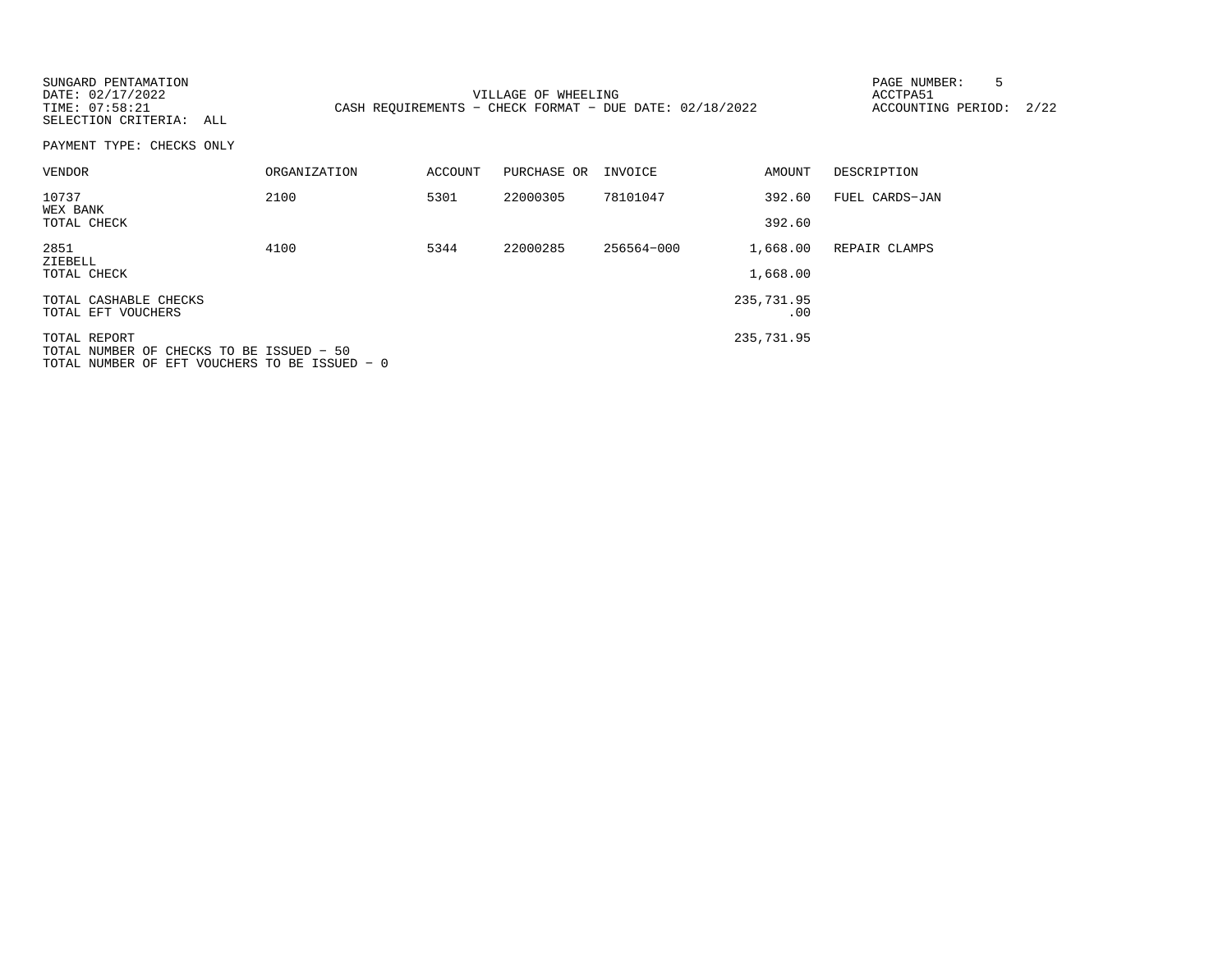SUNGARD PENTAMATION
DATE: 02/17/2022
TIME: 07:58:21
SELECTION CRITERIA: ALL

VILLAGE OF WHEELING
CASH REQUIREMENTS - CHECK FORMAT - DUE DATE: 02/18/2022

ACCTPA51
ACCOUNTING PERIOD: 2/22

PAYMENT TYPE: CHECKS ONLY

| VENDOR | ORGANIZATION | ACCOUNT | PURCHASE OR | INVOICE | AMOUNT | DESCRIPTION |
|---|---|---|---|---|---|---|
| 10737 WEX BANK | 2100 | 5301 | 22000305 | 78101047 | 392.60 | FUEL CARDS-JAN |
| TOTAL CHECK | | | | | 392.60 | |
| 2851 ZIEBELL | 4100 | 5344 | 22000285 | 256564-000 | 1,668.00 | REPAIR CLAMPS |
| TOTAL CHECK | | | | | 1,668.00 | |
| TOTAL CASHABLE CHECKS | | | | | 235,731.95 | |
| TOTAL EFT VOUCHERS | | | | | .00 | |
| TOTAL REPORT | | | | | 235,731.95 | |

TOTAL NUMBER OF CHECKS TO BE ISSUED - 50
TOTAL NUMBER OF EFT VOUCHERS TO BE ISSUED - 0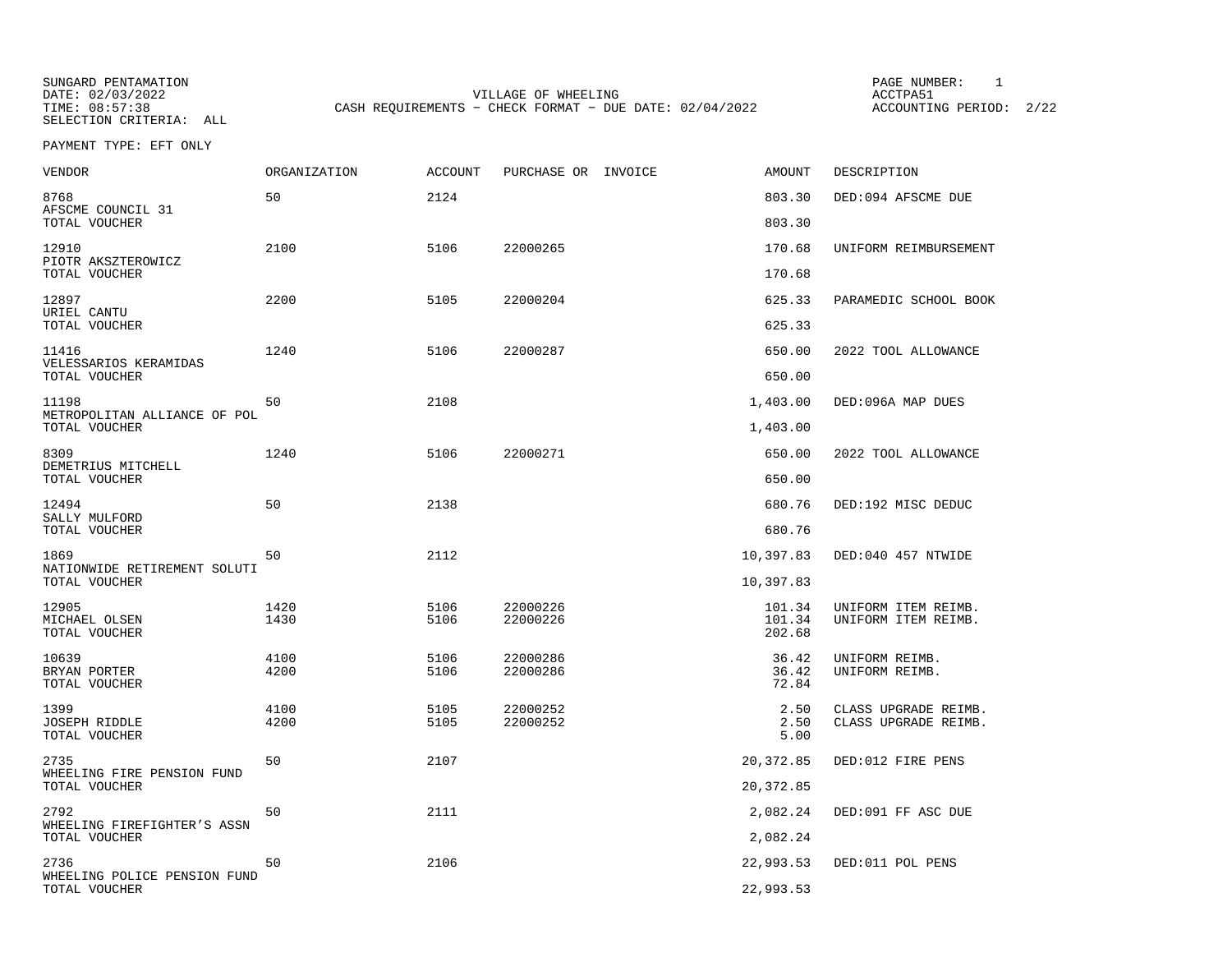SUNGARD PENTAMATION
DATE: 02/03/2022
TIME: 08:57:38
SELECTION CRITERIA: ALL

VILLAGE OF WHEELING
CASH REQUIREMENTS - CHECK FORMAT - DUE DATE: 02/04/2022

PAGE NUMBER: 1
ACCTPA51
ACCOUNTING PERIOD: 2/22

PAYMENT TYPE: EFT ONLY

| VENDOR | ORGANIZATION | ACCOUNT | PURCHASE OR | INVOICE | AMOUNT | DESCRIPTION |
|---|---|---|---|---|---|---|
| 8768 | 50 | 2124 | | | 803.30 | DED:094 AFSCME DUE |
| AFSCME COUNCIL 31 | | | | | | |
| TOTAL VOUCHER | | | | | 803.30 | |
| 12910 | 2100 | 5106 | 22000265 | | 170.68 | UNIFORM REIMBURSEMENT |
| PIOTR AKSZTEROWICZ | | | | | | |
| TOTAL VOUCHER | | | | | 170.68 | |
| 12897 | 2200 | 5105 | 22000204 | | 625.33 | PARAMEDIC SCHOOL BOOK |
| URIEL CANTU | | | | | | |
| TOTAL VOUCHER | | | | | 625.33 | |
| 11416 | 1240 | 5106 | 22000287 | | 650.00 | 2022 TOOL ALLOWANCE |
| VELESSARIOS KERAMIDAS | | | | | | |
| TOTAL VOUCHER | | | | | 650.00 | |
| 11198 | 50 | 2108 | | | 1,403.00 | DED:096A MAP DUES |
| METROPOLITAN ALLIANCE OF POL | | | | | | |
| TOTAL VOUCHER | | | | | 1,403.00 | |
| 8309 | 1240 | 5106 | 22000271 | | 650.00 | 2022 TOOL ALLOWANCE |
| DEMETRIUS MITCHELL | | | | | | |
| TOTAL VOUCHER | | | | | 650.00 | |
| 12494 | 50 | 2138 | | | 680.76 | DED:192 MISC DEDUC |
| SALLY MULFORD | | | | | | |
| TOTAL VOUCHER | | | | | 680.76 | |
| 1869 | 50 | 2112 | | | 10,397.83 | DED:040 457 NTWIDE |
| NATIONWIDE RETIREMENT SOLUTI | | | | | | |
| TOTAL VOUCHER | | | | | 10,397.83 | |
| 12905 | 1420 | 5106 | 22000226 | | 101.34 | UNIFORM ITEM REIMB. |
| MICHAEL OLSEN | 1430 | 5106 | 22000226 | | 101.34 | UNIFORM ITEM REIMB. |
| TOTAL VOUCHER | | | | | 202.68 | |
| 10639 | 4100 | 5106 | 22000286 | | 36.42 | UNIFORM REIMB. |
| BRYAN PORTER | 4200 | 5106 | 22000286 | | 36.42 | UNIFORM REIMB. |
| TOTAL VOUCHER | | | | | 72.84 | |
| 1399 | 4100 | 5105 | 22000252 | | 2.50 | CLASS UPGRADE REIMB. |
| JOSEPH RIDDLE | 4200 | 5105 | 22000252 | | 2.50 | CLASS UPGRADE REIMB. |
| TOTAL VOUCHER | | | | | 5.00 | |
| 2735 | 50 | 2107 | | | 20,372.85 | DED:012 FIRE PENS |
| WHEELING FIRE PENSION FUND | | | | | | |
| TOTAL VOUCHER | | | | | 20,372.85 | |
| 2792 | 50 | 2111 | | | 2,082.24 | DED:091 FF ASC DUE |
| WHEELING FIREFIGHTER'S ASSN | | | | | | |
| TOTAL VOUCHER | | | | | 2,082.24 | |
| 2736 | 50 | 2106 | | | 22,993.53 | DED:011 POL PENS |
| WHEELING POLICE PENSION FUND | | | | | | |
| TOTAL VOUCHER | | | | | 22,993.53 | |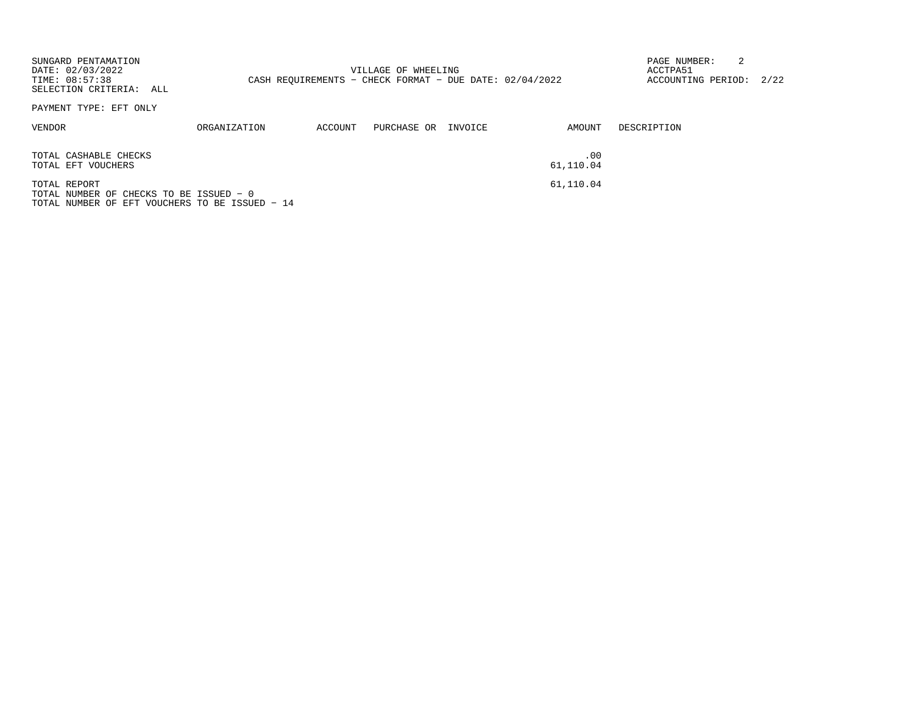SUNGARD PENTAMATION
DATE: 02/03/2022
TIME: 08:57:38
SELECTION CRITERIA: ALL

VILLAGE OF WHEELING
CASH REQUIREMENTS - CHECK FORMAT - DUE DATE: 02/04/2022

ACCTPA51
ACCOUNTING PERIOD: 2/22

PAYMENT TYPE: EFT ONLY

| VENDOR | ORGANIZATION | ACCOUNT | PURCHASE OR | INVOICE | AMOUNT | DESCRIPTION |
|---|---|---|---|---|---|---|
| TOTAL CASHABLE CHECKS | | | | | .00 | |
| TOTAL EFT VOUCHERS | | | | | 61,110.04 | |
| TOTAL REPORT | | | | | 61,110.04 | |

TOTAL NUMBER OF CHECKS TO BE ISSUED - 0
TOTAL NUMBER OF EFT VOUCHERS TO BE ISSUED - 14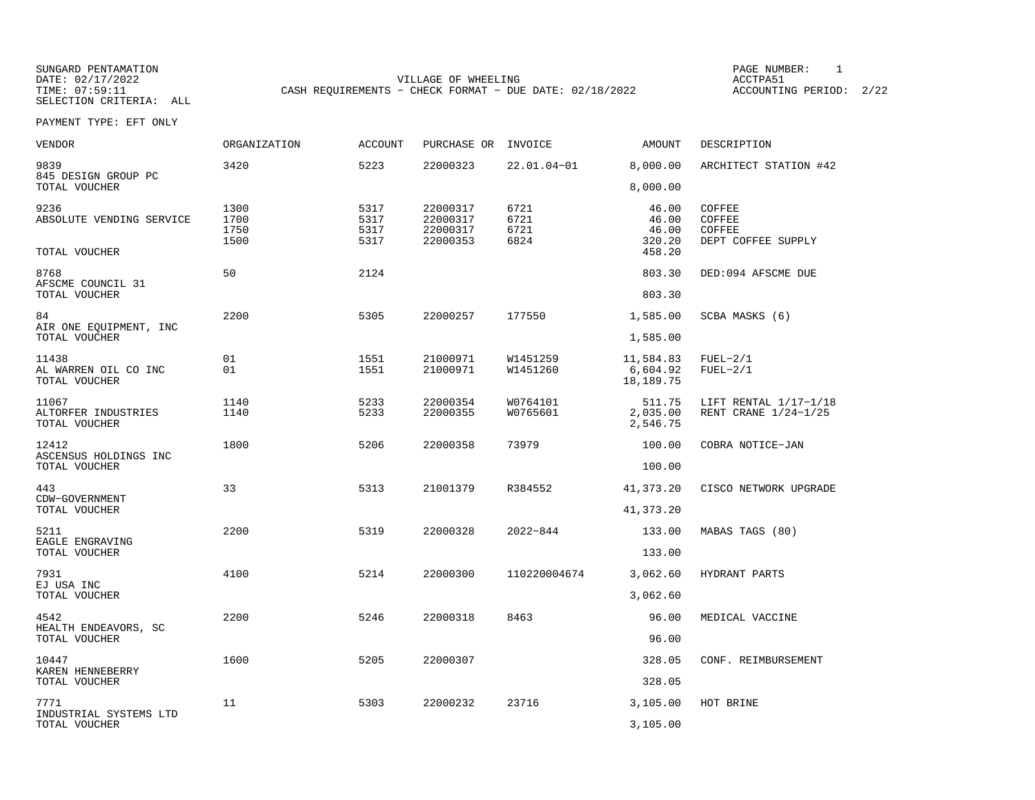SUNGARD PENTAMATION
DATE: 02/17/2022
TIME: 07:59:11
SELECTION CRITERIA: ALL

VILLAGE OF WHEELING
CASH REQUIREMENTS - CHECK FORMAT - DUE DATE: 02/18/2022

PAGE NUMBER: 1
ACCTPA51
ACCOUNTING PERIOD: 2/22

PAYMENT TYPE: EFT ONLY

| VENDOR | ORGANIZATION | ACCOUNT | PURCHASE OR | INVOICE | AMOUNT | DESCRIPTION |
|---|---|---|---|---|---|---|
| 9839 | 3420 | 5223 | 22000323 | 22.01.04-01 | 8,000.00 | ARCHITECT STATION #42 |
| 845 DESIGN GROUP PC | | | | | | |
| TOTAL VOUCHER | | | | | 8,000.00 | |
| 9236 | 1300 | 5317 | 22000317 | 6721 | 46.00 | COFFEE |
| ABSOLUTE VENDING SERVICE | 1700 | 5317 | 22000317 | 6721 | 46.00 | COFFEE |
| | 1750 | 5317 | 22000317 | 6721 | 46.00 | COFFEE |
| | 1500 | 5317 | 22000353 | 6824 | 320.20 | DEPT COFFEE SUPPLY |
| TOTAL VOUCHER | | | | | 458.20 | |
| 8768 | 50 | 2124 | | | 803.30 | DED:094 AFSCME DUE |
| AFSCME COUNCIL 31 | | | | | | |
| TOTAL VOUCHER | | | | | 803.30 | |
| 84 | 2200 | 5305 | 22000257 | 177550 | 1,585.00 | SCBA MASKS (6) |
| AIR ONE EQUIPMENT, INC | | | | | | |
| TOTAL VOUCHER | | | | | 1,585.00 | |
| 11438 | 01 | 1551 | 21000971 | W1451259 | 11,584.83 | FUEL-2/1 |
| AL WARREN OIL CO INC | 01 | 1551 | 21000971 | W1451260 | 6,604.92 | FUEL-2/1 |
| TOTAL VOUCHER | | | | | 18,189.75 | |
| 11067 | 1140 | 5233 | 22000354 | W0764101 | 511.75 | LIFT RENTAL 1/17-1/18 |
| ALTORFER INDUSTRIES | 1140 | 5233 | 22000355 | W0765601 | 2,035.00 | RENT CRANE 1/24-1/25 |
| TOTAL VOUCHER | | | | | 2,546.75 | |
| 12412 | 1800 | 5206 | 22000358 | 73979 | 100.00 | COBRA NOTICE-JAN |
| ASCENSUS HOLDINGS INC | | | | | | |
| TOTAL VOUCHER | | | | | 100.00 | |
| 443 | 33 | 5313 | 21001379 | R384552 | 41,373.20 | CISCO NETWORK UPGRADE |
| CDW-GOVERNMENT | | | | | | |
| TOTAL VOUCHER | | | | | 41,373.20 | |
| 5211 | 2200 | 5319 | 22000328 | 2022-844 | 133.00 | MABAS TAGS (80) |
| EAGLE ENGRAVING | | | | | | |
| TOTAL VOUCHER | | | | | 133.00 | |
| 7931 | 4100 | 5214 | 22000300 | 110220004674 | 3,062.60 | HYDRANT PARTS |
| EJ USA INC | | | | | | |
| TOTAL VOUCHER | | | | | 3,062.60 | |
| 4542 | 2200 | 5246 | 22000318 | 8463 | 96.00 | MEDICAL VACCINE |
| HEALTH ENDEAVORS, SC | | | | | | |
| TOTAL VOUCHER | | | | | 96.00 | |
| 10447 | 1600 | 5205 | 22000307 | | 328.05 | CONF. REIMBURSEMENT |
| KAREN HENNEBERRY | | | | | | |
| TOTAL VOUCHER | | | | | 328.05 | |
| 7771 | 11 | 5303 | 22000232 | 23716 | 3,105.00 | HOT BRINE |
| INDUSTRIAL SYSTEMS LTD | | | | | | |
| TOTAL VOUCHER | | | | | 3,105.00 | |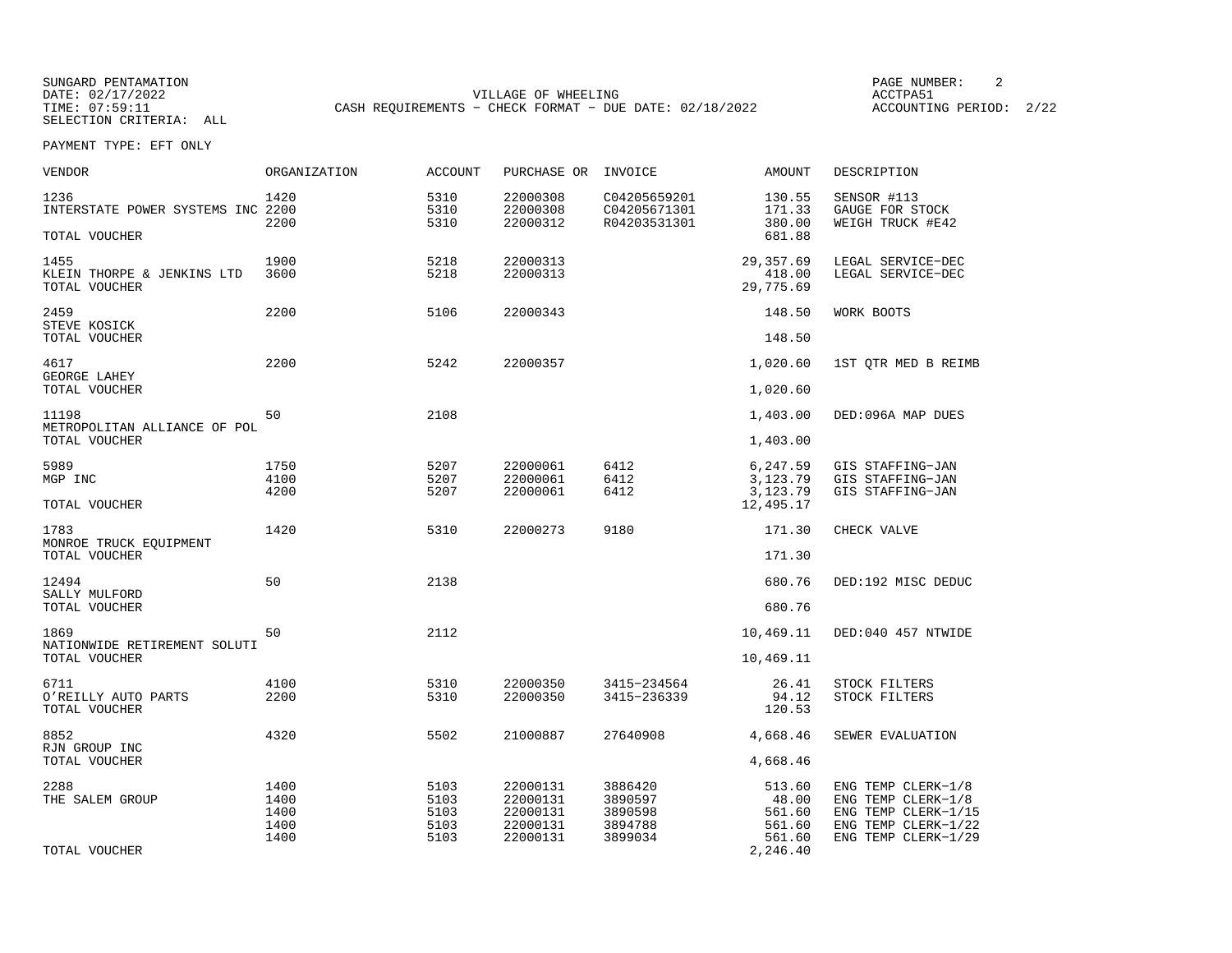SUNGARD PENTAMATION
DATE: 02/17/2022
TIME: 07:59:11
SELECTION CRITERIA: ALL

VILLAGE OF WHEELING
CASH REQUIREMENTS - CHECK FORMAT - DUE DATE: 02/18/2022

ACCTPA51
ACCOUNTING PERIOD: 2/22

PAYMENT TYPE: EFT ONLY

| VENDOR | ORGANIZATION | ACCOUNT | PURCHASE OR | INVOICE | AMOUNT | DESCRIPTION |
|---|---|---|---|---|---|---|
| 1236 | 1420 | 5310 | 22000308 | C04205659201 | 130.55 | SENSOR #113 |
| INTERSTATE POWER SYSTEMS INC | 2200 | 5310 | 22000308 | C04205671301 | 171.33 | GAUGE FOR STOCK |
| | 2200 | 5310 | 22000312 | R04203531301 | 380.00 | WEIGH TRUCK #E42 |
| TOTAL VOUCHER | | | | | 681.88 | |
| 1455 | 1900 | 5218 | 22000313 | | 29,357.69 | LEGAL SERVICE-DEC |
| KLEIN THORPE & JENKINS LTD | 3600 | 5218 | 22000313 | | 418.00 | LEGAL SERVICE-DEC |
| TOTAL VOUCHER | | | | | 29,775.69 | |
| 2459 | 2200 | 5106 | 22000343 | | 148.50 | WORK BOOTS |
| STEVE KOSICK | | | | | | |
| TOTAL VOUCHER | | | | | 148.50 | |
| 4617 | 2200 | 5242 | 22000357 | | 1,020.60 | 1ST QTR MED B REIMB |
| GEORGE LAHEY | | | | | | |
| TOTAL VOUCHER | | | | | 1,020.60 | |
| 11198 | 50 | 2108 | | | 1,403.00 | DED:096A MAP DUES |
| METROPOLITAN ALLIANCE OF POL | | | | | | |
| TOTAL VOUCHER | | | | | 1,403.00 | |
| 5989 | 1750 | 5207 | 22000061 | 6412 | 6,247.59 | GIS STAFFING-JAN |
| MGP INC | 4100 | 5207 | 22000061 | 6412 | 3,123.79 | GIS STAFFING-JAN |
| | 4200 | 5207 | 22000061 | 6412 | 3,123.79 | GIS STAFFING-JAN |
| TOTAL VOUCHER | | | | | 12,495.17 | |
| 1783 | 1420 | 5310 | 22000273 | 9180 | 171.30 | CHECK VALVE |
| MONROE TRUCK EQUIPMENT | | | | | | |
| TOTAL VOUCHER | | | | | 171.30 | |
| 12494 | 50 | 2138 | | | 680.76 | DED:192 MISC DEDUC |
| SALLY MULFORD | | | | | | |
| TOTAL VOUCHER | | | | | 680.76 | |
| 1869 | 50 | 2112 | | | 10,469.11 | DED:040 457 NTWIDE |
| NATIONWIDE RETIREMENT SOLUTI | | | | | | |
| TOTAL VOUCHER | | | | | 10,469.11 | |
| 6711 | 4100 | 5310 | 22000350 | 3415-234564 | 26.41 | STOCK FILTERS |
| O'REILLY AUTO PARTS | 2200 | 5310 | 22000350 | 3415-236339 | 94.12 | STOCK FILTERS |
| TOTAL VOUCHER | | | | | 120.53 | |
| 8852 | 4320 | 5502 | 21000887 | 27640908 | 4,668.46 | SEWER EVALUATION |
| RJN GROUP INC | | | | | | |
| TOTAL VOUCHER | | | | | 4,668.46 | |
| 2288 | 1400 | 5103 | 22000131 | 3886420 | 513.60 | ENG TEMP CLERK-1/8 |
| THE SALEM GROUP | 1400 | 5103 | 22000131 | 3890597 | 48.00 | ENG TEMP CLERK-1/8 |
| | 1400 | 5103 | 22000131 | 3890598 | 561.60 | ENG TEMP CLERK-1/15 |
| | 1400 | 5103 | 22000131 | 3894788 | 561.60 | ENG TEMP CLERK-1/22 |
| | 1400 | 5103 | 22000131 | 3899034 | 561.60 | ENG TEMP CLERK-1/29 |
| TOTAL VOUCHER | | | | | 2,246.40 | |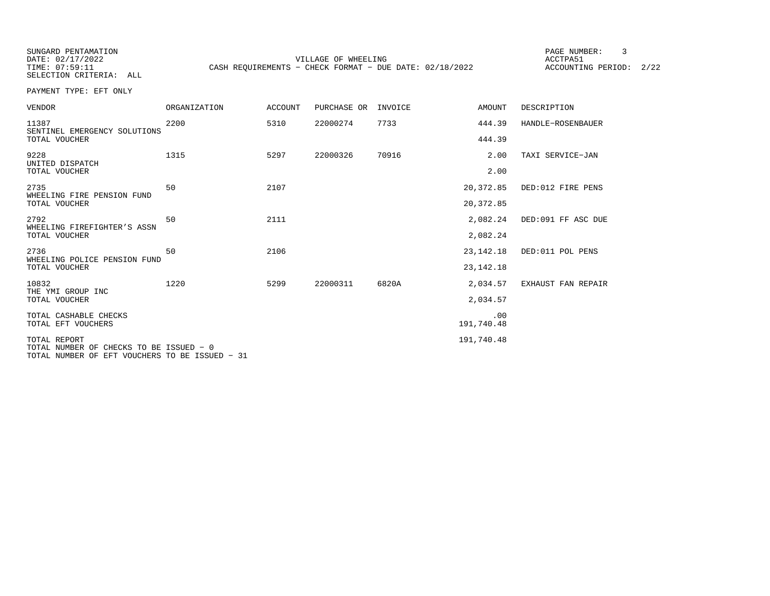SUNGARD PENTAMATION
DATE: 02/17/2022
TIME: 07:59:11
SELECTION CRITERIA: ALL

VILLAGE OF WHEELING
CASH REQUIREMENTS - CHECK FORMAT - DUE DATE: 02/18/2022

ACCTPA51
ACCOUNTING PERIOD: 2/22

PAYMENT TYPE: EFT ONLY

| VENDOR | ORGANIZATION | ACCOUNT | PURCHASE OR | INVOICE | AMOUNT | DESCRIPTION |
|---|---|---|---|---|---|---|
| 11387 SENTINEL EMERGENCY SOLUTIONS | 2200 | 5310 | 22000274 | 7733 | 444.39 | HANDLE-ROSENBAUER |
| TOTAL VOUCHER | | | | | 444.39 | |
| 9228 UNITED DISPATCH | 1315 | 5297 | 22000326 | 70916 | 2.00 | TAXI SERVICE-JAN |
| TOTAL VOUCHER | | | | | 2.00 | |
| 2735 WHEELING FIRE PENSION FUND | 50 | 2107 | | | 20,372.85 | DED:012 FIRE PENS |
| TOTAL VOUCHER | | | | | 20,372.85 | |
| 2792 WHEELING FIREFIGHTER'S ASSN | 50 | 2111 | | | 2,082.24 | DED:091 FF ASC DUE |
| TOTAL VOUCHER | | | | | 2,082.24 | |
| 2736 WHEELING POLICE PENSION FUND | 50 | 2106 | | | 23,142.18 | DED:011 POL PENS |
| TOTAL VOUCHER | | | | | 23,142.18 | |
| 10832 THE YMI GROUP INC | 1220 | 5299 | 22000311 | 6820A | 2,034.57 | EXHAUST FAN REPAIR |
| TOTAL VOUCHER | | | | | 2,034.57 | |
| TOTAL CASHABLE CHECKS | | | | | .00 | |
| TOTAL EFT VOUCHERS | | | | | 191,740.48 | |
| TOTAL REPORT | | | | | 191,740.48 | |

TOTAL NUMBER OF CHECKS TO BE ISSUED - 0
TOTAL NUMBER OF EFT VOUCHERS TO BE ISSUED - 31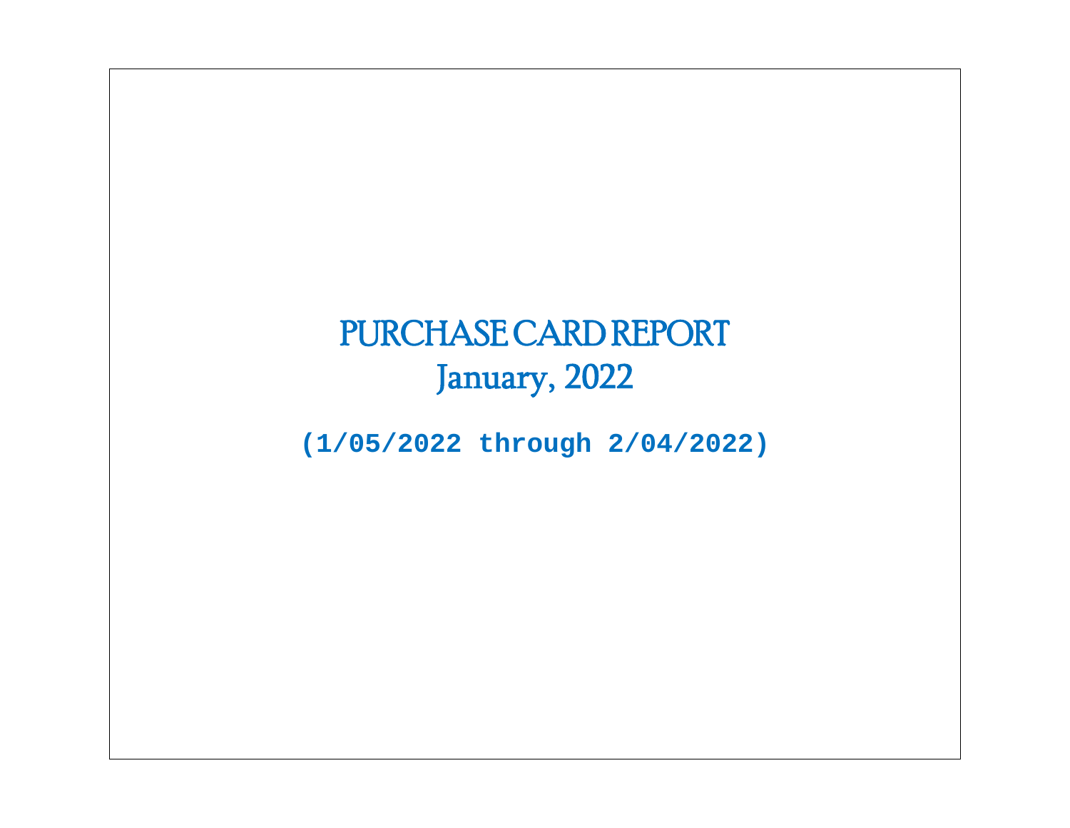# PURCHASE CARD REPORT

## January, 2022

**(1/05/2022 through 2/04/2022)**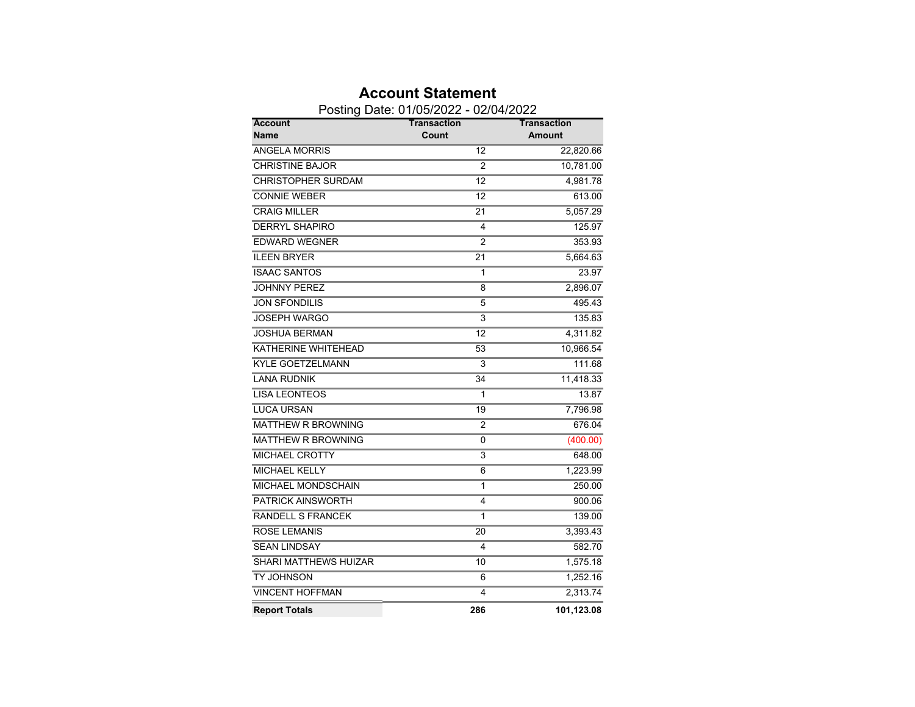# Account Statement

Posting Date: 01/05/2022 - 02/04/2022

| Account Name | Transaction Count | Transaction Amount |
|---|---|---|
| ANGELA MORRIS | 12 | 22,820.66 |
| CHRISTINE BAJOR | 2 | 10,781.00 |
| CHRISTOPHER SURDAM | 12 | 4,981.78 |
| CONNIE WEBER | 12 | 613.00 |
| CRAIG MILLER | 21 | 5,057.29 |
| DERRYL SHAPIRO | 4 | 125.97 |
| EDWARD WEGNER | 2 | 353.93 |
| ILEEN BRYER | 21 | 5,664.63 |
| ISAAC SANTOS | 1 | 23.97 |
| JOHNNY PEREZ | 8 | 2,896.07 |
| JON SFONDILIS | 5 | 495.43 |
| JOSEPH WARGO | 3 | 135.83 |
| JOSHUA BERMAN | 12 | 4,311.82 |
| KATHERINE WHITEHEAD | 53 | 10,966.54 |
| KYLE GOETZELMANN | 3 | 111.68 |
| LANA RUDNIK | 34 | 11,418.33 |
| LISA LEONTEOS | 1 | 13.87 |
| LUCA URSAN | 19 | 7,796.98 |
| MATTHEW R BROWNING | 2 | 676.04 |
| MATTHEW R BROWNING | 0 | (400.00) |
| MICHAEL CROTTY | 3 | 648.00 |
| MICHAEL KELLY | 6 | 1,223.99 |
| MICHAEL MONDSCHAIN | 1 | 250.00 |
| PATRICK AINSWORTH | 4 | 900.06 |
| RANDELL S FRANCEK | 1 | 139.00 |
| ROSE LEMANIS | 20 | 3,393.43 |
| SEAN LINDSAY | 4 | 582.70 |
| SHARI MATTHEWS HUIZAR | 10 | 1,575.18 |
| TY JOHNSON | 6 | 1,252.16 |
| VINCENT HOFFMAN | 4 | 2,313.74 |
| **Report Totals** | **286** | **101,123.08** |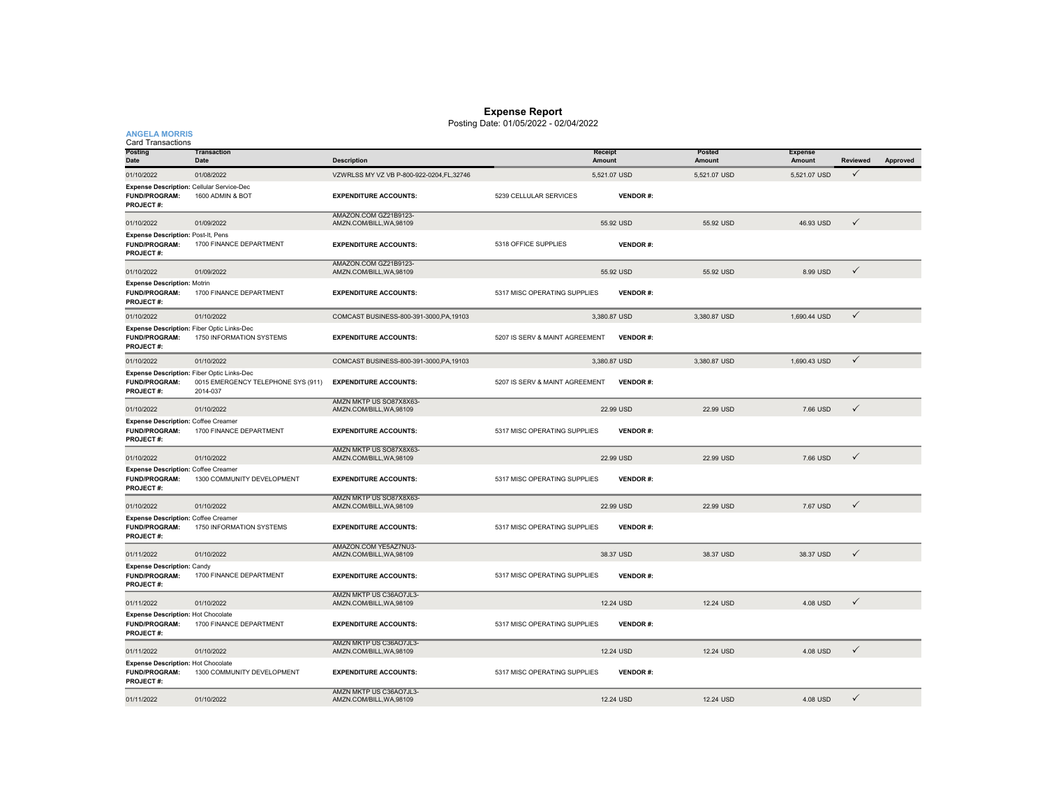# Expense Report

Posting Date: 01/05/2022 - 02/04/2022

**ANGELA MORRIS**

Card Transactions

| Posting Date | Transaction Date | Description | Receipt Amount | Posted Amount | Expense Amount | Reviewed | Approved |
|---|---|---|---|---|---|---|---|
| 01/10/2022 | 01/08/2022 | VZWRLSS MY VZ VB P-800-922-0204,FL,32746 | 5,521.07 USD | 5,521.07 USD | 5,521.07 USD | ✓ | |
| **Expense Description:** Cellular Service-Dec<br>**FUND/PROGRAM:** 1600 ADMIN & BOT<br>**PROJECT #:** | | **EXPENDITURE ACCOUNTS:** | 5239 CELLULAR SERVICES | **VENDOR #:** | | | |
| 01/10/2022 | 01/09/2022 | AMAZON.COM GZ21B9123-AMZN.COM/BILL,WA,98109 | 55.92 USD | 55.92 USD | 46.93 USD | ✓ | |
| **Expense Description:** Post-It, Pens<br>**FUND/PROGRAM:** 1700 FINANCE DEPARTMENT<br>**PROJECT #:** | | **EXPENDITURE ACCOUNTS:** | 5318 OFFICE SUPPLIES | **VENDOR #:** | | | |
| 01/10/2022 | 01/09/2022 | AMAZON.COM GZ21B9123-AMZN.COM/BILL,WA,98109 | 55.92 USD | 55.92 USD | 8.99 USD | ✓ | |
| **Expense Description:** Motrin<br>**FUND/PROGRAM:** 1700 FINANCE DEPARTMENT<br>**PROJECT #:** | | **EXPENDITURE ACCOUNTS:** | 5317 MISC OPERATING SUPPLIES | **VENDOR #:** | | | |
| 01/10/2022 | 01/10/2022 | COMCAST BUSINESS-800-391-3000,PA,19103 | 3,380.87 USD | 3,380.87 USD | 1,690.44 USD | ✓ | |
| **Expense Description:** Fiber Optic Links-Dec<br>**FUND/PROGRAM:** 1750 INFORMATION SYSTEMS<br>**PROJECT #:** | | **EXPENDITURE ACCOUNTS:** | 5207 IS SERV & MAINT AGREEMENT | **VENDOR #:** | | | |
| 01/10/2022 | 01/10/2022 | COMCAST BUSINESS-800-391-3000,PA,19103 | 3,380.87 USD | 3,380.87 USD | 1,690.43 USD | ✓ | |
| **Expense Description:** Fiber Optic Links-Dec<br>**FUND/PROGRAM:** 0015 EMERGENCY TELEPHONE SYS (911)<br>**PROJECT #:** 2014-037 | | **EXPENDITURE ACCOUNTS:** | 5207 IS SERV & MAINT AGREEMENT | **VENDOR #:** | | | |
| 01/10/2022 | 01/10/2022 | AMZN MKTP US SO87X8X63-AMZN.COM/BILL,WA,98109 | 22.99 USD | 22.99 USD | 7.66 USD | ✓ | |
| **Expense Description:** Coffee Creamer<br>**FUND/PROGRAM:** 1700 FINANCE DEPARTMENT<br>**PROJECT #:** | | **EXPENDITURE ACCOUNTS:** | 5317 MISC OPERATING SUPPLIES | **VENDOR #:** | | | |
| 01/10/2022 | 01/10/2022 | AMZN MKTP US SO87X8X63-AMZN.COM/BILL,WA,98109 | 22.99 USD | 22.99 USD | 7.66 USD | ✓ | |
| **Expense Description:** Coffee Creamer<br>**FUND/PROGRAM:** 1300 COMMUNITY DEVELOPMENT<br>**PROJECT #:** | | **EXPENDITURE ACCOUNTS:** | 5317 MISC OPERATING SUPPLIES | **VENDOR #:** | | | |
| 01/10/2022 | 01/10/2022 | AMZN MKTP US SO87X8X63-AMZN.COM/BILL,WA,98109 | 22.99 USD | 22.99 USD | 7.67 USD | ✓ | |
| **Expense Description:** Coffee Creamer<br>**FUND/PROGRAM:** 1750 INFORMATION SYSTEMS<br>**PROJECT #:** | | **EXPENDITURE ACCOUNTS:** | 5317 MISC OPERATING SUPPLIES | **VENDOR #:** | | | |
| 01/11/2022 | 01/10/2022 | AMAZON.COM YE5AZ7NU3-AMZN.COM/BILL,WA,98109 | 38.37 USD | 38.37 USD | 38.37 USD | ✓ | |
| **Expense Description:** Candy<br>**FUND/PROGRAM:** 1700 FINANCE DEPARTMENT<br>**PROJECT #:** | | **EXPENDITURE ACCOUNTS:** | 5317 MISC OPERATING SUPPLIES | **VENDOR #:** | | | |
| 01/11/2022 | 01/10/2022 | AMZN MKTP US C36AO7JL3-AMZN.COM/BILL,WA,98109 | 12.24 USD | 12.24 USD | 4.08 USD | ✓ | |
| **Expense Description:** Hot Chocolate<br>**FUND/PROGRAM:** 1700 FINANCE DEPARTMENT<br>**PROJECT #:** | | **EXPENDITURE ACCOUNTS:** | 5317 MISC OPERATING SUPPLIES | **VENDOR #:** | | | |
| 01/11/2022 | 01/10/2022 | AMZN MKTP US C36AO7JL3-AMZN.COM/BILL,WA,98109 | 12.24 USD | 12.24 USD | 4.08 USD | ✓ | |
| **Expense Description:** Hot Chocolate<br>**FUND/PROGRAM:** 1300 COMMUNITY DEVELOPMENT<br>**PROJECT #:** | | **EXPENDITURE ACCOUNTS:** | 5317 MISC OPERATING SUPPLIES | **VENDOR #:** | | | |
| 01/11/2022 | 01/10/2022 | AMZN MKTP US C36AO7JL3-AMZN.COM/BILL,WA,98109 | 12.24 USD | 12.24 USD | 4.08 USD | ✓ | |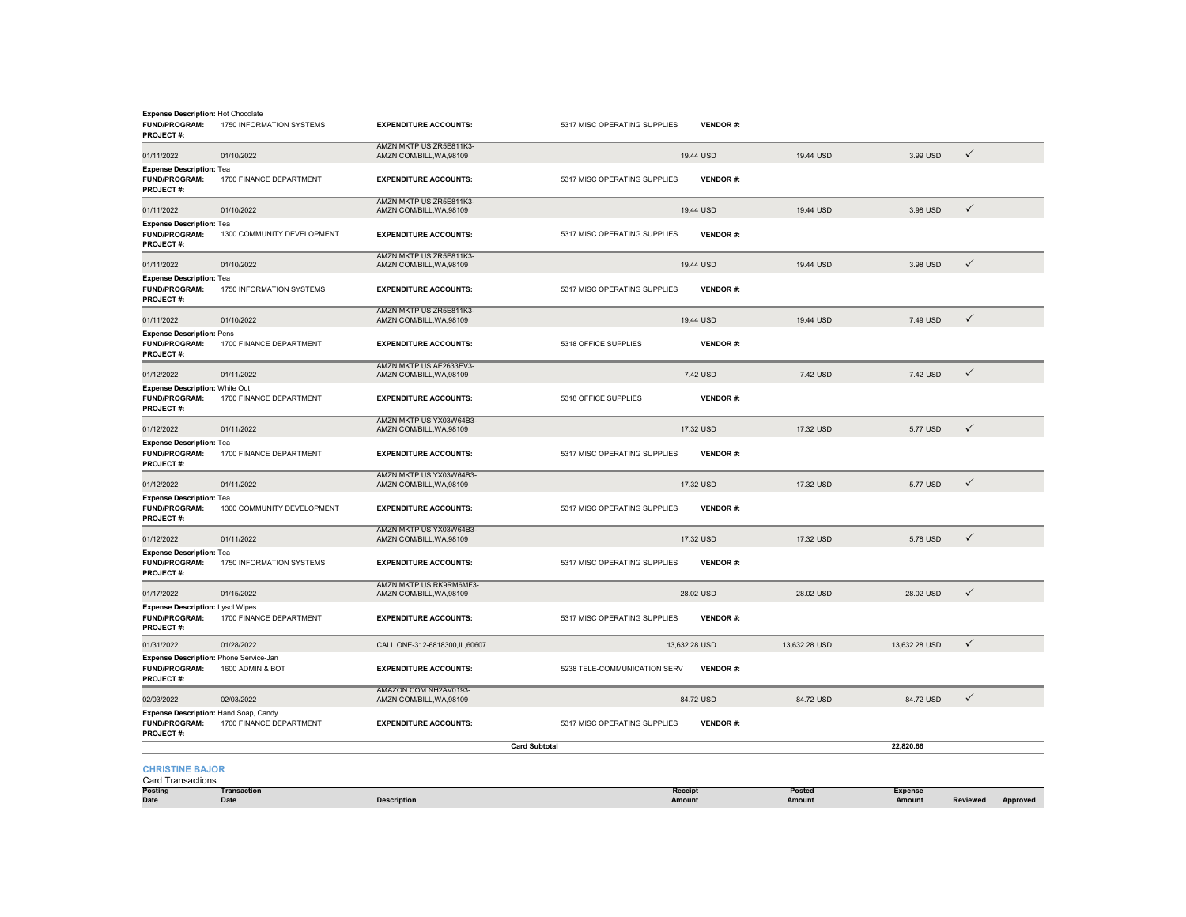**Expense Description:** Hot Chocolate
**FUND/PROGRAM:** 1750 INFORMATION SYSTEMS **EXPENDITURE ACCOUNTS:** 5317 MISC OPERATING SUPPLIES **VENDOR #:**
**PROJECT #:**

| Posting Date | Transaction Date | Description | Receipt Amount | Posted Amount | Expense Amount | Reviewed | Approved |
|---|---|---|---|---|---|---|---|
| 01/11/2022 | 01/10/2022 | AMZN MKTP US ZR5E811K3-AMZN.COM/BILL,WA,98109 | 19.44 USD | 19.44 USD | 3.99 USD | ✓ | |

**Expense Description:** Tea
**FUND/PROGRAM:** 1700 FINANCE DEPARTMENT **EXPENDITURE ACCOUNTS:** 5317 MISC OPERATING SUPPLIES **VENDOR #:**
**PROJECT #:**

| Posting Date | Transaction Date | Description | Receipt Amount | Posted Amount | Expense Amount | Reviewed | Approved |
|---|---|---|---|---|---|---|---|
| 01/11/2022 | 01/10/2022 | AMZN MKTP US ZR5E811K3-AMZN.COM/BILL,WA,98109 | 19.44 USD | 19.44 USD | 3.98 USD | ✓ | |

**Expense Description:** Tea
**FUND/PROGRAM:** 1300 COMMUNITY DEVELOPMENT **EXPENDITURE ACCOUNTS:** 5317 MISC OPERATING SUPPLIES **VENDOR #:**
**PROJECT #:**

| Posting Date | Transaction Date | Description | Receipt Amount | Posted Amount | Expense Amount | Reviewed | Approved |
|---|---|---|---|---|---|---|---|
| 01/11/2022 | 01/10/2022 | AMZN MKTP US ZR5E811K3-AMZN.COM/BILL,WA,98109 | 19.44 USD | 19.44 USD | 3.98 USD | ✓ | |

**Expense Description:** Tea
**FUND/PROGRAM:** 1750 INFORMATION SYSTEMS **EXPENDITURE ACCOUNTS:** 5317 MISC OPERATING SUPPLIES **VENDOR #:**
**PROJECT #:**

| Posting Date | Transaction Date | Description | Receipt Amount | Posted Amount | Expense Amount | Reviewed | Approved |
|---|---|---|---|---|---|---|---|
| 01/11/2022 | 01/10/2022 | AMZN MKTP US ZR5E811K3-AMZN.COM/BILL,WA,98109 | 19.44 USD | 19.44 USD | 7.49 USD | ✓ | |

**Expense Description:** Pens
**FUND/PROGRAM:** 1700 FINANCE DEPARTMENT **EXPENDITURE ACCOUNTS:** 5318 OFFICE SUPPLIES **VENDOR #:**
**PROJECT #:**

| Posting Date | Transaction Date | Description | Receipt Amount | Posted Amount | Expense Amount | Reviewed | Approved |
|---|---|---|---|---|---|---|---|
| 01/12/2022 | 01/11/2022 | AMZN MKTP US AE2633EV3-AMZN.COM/BILL,WA,98109 | 7.42 USD | 7.42 USD | 7.42 USD | ✓ | |

**Expense Description:** White Out
**FUND/PROGRAM:** 1700 FINANCE DEPARTMENT **EXPENDITURE ACCOUNTS:** 5318 OFFICE SUPPLIES **VENDOR #:**
**PROJECT #:**

| Posting Date | Transaction Date | Description | Receipt Amount | Posted Amount | Expense Amount | Reviewed | Approved |
|---|---|---|---|---|---|---|---|
| 01/12/2022 | 01/11/2022 | AMZN MKTP US YX03W64B3-AMZN.COM/BILL,WA,98109 | 17.32 USD | 17.32 USD | 5.77 USD | ✓ | |

**Expense Description:** Tea
**FUND/PROGRAM:** 1700 FINANCE DEPARTMENT **EXPENDITURE ACCOUNTS:** 5317 MISC OPERATING SUPPLIES **VENDOR #:**
**PROJECT #:**

| Posting Date | Transaction Date | Description | Receipt Amount | Posted Amount | Expense Amount | Reviewed | Approved |
|---|---|---|---|---|---|---|---|
| 01/12/2022 | 01/11/2022 | AMZN MKTP US YX03W64B3-AMZN.COM/BILL,WA,98109 | 17.32 USD | 17.32 USD | 5.77 USD | ✓ | |

**Expense Description:** Tea
**FUND/PROGRAM:** 1300 COMMUNITY DEVELOPMENT **EXPENDITURE ACCOUNTS:** 5317 MISC OPERATING SUPPLIES **VENDOR #:**
**PROJECT #:**

| Posting Date | Transaction Date | Description | Receipt Amount | Posted Amount | Expense Amount | Reviewed | Approved |
|---|---|---|---|---|---|---|---|
| 01/12/2022 | 01/11/2022 | AMZN MKTP US YX03W64B3-AMZN.COM/BILL,WA,98109 | 17.32 USD | 17.32 USD | 5.78 USD | ✓ | |

**Expense Description:** Tea
**FUND/PROGRAM:** 1750 INFORMATION SYSTEMS **EXPENDITURE ACCOUNTS:** 5317 MISC OPERATING SUPPLIES **VENDOR #:**
**PROJECT #:**

| Posting Date | Transaction Date | Description | Receipt Amount | Posted Amount | Expense Amount | Reviewed | Approved |
|---|---|---|---|---|---|---|---|
| 01/17/2022 | 01/15/2022 | AMZN MKTP US RK9RM6MF3-AMZN.COM/BILL,WA,98109 | 28.02 USD | 28.02 USD | 28.02 USD | ✓ | |

**Expense Description:** Lysol Wipes
**FUND/PROGRAM:** 1700 FINANCE DEPARTMENT **EXPENDITURE ACCOUNTS:** 5317 MISC OPERATING SUPPLIES **VENDOR #:**
**PROJECT #:**

| Posting Date | Transaction Date | Description | Receipt Amount | Posted Amount | Expense Amount | Reviewed | Approved |
|---|---|---|---|---|---|---|---|
| 01/31/2022 | 01/28/2022 | CALL ONE-312-6818300,IL,60607 | 13,632.28 USD | 13,632.28 USD | 13,632.28 USD | ✓ | |

**Expense Description:** Phone Service-Jan
**FUND/PROGRAM:** 1600 ADMIN & BOT **EXPENDITURE ACCOUNTS:** 5238 TELE-COMMUNICATION SERV **VENDOR #:**
**PROJECT #:**

| Posting Date | Transaction Date | Description | Receipt Amount | Posted Amount | Expense Amount | Reviewed | Approved |
|---|---|---|---|---|---|---|---|
| 02/03/2022 | 02/03/2022 | AMAZON.COM NH2AV0193-AMZN.COM/BILL,WA,98109 | 84.72 USD | 84.72 USD | 84.72 USD | ✓ | |

**Expense Description:** Hand Soap, Candy
**FUND/PROGRAM:** 1700 FINANCE DEPARTMENT **EXPENDITURE ACCOUNTS:** 5317 MISC OPERATING SUPPLIES **VENDOR #:**
**PROJECT #:**

**Card Subtotal** 22,820.66

## CHRISTINE BAJOR

Card Transactions

| Posting Date | Transaction Date | Description | Receipt Amount | Posted Amount | Expense Amount | Reviewed | Approved |
|---|---|---|---|---|---|---|---|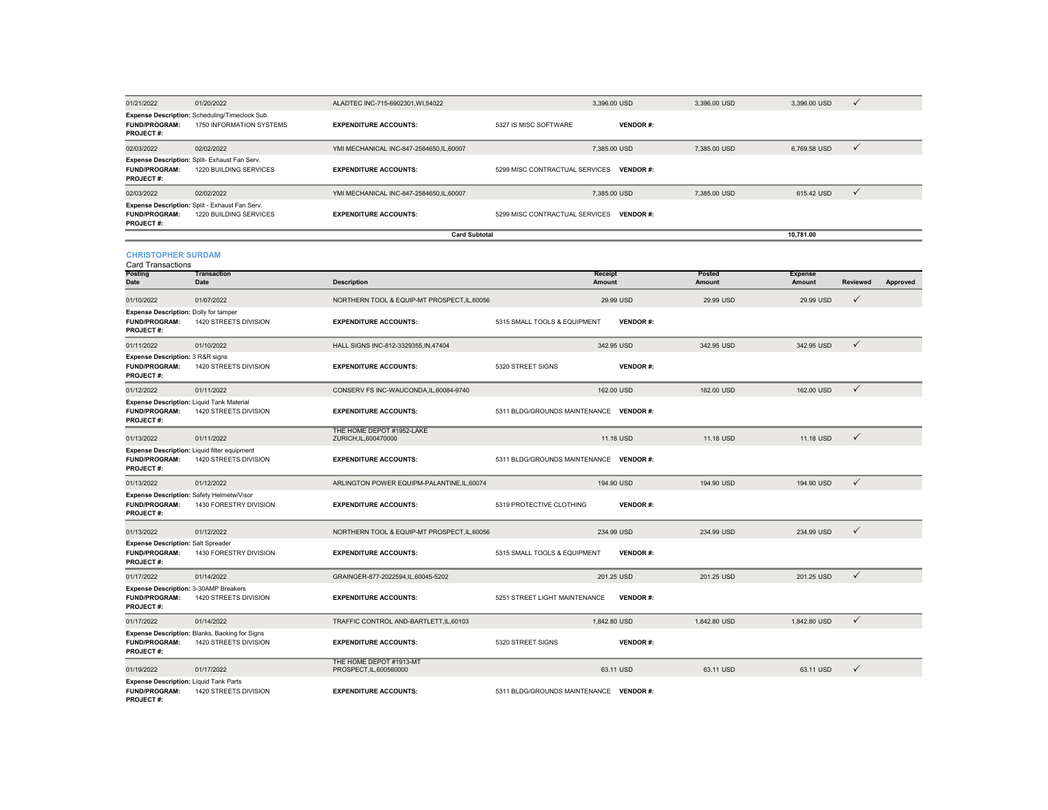| 01/21/2022 | 01/20/2022 | ALADTEC INC-715-6902301,WI,54022 | | 3,396.00 USD | 3,396.00 USD | 3,396.00 USD | ✓ | |
|---|---|---|---|---|---|---|---|---|
| **Expense Description:** Scheduling/Timeclock Sub. | | | | | | | | |
| **FUND/PROGRAM:** | 1750 INFORMATION SYSTEMS | **EXPENDITURE ACCOUNTS:** | 5327 IS MISC SOFTWARE | **VENDOR #:** | | | | |
| **PROJECT #:** | | | | | | | | |
| 02/03/2022 | 02/02/2022 | YMI MECHANICAL INC-847-2584650,IL,60007 | | 7,385.00 USD | 7,385.00 USD | 6,769.58 USD | ✓ | |
| **Expense Description:** Split- Exhaust Fan Serv. | | | | | | | | |
| **FUND/PROGRAM:** | 1220 BUILDING SERVICES | **EXPENDITURE ACCOUNTS:** | 5299 MISC CONTRACTUAL SERVICES | **VENDOR #:** | | | | |
| **PROJECT #:** | | | | | | | | |
| 02/03/2022 | 02/02/2022 | YMI MECHANICAL INC-847-2584650,IL,60007 | | 7,385.00 USD | 7,385.00 USD | 615.42 USD | ✓ | |
| **Expense Description:** Split - Exhaust Fan Serv. | | | | | | | | |
| **FUND/PROGRAM:** | 1220 BUILDING SERVICES | **EXPENDITURE ACCOUNTS:** | 5299 MISC CONTRACTUAL SERVICES | **VENDOR #:** | | | | |
| **PROJECT #:** | | | | | | | | |
| | | **Card Subtotal** | | | | **10,781.00** | | |

## CHRISTOPHER SURDAM

Card Transactions

| Posting Date | Transaction Date | Description | | Receipt Amount | Posted Amount | Expense Amount | Reviewed | Approved |
|---|---|---|---|---|---|---|---|---|
| 01/10/2022 | 01/07/2022 | NORTHERN TOOL & EQUIP-MT PROSPECT,IL,60056 | | 29.99 USD | 29.99 USD | 29.99 USD | ✓ | |
| **Expense Description:** Dolly for tamper | | | | | | | | |
| **FUND/PROGRAM:** | 1420 STREETS DIVISION | **EXPENDITURE ACCOUNTS:** | 5315 SMALL TOOLS & EQUIPMENT | **VENDOR #:** | | | | |
| **PROJECT #:** | | | | | | | | |
| 01/11/2022 | 01/10/2022 | HALL SIGNS INC-812-3329355,IN,47404 | | 342.95 USD | 342.95 USD | 342.95 USD | ✓ | |
| **Expense Description:** 3 R&R signs | | | | | | | | |
| **FUND/PROGRAM:** | 1420 STREETS DIVISION | **EXPENDITURE ACCOUNTS:** | 5320 STREET SIGNS | **VENDOR #:** | | | | |
| **PROJECT #:** | | | | | | | | |
| 01/12/2022 | 01/11/2022 | CONSERV FS INC-WAUCONDA,IL,60084-9740 | | 162.00 USD | 162.00 USD | 162.00 USD | ✓ | |
| **Expense Description:** Liquid Tank Material | | | | | | | | |
| **FUND/PROGRAM:** | 1420 STREETS DIVISION | **EXPENDITURE ACCOUNTS:** | 5311 BLDG/GROUNDS MAINTENANCE | **VENDOR #:** | | | | |
| **PROJECT #:** | | | | | | | | |
| 01/13/2022 | 01/11/2022 | THE HOME DEPOT #1952-LAKE ZURICH,IL,600470000 | | 11.18 USD | 11.18 USD | 11.18 USD | ✓ | |
| **Expense Description:** Liquid filter equipment | | | | | | | | |
| **FUND/PROGRAM:** | 1420 STREETS DIVISION | **EXPENDITURE ACCOUNTS:** | 5311 BLDG/GROUNDS MAINTENANCE | **VENDOR #:** | | | | |
| **PROJECT #:** | | | | | | | | |
| 01/13/2022 | 01/12/2022 | ARLINGTON POWER EQUIPM-PALANTINE,IL,60074 | | 194.90 USD | 194.90 USD | 194.90 USD | ✓ | |
| **Expense Description:** Safety Helmetw/Visor | | | | | | | | |
| **FUND/PROGRAM:** | 1430 FORESTRY DIVISION | **EXPENDITURE ACCOUNTS:** | 5319 PROTECTIVE CLOTHING | **VENDOR #:** | | | | |
| **PROJECT #:** | | | | | | | | |
| 01/13/2022 | 01/12/2022 | NORTHERN TOOL & EQUIP-MT PROSPECT,IL,60056 | | 234.99 USD | 234.99 USD | 234.99 USD | ✓ | |
| **Expense Description:** Salt Spreader | | | | | | | | |
| **FUND/PROGRAM:** | 1430 FORESTRY DIVISION | **EXPENDITURE ACCOUNTS:** | 5315 SMALL TOOLS & EQUIPMENT | **VENDOR #:** | | | | |
| **PROJECT #:** | | | | | | | | |
| 01/17/2022 | 01/14/2022 | GRAINGER-877-2022594,IL,60045-5202 | | 201.25 USD | 201.25 USD | 201.25 USD | ✓ | |
| **Expense Description:** 3-30AMP Breakers | | | | | | | | |
| **FUND/PROGRAM:** | 1420 STREETS DIVISION | **EXPENDITURE ACCOUNTS:** | 5251 STREET LIGHT MAINTENANCE | **VENDOR #:** | | | | |
| **PROJECT #:** | | | | | | | | |
| 01/17/2022 | 01/14/2022 | TRAFFIC CONTROL AND-BARTLETT,IL,60103 | | 1,842.80 USD | 1,842.80 USD | 1,842.80 USD | ✓ | |
| **Expense Description:** Blanks, Backing for Signs | | | | | | | | |
| **FUND/PROGRAM:** | 1420 STREETS DIVISION | **EXPENDITURE ACCOUNTS:** | 5320 STREET SIGNS | **VENDOR #:** | | | | |
| **PROJECT #:** | | | | | | | | |
| 01/19/2022 | 01/17/2022 | THE HOME DEPOT #1913-MT PROSPECT,IL,600560000 | | 63.11 USD | 63.11 USD | 63.11 USD | ✓ | |
| **Expense Description:** Liquid Tank Parts | | | | | | | | |
| **FUND/PROGRAM:** | 1420 STREETS DIVISION | **EXPENDITURE ACCOUNTS:** | 5311 BLDG/GROUNDS MAINTENANCE | **VENDOR #:** | | | | |
| **PROJECT #:** | | | | | | | | |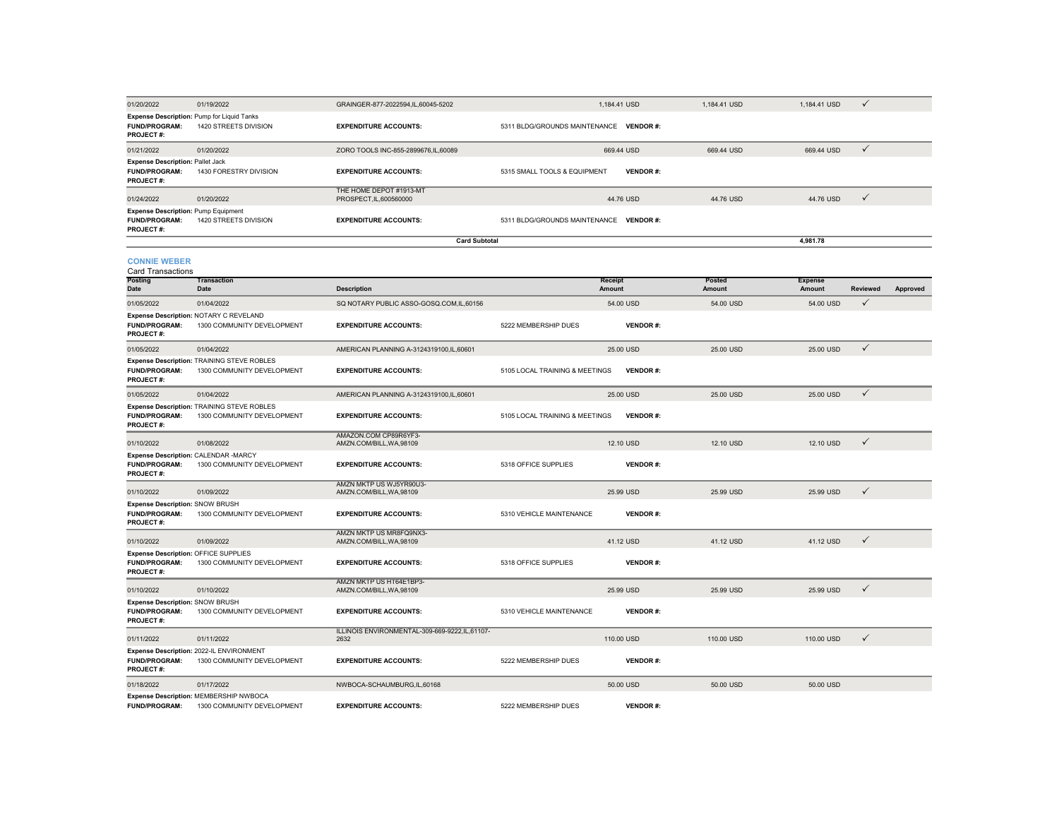| Posting Date | Transaction Date | Description | | Receipt Amount | Posted Amount | Expense Amount | Reviewed | Approved |
|---|---|---|---|---|---|---|---|---|
| 01/20/2022 | 01/19/2022 | GRAINGER-877-2022594,IL,60045-5202 | | 1,184.41 USD | 1,184.41 USD | 1,184.41 USD | ✓ | |
| **Expense Description:** Pump for Liquid Tanks | | | | | | | | |
| **FUND/PROGRAM:** | 1420 STREETS DIVISION | **EXPENDITURE ACCOUNTS:** | 5311 BLDG/GROUNDS MAINTENANCE | **VENDOR #:** | | | | |
| **PROJECT #:** | | | | | | | | |
| 01/21/2022 | 01/20/2022 | ZORO TOOLS INC-855-2899676,IL,60089 | | 669.44 USD | 669.44 USD | 669.44 USD | ✓ | |
| **Expense Description:** Pallet Jack | | | | | | | | |
| **FUND/PROGRAM:** | 1430 FORESTRY DIVISION | **EXPENDITURE ACCOUNTS:** | 5315 SMALL TOOLS & EQUIPMENT | **VENDOR #:** | | | | |
| **PROJECT #:** | | | | | | | | |
| 01/24/2022 | 01/20/2022 | THE HOME DEPOT #1913-MT PROSPECT,IL,600560000 | | 44.76 USD | 44.76 USD | 44.76 USD | ✓ | |
| **Expense Description:** Pump Equipment | | | | | | | | |
| **FUND/PROGRAM:** | 1420 STREETS DIVISION | **EXPENDITURE ACCOUNTS:** | 5311 BLDG/GROUNDS MAINTENANCE | **VENDOR #:** | | | | |
| **PROJECT #:** | | | | | | | | |
| | | **Card Subtotal** | | | | **4,981.78** | | |

### CONNIE WEBER

Card Transactions

| Posting Date | Transaction Date | Description | | Receipt Amount | Posted Amount | Expense Amount | Reviewed | Approved |
|---|---|---|---|---|---|---|---|---|
| 01/05/2022 | 01/04/2022 | SQ NOTARY PUBLIC ASSO-GOSQ.COM,IL,60156 | | 54.00 USD | 54.00 USD | 54.00 USD | ✓ | |
| **Expense Description:** NOTARY C REVELAND | | | | | | | | |
| **FUND/PROGRAM:** | 1300 COMMUNITY DEVELOPMENT | **EXPENDITURE ACCOUNTS:** | 5222 MEMBERSHIP DUES | **VENDOR #:** | | | | |
| **PROJECT #:** | | | | | | | | |
| 01/05/2022 | 01/04/2022 | AMERICAN PLANNING A-3124319100,IL,60601 | | 25.00 USD | 25.00 USD | 25.00 USD | ✓ | |
| **Expense Description:** TRAINING STEVE ROBLES | | | | | | | | |
| **FUND/PROGRAM:** | 1300 COMMUNITY DEVELOPMENT | **EXPENDITURE ACCOUNTS:** | 5105 LOCAL TRAINING & MEETINGS | **VENDOR #:** | | | | |
| **PROJECT #:** | | | | | | | | |
| 01/05/2022 | 01/04/2022 | AMERICAN PLANNING A-3124319100,IL,60601 | | 25.00 USD | 25.00 USD | 25.00 USD | ✓ | |
| **Expense Description:** TRAINING STEVE ROBLES | | | | | | | | |
| **FUND/PROGRAM:** | 1300 COMMUNITY DEVELOPMENT | **EXPENDITURE ACCOUNTS:** | 5105 LOCAL TRAINING & MEETINGS | **VENDOR #:** | | | | |
| **PROJECT #:** | | | | | | | | |
| 01/10/2022 | 01/08/2022 | AMAZON.COM CP89R6YF3-AMZN.COM/BILL,WA,98109 | | 12.10 USD | 12.10 USD | 12.10 USD | ✓ | |
| **Expense Description:** CALENDAR -MARCY | | | | | | | | |
| **FUND/PROGRAM:** | 1300 COMMUNITY DEVELOPMENT | **EXPENDITURE ACCOUNTS:** | 5318 OFFICE SUPPLIES | **VENDOR #:** | | | | |
| **PROJECT #:** | | | | | | | | |
| 01/10/2022 | 01/09/2022 | AMZN MKTP US WJ5YR90U3-AMZN.COM/BILL,WA,98109 | | 25.99 USD | 25.99 USD | 25.99 USD | ✓ | |
| **Expense Description:** SNOW BRUSH | | | | | | | | |
| **FUND/PROGRAM:** | 1300 COMMUNITY DEVELOPMENT | **EXPENDITURE ACCOUNTS:** | 5310 VEHICLE MAINTENANCE | **VENDOR #:** | | | | |
| **PROJECT #:** | | | | | | | | |
| 01/10/2022 | 01/09/2022 | AMZN MKTP US MR8FQ9NX3-AMZN.COM/BILL,WA,98109 | | 41.12 USD | 41.12 USD | 41.12 USD | ✓ | |
| **Expense Description:** OFFICE SUPPLIES | | | | | | | | |
| **FUND/PROGRAM:** | 1300 COMMUNITY DEVELOPMENT | **EXPENDITURE ACCOUNTS:** | 5318 OFFICE SUPPLIES | **VENDOR #:** | | | | |
| **PROJECT #:** | | | | | | | | |
| 01/10/2022 | 01/10/2022 | AMZN MKTP US HT64E1BP3-AMZN.COM/BILL,WA,98109 | | 25.99 USD | 25.99 USD | 25.99 USD | ✓ | |
| **Expense Description:** SNOW BRUSH | | | | | | | | |
| **FUND/PROGRAM:** | 1300 COMMUNITY DEVELOPMENT | **EXPENDITURE ACCOUNTS:** | 5310 VEHICLE MAINTENANCE | **VENDOR #:** | | | | |
| **PROJECT #:** | | | | | | | | |
| 01/11/2022 | 01/11/2022 | ILLINOIS ENVIRONMENTAL-309-669-9222,IL,61107-2632 | | 110.00 USD | 110.00 USD | 110.00 USD | ✓ | |
| **Expense Description:** 2022-IL ENVIRONMENT | | | | | | | | |
| **FUND/PROGRAM:** | 1300 COMMUNITY DEVELOPMENT | **EXPENDITURE ACCOUNTS:** | 5222 MEMBERSHIP DUES | **VENDOR #:** | | | | |
| **PROJECT #:** | | | | | | | | |
| 01/18/2022 | 01/17/2022 | NWBOCA-SCHAUMBURG,IL,60168 | | 50.00 USD | 50.00 USD | 50.00 USD | | |
| **Expense Description:** MEMBERSHIP NWBOCA | | | | | | | | |
| **FUND/PROGRAM:** | 1300 COMMUNITY DEVELOPMENT | **EXPENDITURE ACCOUNTS:** | 5222 MEMBERSHIP DUES | **VENDOR #:** | | | | |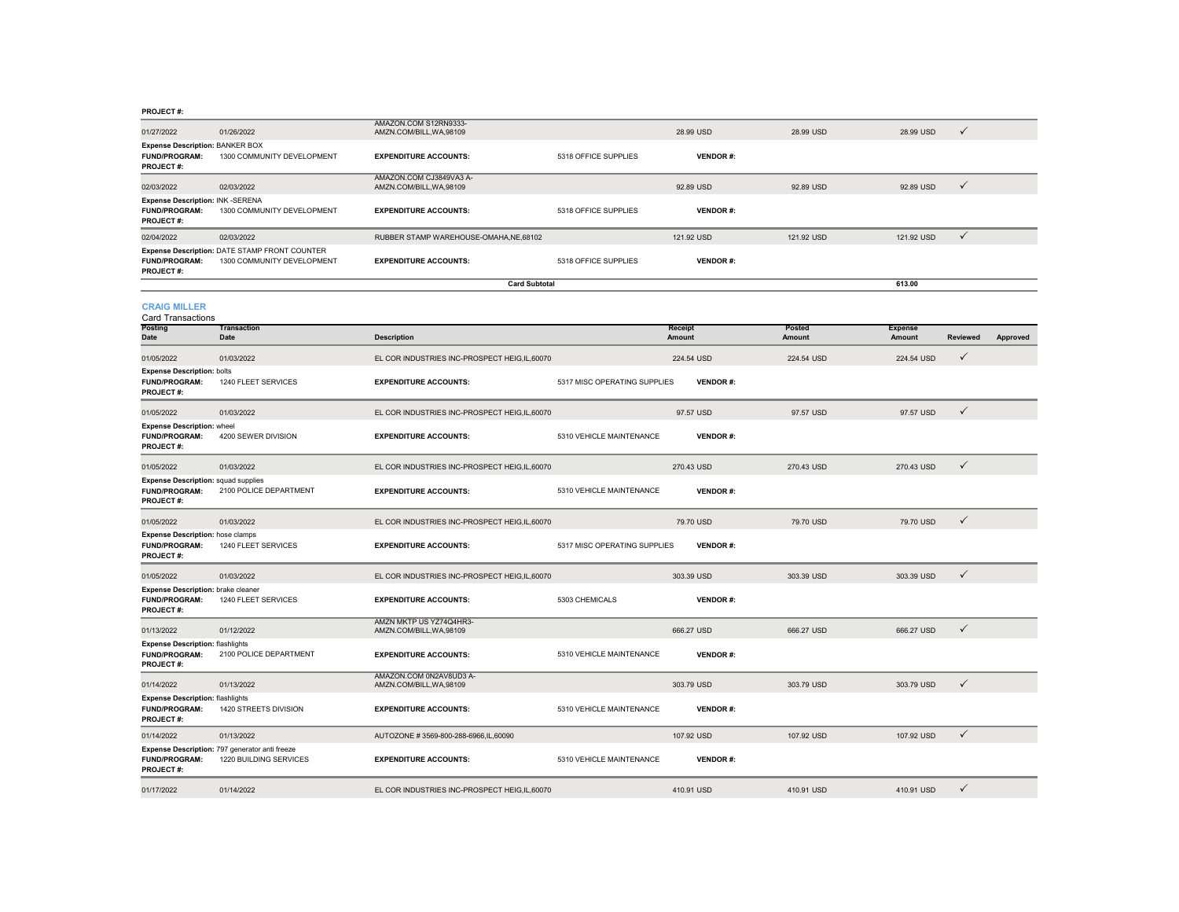**PROJECT #:**

| Posting Date | Transaction Date | Description | Receipt Amount | Posted Amount | Expense Amount | Reviewed | Approved |
|---|---|---|---|---|---|---|---|
| 01/27/2022 | 01/26/2022 | AMAZON.COM S12RN9333-AMZN.COM/BILL,WA,98109 | 28.99 USD | 28.99 USD | 28.99 USD | ✓ | |

**Expense Description:** BANKER BOX
**FUND/PROGRAM:** 1300 COMMUNITY DEVELOPMENT **EXPENDITURE ACCOUNTS:** 5318 OFFICE SUPPLIES **VENDOR #:**
**PROJECT #:**

| Posting Date | Transaction Date | Description | Receipt Amount | Posted Amount | Expense Amount | Reviewed | Approved |
|---|---|---|---|---|---|---|---|
| 02/03/2022 | 02/03/2022 | AMAZON.COM CJ3849VA3 A-AMZN.COM/BILL,WA,98109 | 92.89 USD | 92.89 USD | 92.89 USD | ✓ | |

**Expense Description:** INK -SERENA
**FUND/PROGRAM:** 1300 COMMUNITY DEVELOPMENT **EXPENDITURE ACCOUNTS:** 5318 OFFICE SUPPLIES **VENDOR #:**
**PROJECT #:**

| Posting Date | Transaction Date | Description | Receipt Amount | Posted Amount | Expense Amount | Reviewed | Approved |
|---|---|---|---|---|---|---|---|
| 02/04/2022 | 02/03/2022 | RUBBER STAMP WAREHOUSE-OMAHA,NE,68102 | 121.92 USD | 121.92 USD | 121.92 USD | ✓ | |

**Expense Description:** DATE STAMP FRONT COUNTER
**FUND/PROGRAM:** 1300 COMMUNITY DEVELOPMENT **EXPENDITURE ACCOUNTS:** 5318 OFFICE SUPPLIES **VENDOR #:**
**PROJECT #:**

**Card Subtotal** 613.00

## CRAIG MILLER

Card Transactions

| Posting Date | Transaction Date | Description | Receipt Amount | Posted Amount | Expense Amount | Reviewed | Approved |
|---|---|---|---|---|---|---|---|
| 01/05/2022 | 01/03/2022 | EL COR INDUSTRIES INC-PROSPECT HEIG,IL,60070 | 224.54 USD | 224.54 USD | 224.54 USD | ✓ | |

**Expense Description:** bolts
**FUND/PROGRAM:** 1240 FLEET SERVICES **EXPENDITURE ACCOUNTS:** 5317 MISC OPERATING SUPPLIES **VENDOR #:**
**PROJECT #:**

| Posting Date | Transaction Date | Description | Receipt Amount | Posted Amount | Expense Amount | Reviewed | Approved |
|---|---|---|---|---|---|---|---|
| 01/05/2022 | 01/03/2022 | EL COR INDUSTRIES INC-PROSPECT HEIG,IL,60070 | 97.57 USD | 97.57 USD | 97.57 USD | ✓ | |

**Expense Description:** wheel
**FUND/PROGRAM:** 4200 SEWER DIVISION **EXPENDITURE ACCOUNTS:** 5310 VEHICLE MAINTENANCE **VENDOR #:**
**PROJECT #:**

| Posting Date | Transaction Date | Description | Receipt Amount | Posted Amount | Expense Amount | Reviewed | Approved |
|---|---|---|---|---|---|---|---|
| 01/05/2022 | 01/03/2022 | EL COR INDUSTRIES INC-PROSPECT HEIG,IL,60070 | 270.43 USD | 270.43 USD | 270.43 USD | ✓ | |

**Expense Description:** squad supplies
**FUND/PROGRAM:** 2100 POLICE DEPARTMENT **EXPENDITURE ACCOUNTS:** 5310 VEHICLE MAINTENANCE **VENDOR #:**
**PROJECT #:**

| Posting Date | Transaction Date | Description | Receipt Amount | Posted Amount | Expense Amount | Reviewed | Approved |
|---|---|---|---|---|---|---|---|
| 01/05/2022 | 01/03/2022 | EL COR INDUSTRIES INC-PROSPECT HEIG,IL,60070 | 79.70 USD | 79.70 USD | 79.70 USD | ✓ | |

**Expense Description:** hose clamps
**FUND/PROGRAM:** 1240 FLEET SERVICES **EXPENDITURE ACCOUNTS:** 5317 MISC OPERATING SUPPLIES **VENDOR #:**
**PROJECT #:**

| Posting Date | Transaction Date | Description | Receipt Amount | Posted Amount | Expense Amount | Reviewed | Approved |
|---|---|---|---|---|---|---|---|
| 01/05/2022 | 01/03/2022 | EL COR INDUSTRIES INC-PROSPECT HEIG,IL,60070 | 303.39 USD | 303.39 USD | 303.39 USD | ✓ | |

**Expense Description:** brake cleaner
**FUND/PROGRAM:** 1240 FLEET SERVICES **EXPENDITURE ACCOUNTS:** 5303 CHEMICALS **VENDOR #:**
**PROJECT #:**

| Posting Date | Transaction Date | Description | Receipt Amount | Posted Amount | Expense Amount | Reviewed | Approved |
|---|---|---|---|---|---|---|---|
| 01/13/2022 | 01/12/2022 | AMZN MKTP US YZ74Q4HR3-AMZN.COM/BILL,WA,98109 | 666.27 USD | 666.27 USD | 666.27 USD | ✓ | |

**Expense Description:** flashlights
**FUND/PROGRAM:** 2100 POLICE DEPARTMENT **EXPENDITURE ACCOUNTS:** 5310 VEHICLE MAINTENANCE **VENDOR #:**
**PROJECT #:**

| Posting Date | Transaction Date | Description | Receipt Amount | Posted Amount | Expense Amount | Reviewed | Approved |
|---|---|---|---|---|---|---|---|
| 01/14/2022 | 01/13/2022 | AMAZON.COM 0N2AV8UD3 A-AMZN.COM/BILL,WA,98109 | 303.79 USD | 303.79 USD | 303.79 USD | ✓ | |

**Expense Description:** flashlights
**FUND/PROGRAM:** 1420 STREETS DIVISION **EXPENDITURE ACCOUNTS:** 5310 VEHICLE MAINTENANCE **VENDOR #:**
**PROJECT #:**

| Posting Date | Transaction Date | Description | Receipt Amount | Posted Amount | Expense Amount | Reviewed | Approved |
|---|---|---|---|---|---|---|---|
| 01/14/2022 | 01/13/2022 | AUTOZONE # 3569-800-288-6966,IL,60090 | 107.92 USD | 107.92 USD | 107.92 USD | ✓ | |

**Expense Description:** 797 generator anti freeze
**FUND/PROGRAM:** 1220 BUILDING SERVICES **EXPENDITURE ACCOUNTS:** 5310 VEHICLE MAINTENANCE **VENDOR #:**
**PROJECT #:**

| Posting Date | Transaction Date | Description | Receipt Amount | Posted Amount | Expense Amount | Reviewed | Approved |
|---|---|---|---|---|---|---|---|
| 01/17/2022 | 01/14/2022 | EL COR INDUSTRIES INC-PROSPECT HEIG,IL,60070 | 410.91 USD | 410.91 USD | 410.91 USD | ✓ | |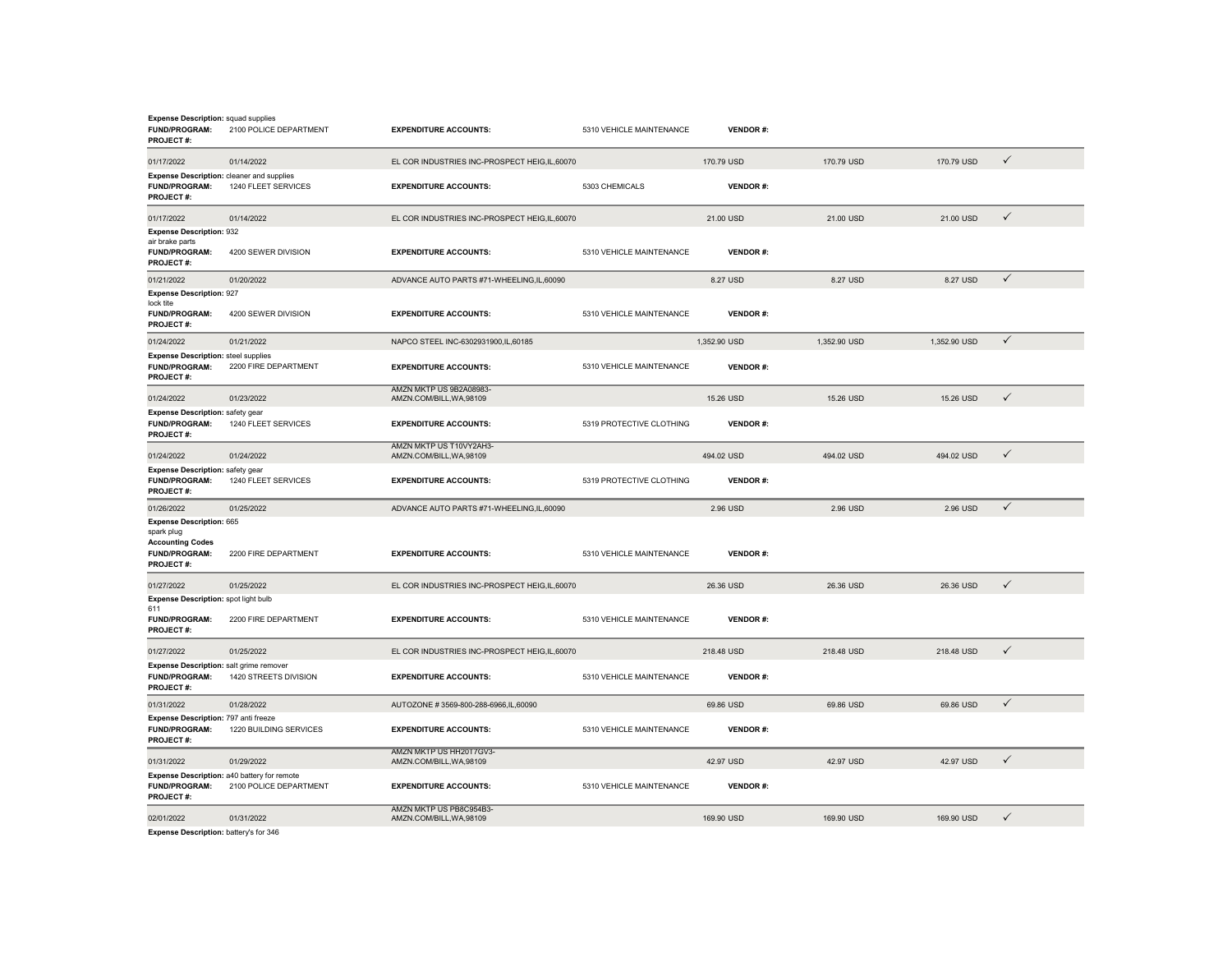**Expense Description:** squad supplies

| | | | | | | | |
|---|---|---|---|---|---|---|---|
| **FUND/PROGRAM:** | 2100 POLICE DEPARTMENT | **EXPENDITURE ACCOUNTS:** | 5310 VEHICLE MAINTENANCE | **VENDOR #:** | | | |
| **PROJECT #:** | | | | | | | |
| 01/17/2022 | 01/14/2022 | EL COR INDUSTRIES INC-PROSPECT HEIG,IL,60070 | | 170.79 USD | 170.79 USD | 170.79 USD | ✓ |

**Expense Description:** cleaner and supplies

| | | | | | | | |
|---|---|---|---|---|---|---|---|
| **FUND/PROGRAM:** | 1240 FLEET SERVICES | **EXPENDITURE ACCOUNTS:** | 5303 CHEMICALS | **VENDOR #:** | | | |
| **PROJECT #:** | | | | | | | |
| 01/17/2022 | 01/14/2022 | EL COR INDUSTRIES INC-PROSPECT HEIG,IL,60070 | | 21.00 USD | 21.00 USD | 21.00 USD | ✓ |

**Expense Description:** 932
air brake parts

| | | | | | | | |
|---|---|---|---|---|---|---|---|
| **FUND/PROGRAM:** | 4200 SEWER DIVISION | **EXPENDITURE ACCOUNTS:** | 5310 VEHICLE MAINTENANCE | **VENDOR #:** | | | |
| **PROJECT #:** | | | | | | | |
| 01/21/2022 | 01/20/2022 | ADVANCE AUTO PARTS #71-WHEELING,IL,60090 | | 8.27 USD | 8.27 USD | 8.27 USD | ✓ |

**Expense Description:** 927
lock tite

| | | | | | | | |
|---|---|---|---|---|---|---|---|
| **FUND/PROGRAM:** | 4200 SEWER DIVISION | **EXPENDITURE ACCOUNTS:** | 5310 VEHICLE MAINTENANCE | **VENDOR #:** | | | |
| **PROJECT #:** | | | | | | | |
| 01/24/2022 | 01/21/2022 | NAPCO STEEL INC-6302931900,IL,60185 | | 1,352.90 USD | 1,352.90 USD | 1,352.90 USD | ✓ |

**Expense Description:** steel supplies

| | | | | | | | |
|---|---|---|---|---|---|---|---|
| **FUND/PROGRAM:** | 2200 FIRE DEPARTMENT | **EXPENDITURE ACCOUNTS:** | 5310 VEHICLE MAINTENANCE | **VENDOR #:** | | | |
| **PROJECT #:** | | | | | | | |
| 01/24/2022 | 01/23/2022 | AMZN MKTP US 9B2A08983-AMZN.COM/BILL,WA,98109 | | 15.26 USD | 15.26 USD | 15.26 USD | ✓ |

**Expense Description:** safety gear

| | | | | | | | |
|---|---|---|---|---|---|---|---|
| **FUND/PROGRAM:** | 1240 FLEET SERVICES | **EXPENDITURE ACCOUNTS:** | 5319 PROTECTIVE CLOTHING | **VENDOR #:** | | | |
| **PROJECT #:** | | | | | | | |
| 01/24/2022 | 01/24/2022 | AMZN MKTP US T10VY2AH3-AMZN.COM/BILL,WA,98109 | | 494.02 USD | 494.02 USD | 494.02 USD | ✓ |

**Expense Description:** safety gear

| | | | | | | | |
|---|---|---|---|---|---|---|---|
| **FUND/PROGRAM:** | 1240 FLEET SERVICES | **EXPENDITURE ACCOUNTS:** | 5319 PROTECTIVE CLOTHING | **VENDOR #:** | | | |
| **PROJECT #:** | | | | | | | |
| 01/26/2022 | 01/25/2022 | ADVANCE AUTO PARTS #71-WHEELING,IL,60090 | | 2.96 USD | 2.96 USD | 2.96 USD | ✓ |

**Expense Description:** 665
spark plug
**Accounting Codes**

| | | | | | | | |
|---|---|---|---|---|---|---|---|
| **FUND/PROGRAM:** | 2200 FIRE DEPARTMENT | **EXPENDITURE ACCOUNTS:** | 5310 VEHICLE MAINTENANCE | **VENDOR #:** | | | |
| **PROJECT #:** | | | | | | | |
| 01/27/2022 | 01/25/2022 | EL COR INDUSTRIES INC-PROSPECT HEIG,IL,60070 | | 26.36 USD | 26.36 USD | 26.36 USD | ✓ |

**Expense Description:** spot light bulb
611

| | | | | | | | |
|---|---|---|---|---|---|---|---|
| **FUND/PROGRAM:** | 2200 FIRE DEPARTMENT | **EXPENDITURE ACCOUNTS:** | 5310 VEHICLE MAINTENANCE | **VENDOR #:** | | | |
| **PROJECT #:** | | | | | | | |
| 01/27/2022 | 01/25/2022 | EL COR INDUSTRIES INC-PROSPECT HEIG,IL,60070 | | 218.48 USD | 218.48 USD | 218.48 USD | ✓ |

**Expense Description:** salt grime remover

| | | | | | | | |
|---|---|---|---|---|---|---|---|
| **FUND/PROGRAM:** | 1420 STREETS DIVISION | **EXPENDITURE ACCOUNTS:** | 5310 VEHICLE MAINTENANCE | **VENDOR #:** | | | |
| **PROJECT #:** | | | | | | | |
| 01/31/2022 | 01/28/2022 | AUTOZONE # 3569-800-288-6966,IL,60090 | | 69.86 USD | 69.86 USD | 69.86 USD | ✓ |

**Expense Description:** 797 anti freeze

| | | | | | | | |
|---|---|---|---|---|---|---|---|
| **FUND/PROGRAM:** | 1220 BUILDING SERVICES | **EXPENDITURE ACCOUNTS:** | 5310 VEHICLE MAINTENANCE | **VENDOR #:** | | | |
| **PROJECT #:** | | | | | | | |
| 01/31/2022 | 01/29/2022 | AMZN MKTP US HH2017GV3-AMZN.COM/BILL,WA,98109 | | 42.97 USD | 42.97 USD | 42.97 USD | ✓ |

**Expense Description:** a40 battery for remote

| | | | | | | | |
|---|---|---|---|---|---|---|---|
| **FUND/PROGRAM:** | 2100 POLICE DEPARTMENT | **EXPENDITURE ACCOUNTS:** | 5310 VEHICLE MAINTENANCE | **VENDOR #:** | | | |
| **PROJECT #:** | | | | | | | |
| 02/01/2022 | 01/31/2022 | AMZN MKTP US PB8C954B3-AMZN.COM/BILL,WA,98109 | | 169.90 USD | 169.90 USD | 169.90 USD | ✓ |

**Expense Description:** battery's for 346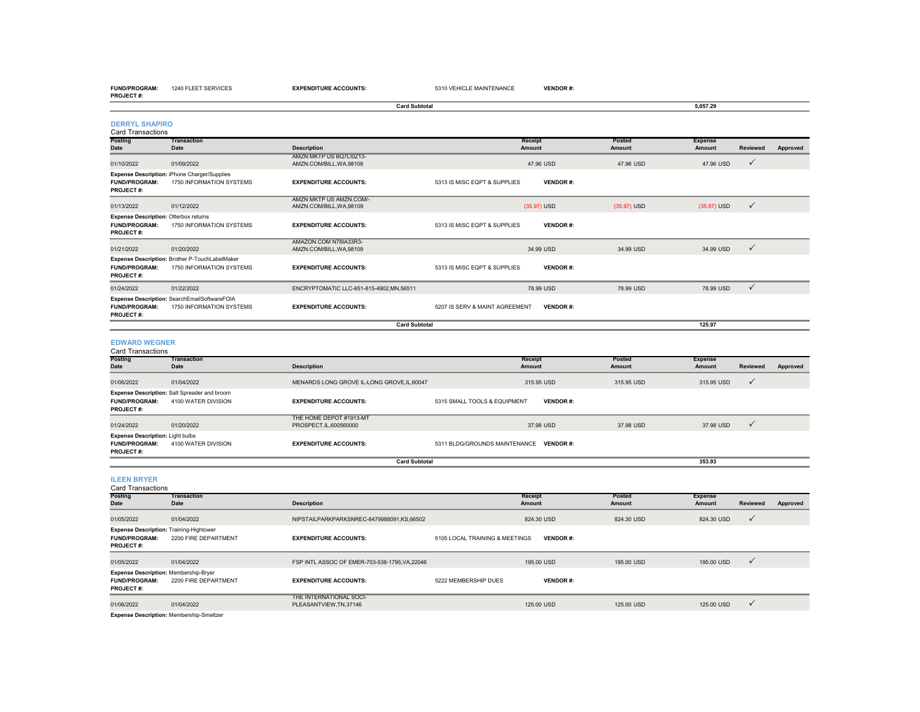| | | | | | | | |
|---|---|---|---|---|---|---|---|
| **FUND/PROGRAM:** | 1240 FLEET SERVICES | **EXPENDITURE ACCOUNTS:** | 5310 VEHICLE MAINTENANCE | **VENDOR #:** | | | |
| **PROJECT #:** | | | | | | | |

**Card Subtotal** 5,057.29

## DERRYL SHAPIRO

Card Transactions

| Posting Date | Transaction Date | Description | Receipt Amount | Posted Amount | Expense Amount | Reviewed | Approved |
|---|---|---|---|---|---|---|---|
| 01/10/2022 | 01/09/2022 | AMZN MKTP US BQ7LI0Z13-AMZN.COM/BILL,WA,98109 | 47.96 USD | 47.96 USD | 47.96 USD | ✓ | |

**Expense Description:** iPhone Charger/Supplies
**FUND/PROGRAM:** 1750 INFORMATION SYSTEMS **EXPENDITURE ACCOUNTS:** 5313 IS MISC EQPT & SUPPLIES **VENDOR #:**
**PROJECT #:**

| Posting Date | Transaction Date | Description | Receipt Amount | Posted Amount | Expense Amount | Reviewed | Approved |
|---|---|---|---|---|---|---|---|
| 01/13/2022 | 01/12/2022 | AMZN MKTP US AMZN.COM/-AMZN.COM/BILL,WA,98109 | (35.97) USD | (35.97) USD | (35.97) USD | ✓ | |

**Expense Description:** Otterbox returns
**FUND/PROGRAM:** 1750 INFORMATION SYSTEMS **EXPENDITURE ACCOUNTS:** 5313 IS MISC EQPT & SUPPLIES **VENDOR #:**
**PROJECT #:**

| Posting Date | Transaction Date | Description | Receipt Amount | Posted Amount | Expense Amount | Reviewed | Approved |
|---|---|---|---|---|---|---|---|
| 01/21/2022 | 01/20/2022 | AMAZON.COM N78IA33R3-AMZN.COM/BILL,WA,98109 | 34.99 USD | 34.99 USD | 34.99 USD | ✓ | |

**Expense Description:** Brother P-TouchLabelMaker
**FUND/PROGRAM:** 1750 INFORMATION SYSTEMS **EXPENDITURE ACCOUNTS:** 5313 IS MISC EQPT & SUPPLIES **VENDOR #:**
**PROJECT #:**

| Posting Date | Transaction Date | Description | Receipt Amount | Posted Amount | Expense Amount | Reviewed | Approved |
|---|---|---|---|---|---|---|---|
| 01/24/2022 | 01/22/2022 | ENCRYPTOMATIC LLC-651-815-4902,MN,56511 | 78.99 USD | 78.99 USD | 78.99 USD | ✓ | |

**Expense Description:** SearchEmailSoftwareFOIA
**FUND/PROGRAM:** 1750 INFORMATION SYSTEMS **EXPENDITURE ACCOUNTS:** 5207 IS SERV & MAINT AGREEMENT **VENDOR #:**
**PROJECT #:**

**Card Subtotal** 125.97

## EDWARD WEGNER

Card Transactions

| Posting Date | Transaction Date | Description | Receipt Amount | Posted Amount | Expense Amount | Reviewed | Approved |
|---|---|---|---|---|---|---|---|
| 01/06/2022 | 01/04/2022 | MENARDS LONG GROVE IL-LONG GROVE,IL,60047 | 315.95 USD | 315.95 USD | 315.95 USD | ✓ | |

**Expense Description:** Salt Spreader and broom
**FUND/PROGRAM:** 4100 WATER DIVISION **EXPENDITURE ACCOUNTS:** 5315 SMALL TOOLS & EQUIPMENT **VENDOR #:**
**PROJECT #:**

| Posting Date | Transaction Date | Description | Receipt Amount | Posted Amount | Expense Amount | Reviewed | Approved |
|---|---|---|---|---|---|---|---|
| 01/24/2022 | 01/20/2022 | THE HOME DEPOT #1913-MT PROSPECT,IL,600560000 | 37.98 USD | 37.98 USD | 37.98 USD | ✓ | |

**Expense Description:** Light bulbs
**FUND/PROGRAM:** 4100 WATER DIVISION **EXPENDITURE ACCOUNTS:** 5311 BLDG/GROUNDS MAINTENANCE **VENDOR #:**
**PROJECT #:**

**Card Subtotal** 353.93

## ILEEN BRYER

Card Transactions

| Posting Date | Transaction Date | Description | Receipt Amount | Posted Amount | Expense Amount | Reviewed | Approved |
|---|---|---|---|---|---|---|---|
| 01/05/2022 | 01/04/2022 | NIPSTAILPARKPARKSNREC-8479988091,KS,66502 | 824.30 USD | 824.30 USD | 824.30 USD | ✓ | |

**Expense Description:** Training-Hightower
**FUND/PROGRAM:** 2200 FIRE DEPARTMENT **EXPENDITURE ACCOUNTS:** 5105 LOCAL TRAINING & MEETINGS **VENDOR #:**
**PROJECT #:**

| Posting Date | Transaction Date | Description | Receipt Amount | Posted Amount | Expense Amount | Reviewed | Approved |
|---|---|---|---|---|---|---|---|
| 01/05/2022 | 01/04/2022 | FSP INTL ASSOC OF EMER-703-538-1795,VA,22046 | 195.00 USD | 195.00 USD | 195.00 USD | ✓ | |

**Expense Description:** Membership-Bryer
**FUND/PROGRAM:** 2200 FIRE DEPARTMENT **EXPENDITURE ACCOUNTS:** 5222 MEMBERSHIP DUES **VENDOR #:**
**PROJECT #:**

| Posting Date | Transaction Date | Description | Receipt Amount | Posted Amount | Expense Amount | Reviewed | Approved |
|---|---|---|---|---|---|---|---|
| 01/06/2022 | 01/04/2022 | THE INTERNATIONAL SOCI-PLEASANTVIEW,TN,37146 | 125.00 USD | 125.00 USD | 125.00 USD | ✓ | |

**Expense Description:** Membership-Smeltzer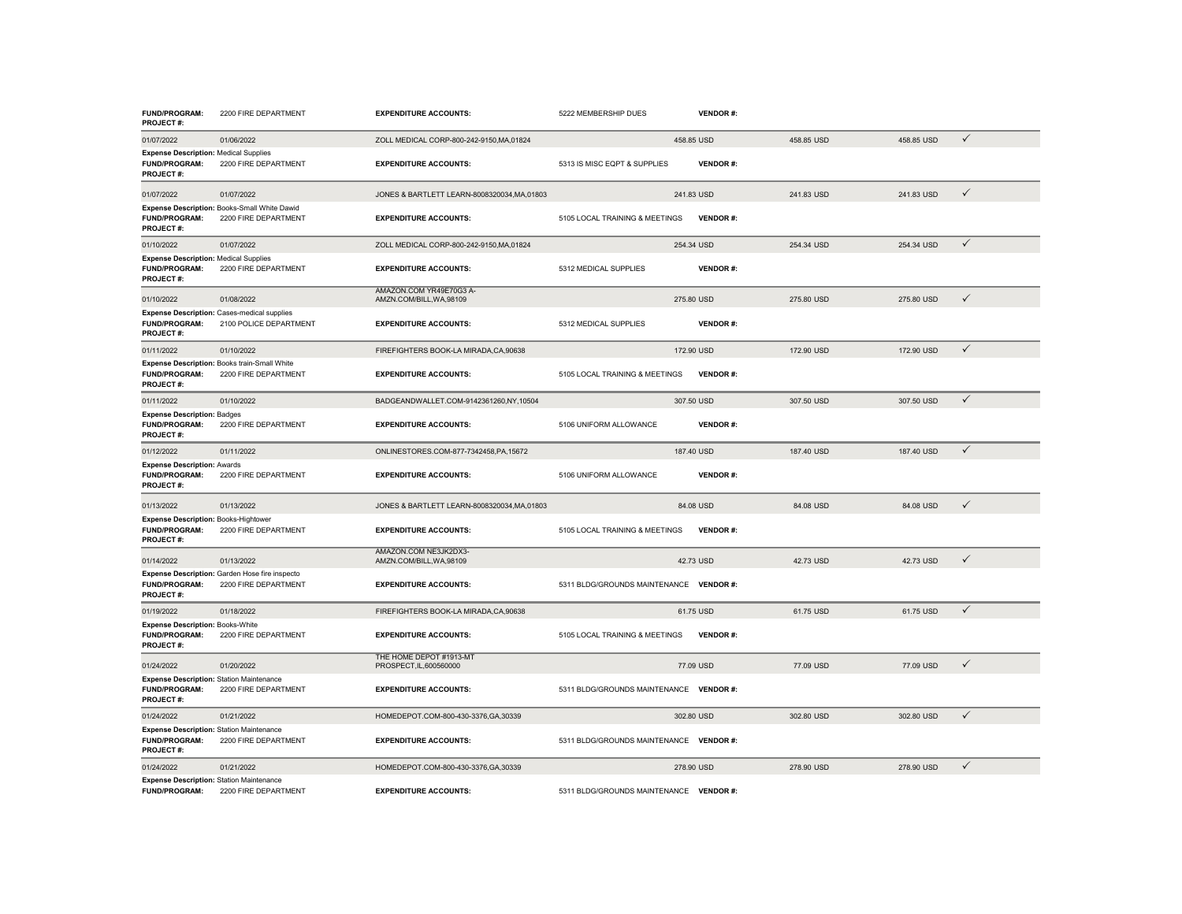| | | | | | | | |
|---|---|---|---|---|---|---|---|
| **FUND/PROGRAM:** 2200 FIRE DEPARTMENT **PROJECT #:** | | **EXPENDITURE ACCOUNTS:** | 5222 MEMBERSHIP DUES | **VENDOR #:** | | | |
| 01/07/2022 | 01/06/2022 | ZOLL MEDICAL CORP-800-242-9150,MA,01824 | | 458.85 USD | 458.85 USD | 458.85 USD | ✓ |
| **Expense Description:** Medical Supplies **FUND/PROGRAM:** 2200 FIRE DEPARTMENT **PROJECT #:** | | **EXPENDITURE ACCOUNTS:** | 5313 IS MISC EQPT & SUPPLIES | **VENDOR #:** | | | |
| 01/07/2022 | 01/07/2022 | JONES & BARTLETT LEARN-8008320034,MA,01803 | | 241.83 USD | 241.83 USD | 241.83 USD | ✓ |
| **Expense Description:** Books-Small White Dawid **FUND/PROGRAM:** 2200 FIRE DEPARTMENT **PROJECT #:** | | **EXPENDITURE ACCOUNTS:** | 5105 LOCAL TRAINING & MEETINGS | **VENDOR #:** | | | |
| 01/10/2022 | 01/07/2022 | ZOLL MEDICAL CORP-800-242-9150,MA,01824 | | 254.34 USD | 254.34 USD | 254.34 USD | ✓ |
| **Expense Description:** Medical Supplies **FUND/PROGRAM:** 2200 FIRE DEPARTMENT **PROJECT #:** | | **EXPENDITURE ACCOUNTS:** | 5312 MEDICAL SUPPLIES | **VENDOR #:** | | | |
| 01/10/2022 | 01/08/2022 | AMAZON.COM YR49E70G3 A-AMZN.COM/BILL,WA,98109 | | 275.80 USD | 275.80 USD | 275.80 USD | ✓ |
| **Expense Description:** Cases-medical supplies **FUND/PROGRAM:** 2100 POLICE DEPARTMENT **PROJECT #:** | | **EXPENDITURE ACCOUNTS:** | 5312 MEDICAL SUPPLIES | **VENDOR #:** | | | |
| 01/11/2022 | 01/10/2022 | FIREFIGHTERS BOOK-LA MIRADA,CA,90638 | | 172.90 USD | 172.90 USD | 172.90 USD | ✓ |
| **Expense Description:** Books train-Small White **FUND/PROGRAM:** 2200 FIRE DEPARTMENT **PROJECT #:** | | **EXPENDITURE ACCOUNTS:** | 5105 LOCAL TRAINING & MEETINGS | **VENDOR #:** | | | |
| 01/11/2022 | 01/10/2022 | BADGEANDWALLET.COM-9142361260,NY,10504 | | 307.50 USD | 307.50 USD | 307.50 USD | ✓ |
| **Expense Description:** Badges **FUND/PROGRAM:** 2200 FIRE DEPARTMENT **PROJECT #:** | | **EXPENDITURE ACCOUNTS:** | 5106 UNIFORM ALLOWANCE | **VENDOR #:** | | | |
| 01/12/2022 | 01/11/2022 | ONLINESTORES.COM-877-7342458,PA,15672 | | 187.40 USD | 187.40 USD | 187.40 USD | ✓ |
| **Expense Description:** Awards **FUND/PROGRAM:** 2200 FIRE DEPARTMENT **PROJECT #:** | | **EXPENDITURE ACCOUNTS:** | 5106 UNIFORM ALLOWANCE | **VENDOR #:** | | | |
| 01/13/2022 | 01/13/2022 | JONES & BARTLETT LEARN-8008320034,MA,01803 | | 84.08 USD | 84.08 USD | 84.08 USD | ✓ |
| **Expense Description:** Books-Hightower **FUND/PROGRAM:** 2200 FIRE DEPARTMENT **PROJECT #:** | | **EXPENDITURE ACCOUNTS:** | 5105 LOCAL TRAINING & MEETINGS | **VENDOR #:** | | | |
| 01/14/2022 | 01/13/2022 | AMAZON.COM NE3JK2DX3-AMZN.COM/BILL,WA,98109 | | 42.73 USD | 42.73 USD | 42.73 USD | ✓ |
| **Expense Description:** Garden Hose fire inspecto **FUND/PROGRAM:** 2200 FIRE DEPARTMENT **PROJECT #:** | | **EXPENDITURE ACCOUNTS:** | 5311 BLDG/GROUNDS MAINTENANCE | **VENDOR #:** | | | |
| 01/19/2022 | 01/18/2022 | FIREFIGHTERS BOOK-LA MIRADA,CA,90638 | | 61.75 USD | 61.75 USD | 61.75 USD | ✓ |
| **Expense Description:** Books-White **FUND/PROGRAM:** 2200 FIRE DEPARTMENT **PROJECT #:** | | **EXPENDITURE ACCOUNTS:** | 5105 LOCAL TRAINING & MEETINGS | **VENDOR #:** | | | |
| 01/24/2022 | 01/20/2022 | THE HOME DEPOT #1913-MT PROSPECT,IL,600560000 | | 77.09 USD | 77.09 USD | 77.09 USD | ✓ |
| **Expense Description:** Station Maintenance **FUND/PROGRAM:** 2200 FIRE DEPARTMENT **PROJECT #:** | | **EXPENDITURE ACCOUNTS:** | 5311 BLDG/GROUNDS MAINTENANCE | **VENDOR #:** | | | |
| 01/24/2022 | 01/21/2022 | HOMEDEPOT.COM-800-430-3376,GA,30339 | | 302.80 USD | 302.80 USD | 302.80 USD | ✓ |
| **Expense Description:** Station Maintenance **FUND/PROGRAM:** 2200 FIRE DEPARTMENT **PROJECT #:** | | **EXPENDITURE ACCOUNTS:** | 5311 BLDG/GROUNDS MAINTENANCE | **VENDOR #:** | | | |
| 01/24/2022 | 01/21/2022 | HOMEDEPOT.COM-800-430-3376,GA,30339 | | 278.90 USD | 278.90 USD | 278.90 USD | ✓ |
| **Expense Description:** Station Maintenance **FUND/PROGRAM:** 2200 FIRE DEPARTMENT | | **EXPENDITURE ACCOUNTS:** | 5311 BLDG/GROUNDS MAINTENANCE | **VENDOR #:** | | | |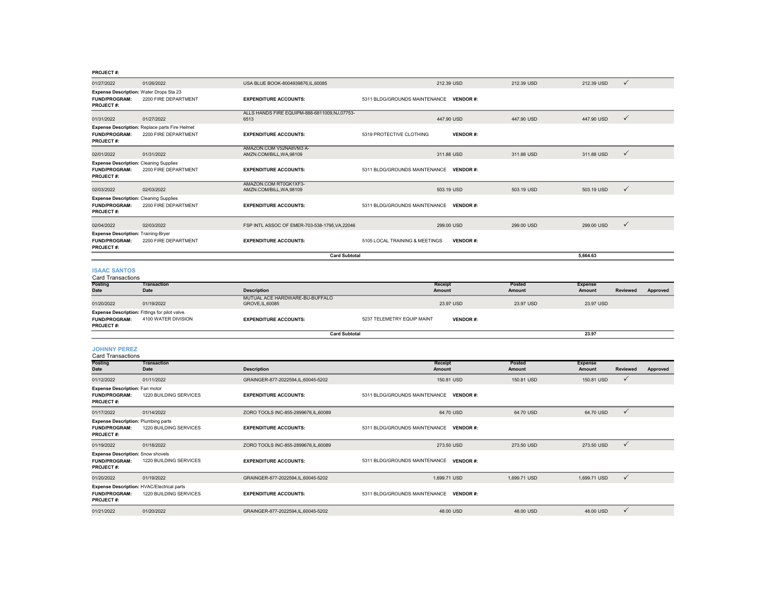PROJECT #:

| Posting Date | Transaction Date | Description | Receipt Amount | Posted Amount | Expense Amount | Reviewed | Approved |
|---|---|---|---|---|---|---|---|
| 01/27/2022 | 01/26/2022 | USA BLUE BOOK-8004939876,IL,60085 | 212.39 USD | 212.39 USD | 212.39 USD | ✓ | |
| **Expense Description:** Water Drops Sta 23 | | | | | | | |
| **FUND/PROGRAM:** 2200 FIRE DEPARTMENT | | **EXPENDITURE ACCOUNTS:** | 5311 BLDG/GROUNDS MAINTENANCE **VENDOR #:** | | | | |
| **PROJECT #:** | | | | | | | |
| 01/31/2022 | 01/27/2022 | ALLS HANDS FIRE EQUIPM-888-6811009,NJ,07753-6513 | 447.90 USD | 447.90 USD | 447.90 USD | ✓ | |
| **Expense Description:** Replace parts Fire Helmet | | | | | | | |
| **FUND/PROGRAM:** 2200 FIRE DEPARTMENT | | **EXPENDITURE ACCOUNTS:** | 5319 PROTECTIVE CLOTHING **VENDOR #:** | | | | |
| **PROJECT #:** | | | | | | | |
| 02/01/2022 | 01/31/2022 | AMAZON.COM V52NA8VM3 A-AMZN.COM/BILL,WA,98109 | 311.88 USD | 311.88 USD | 311.88 USD | ✓ | |
| **Expense Description:** Cleaning Supplies | | | | | | | |
| **FUND/PROGRAM:** 2200 FIRE DEPARTMENT | | **EXPENDITURE ACCOUNTS:** | 5311 BLDG/GROUNDS MAINTENANCE **VENDOR #:** | | | | |
| **PROJECT #:** | | | | | | | |
| 02/03/2022 | 02/03/2022 | AMAZON.COM RT0GK1XF3-AMZN.COM/BILL,WA,98109 | 503.19 USD | 503.19 USD | 503.19 USD | ✓ | |
| **Expense Description:** Cleaning Supplies | | | | | | | |
| **FUND/PROGRAM:** 2200 FIRE DEPARTMENT | | **EXPENDITURE ACCOUNTS:** | 5311 BLDG/GROUNDS MAINTENANCE **VENDOR #:** | | | | |
| **PROJECT #:** | | | | | | | |
| 02/04/2022 | 02/03/2022 | FSP INTL ASSOC OF EMER-703-538-1795,VA,22046 | 299.00 USD | 299.00 USD | 299.00 USD | ✓ | |
| **Expense Description:** Training-Bryer | | | | | | | |
| **FUND/PROGRAM:** 2200 FIRE DEPARTMENT | | **EXPENDITURE ACCOUNTS:** | 5105 LOCAL TRAINING & MEETINGS **VENDOR #:** | | | | |
| **PROJECT #:** | | | | | | | |
| | | **Card Subtotal** | | | **5,664.63** | | |

### ISAAC SANTOS

Card Transactions

| Posting Date | Transaction Date | Description | Receipt Amount | Posted Amount | Expense Amount | Reviewed | Approved |
|---|---|---|---|---|---|---|---|
| 01/20/2022 | 01/19/2022 | MUTUAL ACE HARDWARE-BU-BUFFALO GROVE,IL,60085 | 23.97 USD | 23.97 USD | 23.97 USD | | |
| **Expense Description:** Fittings for pilot valve. | | | | | | | |
| **FUND/PROGRAM:** 4100 WATER DIVISION | | **EXPENDITURE ACCOUNTS:** | 5237 TELEMETRY EQUIP MAINT **VENDOR #:** | | | | |
| **PROJECT #:** | | | | | | | |
| | | **Card Subtotal** | | | **23.97** | | |

### JOHNNY PEREZ

Card Transactions

| Posting Date | Transaction Date | Description | Receipt Amount | Posted Amount | Expense Amount | Reviewed | Approved |
|---|---|---|---|---|---|---|---|
| 01/12/2022 | 01/11/2022 | GRAINGER-877-2022594,IL,60045-5202 | 150.81 USD | 150.81 USD | 150.81 USD | ✓ | |
| **Expense Description:** Fan motor | | | | | | | |
| **FUND/PROGRAM:** 1220 BUILDING SERVICES | | **EXPENDITURE ACCOUNTS:** | 5311 BLDG/GROUNDS MAINTENANCE **VENDOR #:** | | | | |
| **PROJECT #:** | | | | | | | |
| 01/17/2022 | 01/14/2022 | ZORO TOOLS INC-855-2899676,IL,60089 | 64.70 USD | 64.70 USD | 64.70 USD | ✓ | |
| **Expense Description:** Plumbing parts | | | | | | | |
| **FUND/PROGRAM:** 1220 BUILDING SERVICES | | **EXPENDITURE ACCOUNTS:** | 5311 BLDG/GROUNDS MAINTENANCE **VENDOR #:** | | | | |
| **PROJECT #:** | | | | | | | |
| 01/19/2022 | 01/18/2022 | ZORO TOOLS INC-855-2899676,IL,60089 | 273.50 USD | 273.50 USD | 273.50 USD | ✓ | |
| **Expense Description:** Snow shovels | | | | | | | |
| **FUND/PROGRAM:** 1220 BUILDING SERVICES | | **EXPENDITURE ACCOUNTS:** | 5311 BLDG/GROUNDS MAINTENANCE **VENDOR #:** | | | | |
| **PROJECT #:** | | | | | | | |
| 01/20/2022 | 01/19/2022 | GRAINGER-877-2022594,IL,60045-5202 | 1,699.71 USD | 1,699.71 USD | 1,699.71 USD | ✓ | |
| **Expense Description:** HVAC/Electrical parts | | | | | | | |
| **FUND/PROGRAM:** 1220 BUILDING SERVICES | | **EXPENDITURE ACCOUNTS:** | 5311 BLDG/GROUNDS MAINTENANCE **VENDOR #:** | | | | |
| **PROJECT #:** | | | | | | | |
| 01/21/2022 | 01/20/2022 | GRAINGER-877-2022594,IL,60045-5202 | 48.00 USD | 48.00 USD | 48.00 USD | ✓ | |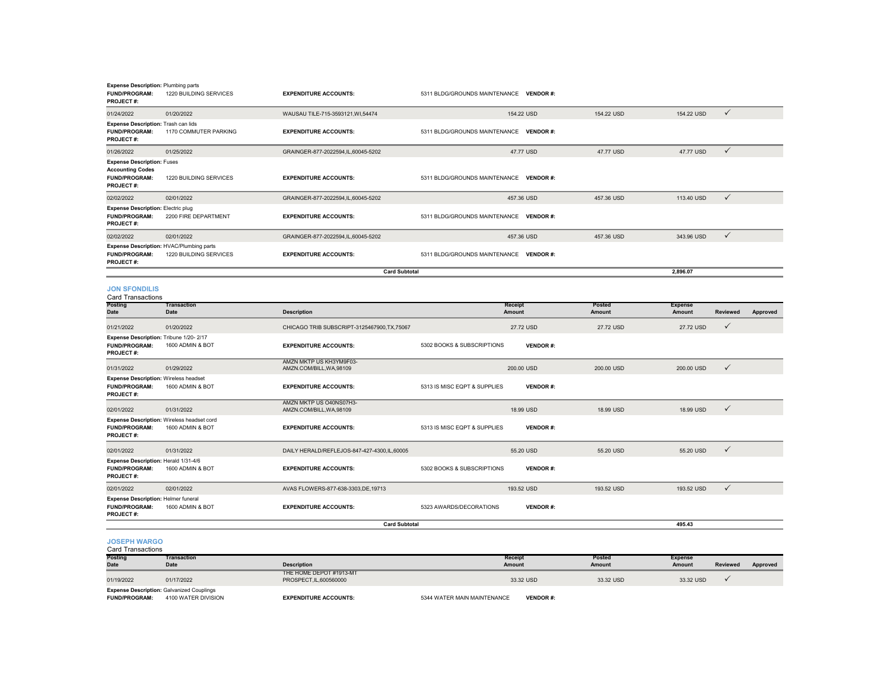**Expense Description:** Plumbing parts
**FUND/PROGRAM:** 1220 BUILDING SERVICES **EXPENDITURE ACCOUNTS:** 5311 BLDG/GROUNDS MAINTENANCE **VENDOR #:**
**PROJECT #:**

| Posting Date | Transaction Date | Description | Receipt Amount | Posted Amount | Expense Amount | Reviewed | Approved |
|---|---|---|---|---|---|---|---|
| 01/24/2022 | 01/20/2022 | WAUSAU TILE-715-3593121,WI,54474 | 154.22 USD | 154.22 USD | 154.22 USD | ✓ | |

**Expense Description:** Trash can lids
**FUND/PROGRAM:** 1170 COMMUTER PARKING **EXPENDITURE ACCOUNTS:** 5311 BLDG/GROUNDS MAINTENANCE **VENDOR #:**
**PROJECT #:**

| Posting Date | Transaction Date | Description | Receipt Amount | Posted Amount | Expense Amount | Reviewed | Approved |
|---|---|---|---|---|---|---|---|
| 01/26/2022 | 01/25/2022 | GRAINGER-877-2022594,IL,60045-5202 | 47.77 USD | 47.77 USD | 47.77 USD | ✓ | |

**Expense Description:** Fuses
**Accounting Codes**
**FUND/PROGRAM:** 1220 BUILDING SERVICES **EXPENDITURE ACCOUNTS:** 5311 BLDG/GROUNDS MAINTENANCE **VENDOR #:**
**PROJECT #:**

| Posting Date | Transaction Date | Description | Receipt Amount | Posted Amount | Expense Amount | Reviewed | Approved |
|---|---|---|---|---|---|---|---|
| 02/02/2022 | 02/01/2022 | GRAINGER-877-2022594,IL,60045-5202 | 457.36 USD | 457.36 USD | 113.40 USD | ✓ | |

**Expense Description:** Electric plug
**FUND/PROGRAM:** 2200 FIRE DEPARTMENT **EXPENDITURE ACCOUNTS:** 5311 BLDG/GROUNDS MAINTENANCE **VENDOR #:**
**PROJECT #:**

| Posting Date | Transaction Date | Description | Receipt Amount | Posted Amount | Expense Amount | Reviewed | Approved |
|---|---|---|---|---|---|---|---|
| 02/02/2022 | 02/01/2022 | GRAINGER-877-2022594,IL,60045-5202 | 457.36 USD | 457.36 USD | 343.96 USD | ✓ | |

**Expense Description:** HVAC/Plumbing parts
**FUND/PROGRAM:** 1220 BUILDING SERVICES **EXPENDITURE ACCOUNTS:** 5311 BLDG/GROUNDS MAINTENANCE **VENDOR #:**
**PROJECT #:**

**Card Subtotal** 2,896.07

## JON SFONDILIS

Card Transactions

| Posting Date | Transaction Date | Description | Receipt Amount | Posted Amount | Expense Amount | Reviewed | Approved |
|---|---|---|---|---|---|---|---|
| 01/21/2022 | 01/20/2022 | CHICAGO TRIB SUBSCRIPT-3125467900,TX,75067 | 27.72 USD | 27.72 USD | 27.72 USD | ✓ | |

**Expense Description:** Tribune 1/20- 2/17
**FUND/PROGRAM:** 1600 ADMIN & BOT **EXPENDITURE ACCOUNTS:** 5302 BOOKS & SUBSCRIPTIONS **VENDOR #:**
**PROJECT #:**

| Posting Date | Transaction Date | Description | Receipt Amount | Posted Amount | Expense Amount | Reviewed | Approved |
|---|---|---|---|---|---|---|---|
| 01/31/2022 | 01/29/2022 | AMZN MKTP US KH3YM9F03-AMZN.COM/BILL,WA,98109 | 200.00 USD | 200.00 USD | 200.00 USD | ✓ | |

**Expense Description:** Wireless headset
**FUND/PROGRAM:** 1600 ADMIN & BOT **EXPENDITURE ACCOUNTS:** 5313 IS MISC EQPT & SUPPLIES **VENDOR #:**
**PROJECT #:**

| Posting Date | Transaction Date | Description | Receipt Amount | Posted Amount | Expense Amount | Reviewed | Approved |
|---|---|---|---|---|---|---|---|
| 02/01/2022 | 01/31/2022 | AMZN MKTP US O40NS07H3-AMZN.COM/BILL,WA,98109 | 18.99 USD | 18.99 USD | 18.99 USD | ✓ | |

**Expense Description:** Wireless headset cord
**FUND/PROGRAM:** 1600 ADMIN & BOT **EXPENDITURE ACCOUNTS:** 5313 IS MISC EQPT & SUPPLIES **VENDOR #:**
**PROJECT #:**

| Posting Date | Transaction Date | Description | Receipt Amount | Posted Amount | Expense Amount | Reviewed | Approved |
|---|---|---|---|---|---|---|---|
| 02/01/2022 | 01/31/2022 | DAILY HERALD/REFLEJOS-847-427-4300,IL,60005 | 55.20 USD | 55.20 USD | 55.20 USD | ✓ | |

**Expense Description:** Herald 1/31-4/6
**FUND/PROGRAM:** 1600 ADMIN & BOT **EXPENDITURE ACCOUNTS:** 5302 BOOKS & SUBSCRIPTIONS **VENDOR #:**
**PROJECT #:**

| Posting Date | Transaction Date | Description | Receipt Amount | Posted Amount | Expense Amount | Reviewed | Approved |
|---|---|---|---|---|---|---|---|
| 02/01/2022 | 02/01/2022 | AVAS FLOWERS-877-638-3303,DE,19713 | 193.52 USD | 193.52 USD | 193.52 USD | ✓ | |

**Expense Description:** Helmer funeral
**FUND/PROGRAM:** 1600 ADMIN & BOT **EXPENDITURE ACCOUNTS:** 5323 AWARDS/DECORATIONS **VENDOR #:**
**PROJECT #:**

**Card Subtotal** 495.43

## JOSEPH WARGO

Card Transactions

| Posting Date | Transaction Date | Description | Receipt Amount | Posted Amount | Expense Amount | Reviewed | Approved |
|---|---|---|---|---|---|---|---|
| 01/19/2022 | 01/17/2022 | THE HOME DEPOT #1913-MT PROSPECT,IL,600560000 | 33.32 USD | 33.32 USD | 33.32 USD | ✓ | |

**Expense Description:** Galvanized Couplings
**FUND/PROGRAM:** 4100 WATER DIVISION **EXPENDITURE ACCOUNTS:** 5344 WATER MAIN MAINTENANCE **VENDOR #:**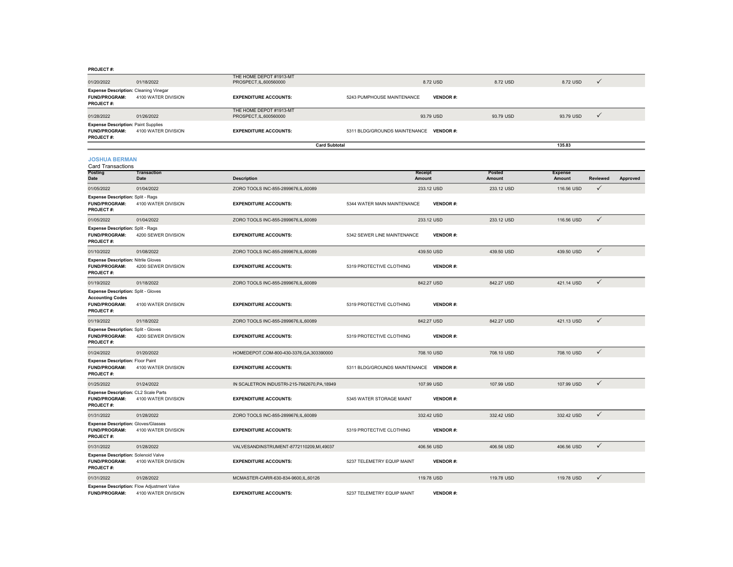**PROJECT #:**

| Posting Date | Transaction Date | Description | Receipt Amount | Posted Amount | Expense Amount | Reviewed | Approved |
|---|---|---|---|---|---|---|---|
| 01/20/2022 | 01/18/2022 | THE HOME DEPOT #1913-MT PROSPECT,IL,600560000 | 8.72 USD | 8.72 USD | 8.72 USD | ✓ | |
| **Expense Description:** Cleaning Vinegar | | | | | | | |
| **FUND/PROGRAM:** | 4100 WATER DIVISION | **EXPENDITURE ACCOUNTS:** | 5243 PUMPHOUSE MAINTENANCE | **VENDOR #:** | | | |
| **PROJECT #:** | | | | | | | |
| 01/28/2022 | 01/26/2022 | THE HOME DEPOT #1913-MT PROSPECT,IL,600560000 | 93.79 USD | 93.79 USD | 93.79 USD | ✓ | |
| **Expense Description:** Paint Supplies | | | | | | | |
| **FUND/PROGRAM:** | 4100 WATER DIVISION | **EXPENDITURE ACCOUNTS:** | 5311 BLDG/GROUNDS MAINTENANCE | **VENDOR #:** | | | |
| **PROJECT #:** | | | | | | | |
| | | **Card Subtotal** | | | **135.83** | | |

## JOSHUA BERMAN

Card Transactions

| Posting Date | Transaction Date | Description | Receipt Amount | Posted Amount | Expense Amount | Reviewed | Approved |
|---|---|---|---|---|---|---|---|
| 01/05/2022 | 01/04/2022 | ZORO TOOLS INC-855-2899676,IL,60089 | 233.12 USD | 233.12 USD | 116.56 USD | ✓ | |
| **Expense Description:** Split - Rags | | | | | | | |
| **FUND/PROGRAM:** | 4100 WATER DIVISION | **EXPENDITURE ACCOUNTS:** | 5344 WATER MAIN MAINTENANCE | **VENDOR #:** | | | |
| **PROJECT #:** | | | | | | | |
| 01/05/2022 | 01/04/2022 | ZORO TOOLS INC-855-2899676,IL,60089 | 233.12 USD | 233.12 USD | 116.56 USD | ✓ | |
| **Expense Description:** Split - Rags | | | | | | | |
| **FUND/PROGRAM:** | 4200 SEWER DIVISION | **EXPENDITURE ACCOUNTS:** | 5342 SEWER LINE MAINTENANCE | **VENDOR #:** | | | |
| **PROJECT #:** | | | | | | | |
| 01/10/2022 | 01/08/2022 | ZORO TOOLS INC-855-2899676,IL,60089 | 439.50 USD | 439.50 USD | 439.50 USD | ✓ | |
| **Expense Description:** Nitrile Gloves | | | | | | | |
| **FUND/PROGRAM:** | 4200 SEWER DIVISION | **EXPENDITURE ACCOUNTS:** | 5319 PROTECTIVE CLOTHING | **VENDOR #:** | | | |
| **PROJECT #:** | | | | | | | |
| 01/19/2022 | 01/18/2022 | ZORO TOOLS INC-855-2899676,IL,60089 | 842.27 USD | 842.27 USD | 421.14 USD | ✓ | |
| **Expense Description:** Split - Gloves | | | | | | | |
| **Accounting Codes** | | | | | | | |
| **FUND/PROGRAM:** | 4100 WATER DIVISION | **EXPENDITURE ACCOUNTS:** | 5319 PROTECTIVE CLOTHING | **VENDOR #:** | | | |
| **PROJECT #:** | | | | | | | |
| 01/19/2022 | 01/18/2022 | ZORO TOOLS INC-855-2899676,IL,60089 | 842.27 USD | 842.27 USD | 421.13 USD | ✓ | |
| **Expense Description:** Split - Gloves | | | | | | | |
| **FUND/PROGRAM:** | 4200 SEWER DIVISION | **EXPENDITURE ACCOUNTS:** | 5319 PROTECTIVE CLOTHING | **VENDOR #:** | | | |
| **PROJECT #:** | | | | | | | |
| 01/24/2022 | 01/20/2022 | HOMEDEPOT.COM-800-430-3376,GA,303390000 | 708.10 USD | 708.10 USD | 708.10 USD | ✓ | |
| **Expense Description:** Floor Paint | | | | | | | |
| **FUND/PROGRAM:** | 4100 WATER DIVISION | **EXPENDITURE ACCOUNTS:** | 5311 BLDG/GROUNDS MAINTENANCE | **VENDOR #:** | | | |
| **PROJECT #:** | | | | | | | |
| 01/25/2022 | 01/24/2022 | IN SCALETRON INDUSTRI-215-7662670,PA,18949 | 107.99 USD | 107.99 USD | 107.99 USD | ✓ | |
| **Expense Description:** CL2 Scale Parts | | | | | | | |
| **FUND/PROGRAM:** | 4100 WATER DIVISION | **EXPENDITURE ACCOUNTS:** | 5345 WATER STORAGE MAINT | **VENDOR #:** | | | |
| **PROJECT #:** | | | | | | | |
| 01/31/2022 | 01/28/2022 | ZORO TOOLS INC-855-2899676,IL,60089 | 332.42 USD | 332.42 USD | 332.42 USD | ✓ | |
| **Expense Description:** Gloves/Glasses | | | | | | | |
| **FUND/PROGRAM:** | 4100 WATER DIVISION | **EXPENDITURE ACCOUNTS:** | 5319 PROTECTIVE CLOTHING | **VENDOR #:** | | | |
| **PROJECT #:** | | | | | | | |
| 01/31/2022 | 01/28/2022 | VALVESANDINSTRUMENT-8772110209,MI,49037 | 406.56 USD | 406.56 USD | 406.56 USD | ✓ | |
| **Expense Description:** Solenoid Valve | | | | | | | |
| **FUND/PROGRAM:** | 4100 WATER DIVISION | **EXPENDITURE ACCOUNTS:** | 5237 TELEMETRY EQUIP MAINT | **VENDOR #:** | | | |
| **PROJECT #:** | | | | | | | |
| 01/31/2022 | 01/28/2022 | MCMASTER-CARR-630-834-9600,IL,60126 | 119.78 USD | 119.78 USD | 119.78 USD | ✓ | |
| **Expense Description:** Flow Adjustment Valve | | | | | | | |
| **FUND/PROGRAM:** | 4100 WATER DIVISION | **EXPENDITURE ACCOUNTS:** | 5237 TELEMETRY EQUIP MAINT | **VENDOR #:** | | | |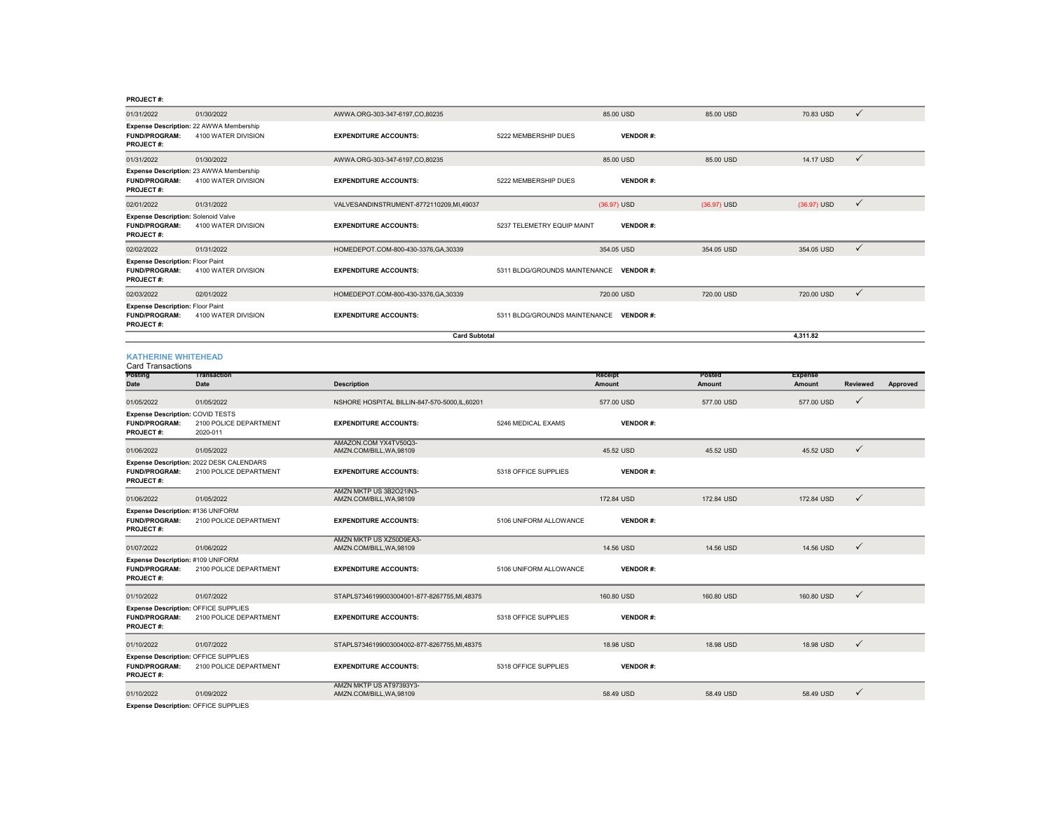**PROJECT #:**

| Posting Date | Transaction Date | Description | | Receipt Amount | Posted Amount | Expense Amount | Reviewed | Approved |
|---|---|---|---|---|---|---|---|---|
| 01/31/2022 | 01/30/2022 | AWWA.ORG-303-347-6197,CO,80235 | | 85.00 USD | 85.00 USD | 70.83 USD | ✓ | |
| **Expense Description:** 22 AWWA Membership | | | | | | | | |
| **FUND/PROGRAM:** | 4100 WATER DIVISION | **EXPENDITURE ACCOUNTS:** | 5222 MEMBERSHIP DUES | **VENDOR #:** | | | | |
| **PROJECT #:** | | | | | | | | |
| 01/31/2022 | 01/30/2022 | AWWA.ORG-303-347-6197,CO,80235 | | 85.00 USD | 85.00 USD | 14.17 USD | ✓ | |
| **Expense Description:** 23 AWWA Membership | | | | | | | | |
| **FUND/PROGRAM:** | 4100 WATER DIVISION | **EXPENDITURE ACCOUNTS:** | 5222 MEMBERSHIP DUES | **VENDOR #:** | | | | |
| **PROJECT #:** | | | | | | | | |
| 02/01/2022 | 01/31/2022 | VALVESANDINSTRUMENT-8772110209,MI,49037 | | (36.97) USD | (36.97) USD | (36.97) USD | ✓ | |
| **Expense Description:** Solenoid Valve | | | | | | | | |
| **FUND/PROGRAM:** | 4100 WATER DIVISION | **EXPENDITURE ACCOUNTS:** | 5237 TELEMETRY EQUIP MAINT | **VENDOR #:** | | | | |
| **PROJECT #:** | | | | | | | | |
| 02/02/2022 | 01/31/2022 | HOMEDEPOT.COM-800-430-3376,GA,30339 | | 354.05 USD | 354.05 USD | 354.05 USD | ✓ | |
| **Expense Description:** Floor Paint | | | | | | | | |
| **FUND/PROGRAM:** | 4100 WATER DIVISION | **EXPENDITURE ACCOUNTS:** | 5311 BLDG/GROUNDS MAINTENANCE | **VENDOR #:** | | | | |
| **PROJECT #:** | | | | | | | | |
| 02/03/2022 | 02/01/2022 | HOMEDEPOT.COM-800-430-3376,GA,30339 | | 720.00 USD | 720.00 USD | 720.00 USD | ✓ | |
| **Expense Description:** Floor Paint | | | | | | | | |
| **FUND/PROGRAM:** | 4100 WATER DIVISION | **EXPENDITURE ACCOUNTS:** | 5311 BLDG/GROUNDS MAINTENANCE | **VENDOR #:** | | | | |
| **PROJECT #:** | | | | | | | | |
| | | **Card Subtotal** | | | | **4,311.82** | | |

## KATHERINE WHITEHEAD

Card Transactions

| Posting Date | Transaction Date | Description | | Receipt Amount | Posted Amount | Expense Amount | Reviewed | Approved |
|---|---|---|---|---|---|---|---|---|
| 01/05/2022 | 01/05/2022 | NSHORE HOSPITAL BILLIN-847-570-5000,IL,60201 | | 577.00 USD | 577.00 USD | 577.00 USD | ✓ | |
| **Expense Description:** COVID TESTS | | | | | | | | |
| **FUND/PROGRAM:** | 2100 POLICE DEPARTMENT | **EXPENDITURE ACCOUNTS:** | 5246 MEDICAL EXAMS | **VENDOR #:** | | | | |
| **PROJECT #:** | 2020-011 | | | | | | | |
| 01/06/2022 | 01/05/2022 | AMAZON.COM YX4TV50Q3-AMZN.COM/BILL,WA,98109 | | 45.52 USD | 45.52 USD | 45.52 USD | ✓ | |
| **Expense Description:** 2022 DESK CALENDARS | | | | | | | | |
| **FUND/PROGRAM:** | 2100 POLICE DEPARTMENT | **EXPENDITURE ACCOUNTS:** | 5318 OFFICE SUPPLIES | **VENDOR #:** | | | | |
| **PROJECT #:** | | | | | | | | |
| 01/06/2022 | 01/05/2022 | AMZN MKTP US 3B2O21IN3-AMZN.COM/BILL,WA,98109 | | 172.84 USD | 172.84 USD | 172.84 USD | ✓ | |
| **Expense Description:** #136 UNIFORM | | | | | | | | |
| **FUND/PROGRAM:** | 2100 POLICE DEPARTMENT | **EXPENDITURE ACCOUNTS:** | 5106 UNIFORM ALLOWANCE | **VENDOR #:** | | | | |
| **PROJECT #:** | | | | | | | | |
| 01/07/2022 | 01/06/2022 | AMZN MKTP US XZ50D9EA3-AMZN.COM/BILL,WA,98109 | | 14.56 USD | 14.56 USD | 14.56 USD | ✓ | |
| **Expense Description:** #109 UNIFORM | | | | | | | | |
| **FUND/PROGRAM:** | 2100 POLICE DEPARTMENT | **EXPENDITURE ACCOUNTS:** | 5106 UNIFORM ALLOWANCE | **VENDOR #:** | | | | |
| **PROJECT #:** | | | | | | | | |
| 01/10/2022 | 01/07/2022 | STAPLS7346199003004001-877-8267755,MI,48375 | | 160.80 USD | 160.80 USD | 160.80 USD | ✓ | |
| **Expense Description:** OFFICE SUPPLIES | | | | | | | | |
| **FUND/PROGRAM:** | 2100 POLICE DEPARTMENT | **EXPENDITURE ACCOUNTS:** | 5318 OFFICE SUPPLIES | **VENDOR #:** | | | | |
| **PROJECT #:** | | | | | | | | |
| 01/10/2022 | 01/07/2022 | STAPLS7346199003004002-877-8267755,MI,48375 | | 18.98 USD | 18.98 USD | 18.98 USD | ✓ | |
| **Expense Description:** OFFICE SUPPLIES | | | | | | | | |
| **FUND/PROGRAM:** | 2100 POLICE DEPARTMENT | **EXPENDITURE ACCOUNTS:** | 5318 OFFICE SUPPLIES | **VENDOR #:** | | | | |
| **PROJECT #:** | | | | | | | | |
| 01/10/2022 | 01/09/2022 | AMZN MKTP US AT97393Y3-AMZN.COM/BILL,WA,98109 | | 58.49 USD | 58.49 USD | 58.49 USD | ✓ | |
| **Expense Description:** OFFICE SUPPLIES | | | | | | | | |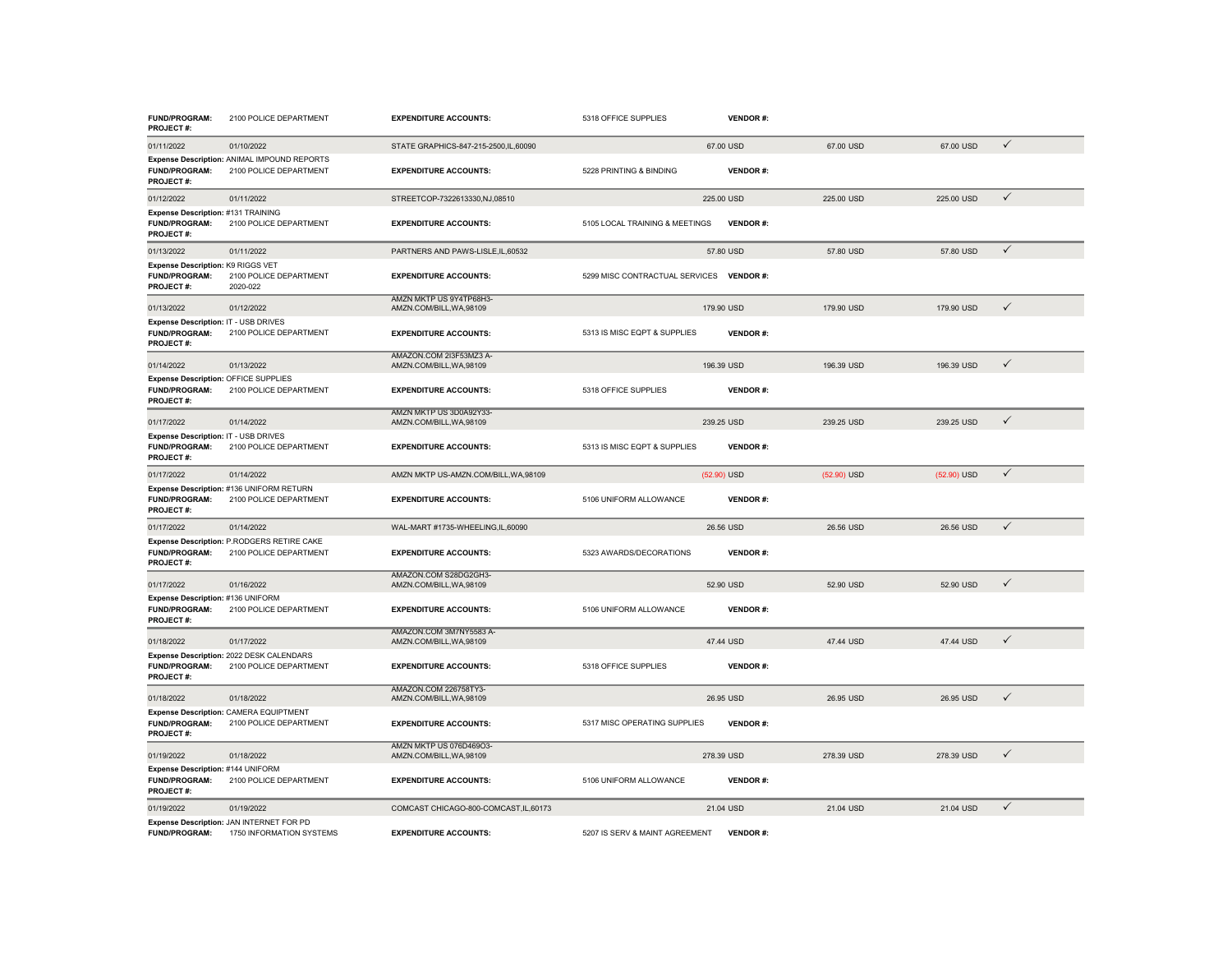| | | | | | | | |
|---|---|---|---|---|---|---|---|
| **FUND/PROGRAM:** 2100 POLICE DEPARTMENT<br>**PROJECT #:** | | **EXPENDITURE ACCOUNTS:** | 5318 OFFICE SUPPLIES | **VENDOR #:** | | | |
| 01/11/2022 | 01/10/2022 | STATE GRAPHICS-847-215-2500,IL,60090 | | 67.00 USD | 67.00 USD | 67.00 USD | ✓ |
| **Expense Description:** ANIMAL IMPOUND REPORTS<br>**FUND/PROGRAM:** 2100 POLICE DEPARTMENT<br>**PROJECT #:** | | **EXPENDITURE ACCOUNTS:** | 5228 PRINTING & BINDING | **VENDOR #:** | | | |
| 01/12/2022 | 01/11/2022 | STREETCOP-7322613330,NJ,08510 | | 225.00 USD | 225.00 USD | 225.00 USD | ✓ |
| **Expense Description:** #131 TRAINING<br>**FUND/PROGRAM:** 2100 POLICE DEPARTMENT<br>**PROJECT #:** | | **EXPENDITURE ACCOUNTS:** | 5105 LOCAL TRAINING & MEETINGS | **VENDOR #:** | | | |
| 01/13/2022 | 01/11/2022 | PARTNERS AND PAWS-LISLE,IL,60532 | | 57.80 USD | 57.80 USD | 57.80 USD | ✓ |
| **Expense Description:** K9 RIGGS VET<br>**FUND/PROGRAM:** 2100 POLICE DEPARTMENT<br>**PROJECT #:** 2020-022 | | **EXPENDITURE ACCOUNTS:** | 5299 MISC CONTRACTUAL SERVICES | **VENDOR #:** | | | |
| 01/13/2022 | 01/12/2022 | AMZN MKTP US 9Y4TP68H3-AMZN.COM/BILL,WA,98109 | | 179.90 USD | 179.90 USD | 179.90 USD | ✓ |
| **Expense Description:** IT - USB DRIVES<br>**FUND/PROGRAM:** 2100 POLICE DEPARTMENT<br>**PROJECT #:** | | **EXPENDITURE ACCOUNTS:** | 5313 IS MISC EQPT & SUPPLIES | **VENDOR #:** | | | |
| 01/14/2022 | 01/13/2022 | AMAZON.COM 2I3F53MZ3 A-AMZN.COM/BILL,WA,98109 | | 196.39 USD | 196.39 USD | 196.39 USD | ✓ |
| **Expense Description:** OFFICE SUPPLIES<br>**FUND/PROGRAM:** 2100 POLICE DEPARTMENT<br>**PROJECT #:** | | **EXPENDITURE ACCOUNTS:** | 5318 OFFICE SUPPLIES | **VENDOR #:** | | | |
| 01/17/2022 | 01/14/2022 | AMZN MKTP US 3D0A92Y33-AMZN.COM/BILL,WA,98109 | | 239.25 USD | 239.25 USD | 239.25 USD | ✓ |
| **Expense Description:** IT - USB DRIVES<br>**FUND/PROGRAM:** 2100 POLICE DEPARTMENT<br>**PROJECT #:** | | **EXPENDITURE ACCOUNTS:** | 5313 IS MISC EQPT & SUPPLIES | **VENDOR #:** | | | |
| 01/17/2022 | 01/14/2022 | AMZN MKTP US-AMZN.COM/BILL,WA,98109 | | (52.90) USD | (52.90) USD | (52.90) USD | ✓ |
| **Expense Description:** #136 UNIFORM RETURN<br>**FUND/PROGRAM:** 2100 POLICE DEPARTMENT<br>**PROJECT #:** | | **EXPENDITURE ACCOUNTS:** | 5106 UNIFORM ALLOWANCE | **VENDOR #:** | | | |
| 01/17/2022 | 01/14/2022 | WAL-MART #1735-WHEELING,IL,60090 | | 26.56 USD | 26.56 USD | 26.56 USD | ✓ |
| **Expense Description:** P.RODGERS RETIRE CAKE<br>**FUND/PROGRAM:** 2100 POLICE DEPARTMENT<br>**PROJECT #:** | | **EXPENDITURE ACCOUNTS:** | 5323 AWARDS/DECORATIONS | **VENDOR #:** | | | |
| 01/17/2022 | 01/16/2022 | AMAZON.COM S28DG2GH3-AMZN.COM/BILL,WA,98109 | | 52.90 USD | 52.90 USD | 52.90 USD | ✓ |
| **Expense Description:** #136 UNIFORM<br>**FUND/PROGRAM:** 2100 POLICE DEPARTMENT<br>**PROJECT #:** | | **EXPENDITURE ACCOUNTS:** | 5106 UNIFORM ALLOWANCE | **VENDOR #:** | | | |
| 01/18/2022 | 01/17/2022 | AMAZON.COM 3M7NY5583 A-AMZN.COM/BILL,WA,98109 | | 47.44 USD | 47.44 USD | 47.44 USD | ✓ |
| **Expense Description:** 2022 DESK CALENDARS<br>**FUND/PROGRAM:** 2100 POLICE DEPARTMENT<br>**PROJECT #:** | | **EXPENDITURE ACCOUNTS:** | 5318 OFFICE SUPPLIES | **VENDOR #:** | | | |
| 01/18/2022 | 01/18/2022 | AMAZON.COM 226758TY3-AMZN.COM/BILL,WA,98109 | | 26.95 USD | 26.95 USD | 26.95 USD | ✓ |
| **Expense Description:** CAMERA EQUIPTMENT<br>**FUND/PROGRAM:** 2100 POLICE DEPARTMENT<br>**PROJECT #:** | | **EXPENDITURE ACCOUNTS:** | 5317 MISC OPERATING SUPPLIES | **VENDOR #:** | | | |
| 01/19/2022 | 01/18/2022 | AMZN MKTP US 076D469O3-AMZN.COM/BILL,WA,98109 | | 278.39 USD | 278.39 USD | 278.39 USD | ✓ |
| **Expense Description:** #144 UNIFORM<br>**FUND/PROGRAM:** 2100 POLICE DEPARTMENT<br>**PROJECT #:** | | **EXPENDITURE ACCOUNTS:** | 5106 UNIFORM ALLOWANCE | **VENDOR #:** | | | |
| 01/19/2022 | 01/19/2022 | COMCAST CHICAGO-800-COMCAST,IL,60173 | | 21.04 USD | 21.04 USD | 21.04 USD | ✓ |
| **Expense Description:** JAN INTERNET FOR PD<br>**FUND/PROGRAM:** 1750 INFORMATION SYSTEMS | | **EXPENDITURE ACCOUNTS:** | 5207 IS SERV & MAINT AGREEMENT | **VENDOR #:** | | | |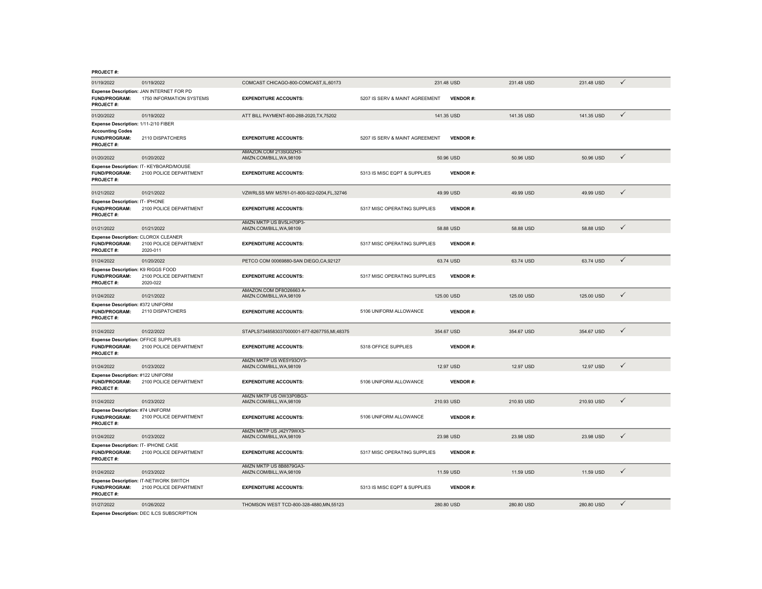**PROJECT #:**

| 01/19/2022 | 01/19/2022 | COMCAST CHICAGO-800-COMCAST,IL,60173 | 231.48 USD | 231.48 USD | 231.48 USD | ✓ |
|---|---|---|---|---|---|---|

**Expense Description:** JAN INTERNET FOR PD
**FUND/PROGRAM:** 1750 INFORMATION SYSTEMS **EXPENDITURE ACCOUNTS:** 5207 IS SERV & MAINT AGREEMENT **VENDOR #:**
**PROJECT #:**

| 01/20/2022 | 01/19/2022 | ATT BILL PAYMENT-800-288-2020,TX,75202 | 141.35 USD | 141.35 USD | 141.35 USD | ✓ |
|---|---|---|---|---|---|---|

**Expense Description:** 1/11-2/10 FIBER
**Accounting Codes**
**FUND/PROGRAM:** 2110 DISPATCHERS **EXPENDITURE ACCOUNTS:** 5207 IS SERV & MAINT AGREEMENT **VENDOR #:**
**PROJECT #:**

| 01/20/2022 | 01/20/2022 | AMAZON.COM 213SG0ZH3-AMZN.COM/BILL,WA,98109 | 50.96 USD | 50.96 USD | 50.96 USD | ✓ |
|---|---|---|---|---|---|---|

**Expense Description:** IT- KEYBOARD/MOUSE
**FUND/PROGRAM:** 2100 POLICE DEPARTMENT **EXPENDITURE ACCOUNTS:** 5313 IS MISC EQPT & SUPPLIES **VENDOR #:**
**PROJECT #:**

| 01/21/2022 | 01/21/2022 | VZWRLSS MW M5761-01-800-922-0204,FL,32746 | 49.99 USD | 49.99 USD | 49.99 USD | ✓ |
|---|---|---|---|---|---|---|

**Expense Description:** IT- IPHONE
**FUND/PROGRAM:** 2100 POLICE DEPARTMENT **EXPENDITURE ACCOUNTS:** 5317 MISC OPERATING SUPPLIES **VENDOR #:**
**PROJECT #:**

| 01/21/2022 | 01/21/2022 | AMZN MKTP US BV5LH70P3-AMZN.COM/BILL,WA,98109 | 58.88 USD | 58.88 USD | 58.88 USD | ✓ |
|---|---|---|---|---|---|---|

**Expense Description:** CLOROX CLEANER
**FUND/PROGRAM:** 2100 POLICE DEPARTMENT **EXPENDITURE ACCOUNTS:** 5317 MISC OPERATING SUPPLIES **VENDOR #:**
**PROJECT #:** 2020-011

| 01/24/2022 | 01/20/2022 | PETCO COM 00069880-SAN DIEGO,CA,92127 | 63.74 USD | 63.74 USD | 63.74 USD | ✓ |
|---|---|---|---|---|---|---|

**Expense Description:** K9 RIGGS FOOD
**FUND/PROGRAM:** 2100 POLICE DEPARTMENT **EXPENDITURE ACCOUNTS:** 5317 MISC OPERATING SUPPLIES **VENDOR #:**
**PROJECT #:** 2020-022

| 01/24/2022 | 01/21/2022 | AMAZON.COM DF8O26663 A-AMZN.COM/BILL,WA,98109 | 125.00 USD | 125.00 USD | 125.00 USD | ✓ |
|---|---|---|---|---|---|---|

**Expense Description:** #372 UNIFORM
**FUND/PROGRAM:** 2110 DISPATCHERS **EXPENDITURE ACCOUNTS:** 5106 UNIFORM ALLOWANCE **VENDOR #:**
**PROJECT #:**

| 01/24/2022 | 01/22/2022 | STAPLS7348583037000001-877-8267755,MI,48375 | 354.67 USD | 354.67 USD | 354.67 USD | ✓ |
|---|---|---|---|---|---|---|

**Expense Description:** OFFICE SUPPLIES
**FUND/PROGRAM:** 2100 POLICE DEPARTMENT **EXPENDITURE ACCOUNTS:** 5318 OFFICE SUPPLIES **VENDOR #:**
**PROJECT #:**

| 01/24/2022 | 01/23/2022 | AMZN MKTP US WE5Y93OY3-AMZN.COM/BILL,WA,98109 | 12.97 USD | 12.97 USD | 12.97 USD | ✓ |
|---|---|---|---|---|---|---|

**Expense Description:** #122 UNIFORM
**FUND/PROGRAM:** 2100 POLICE DEPARTMENT **EXPENDITURE ACCOUNTS:** 5106 UNIFORM ALLOWANCE **VENDOR #:**
**PROJECT #:**

| 01/24/2022 | 01/23/2022 | AMZN MKTP US OW33P0BG3-AMZN.COM/BILL,WA,98109 | 210.93 USD | 210.93 USD | 210.93 USD | ✓ |
|---|---|---|---|---|---|---|

**Expense Description:** #74 UNIFORM
**FUND/PROGRAM:** 2100 POLICE DEPARTMENT **EXPENDITURE ACCOUNTS:** 5106 UNIFORM ALLOWANCE **VENDOR #:**
**PROJECT #:**

| 01/24/2022 | 01/23/2022 | AMZN MKTP US J42Y79WX3-AMZN.COM/BILL,WA,98109 | 23.98 USD | 23.98 USD | 23.98 USD | ✓ |
|---|---|---|---|---|---|---|

**Expense Description:** IT- IPHONE CASE
**FUND/PROGRAM:** 2100 POLICE DEPARTMENT **EXPENDITURE ACCOUNTS:** 5317 MISC OPERATING SUPPLIES **VENDOR #:**
**PROJECT #:**

| 01/24/2022 | 01/23/2022 | AMZN MKTP US 8B8879GA3-AMZN.COM/BILL,WA,98109 | 11.59 USD | 11.59 USD | 11.59 USD | ✓ |
|---|---|---|---|---|---|---|

**Expense Description:** IT-NETWORK SWITCH
**FUND/PROGRAM:** 2100 POLICE DEPARTMENT **EXPENDITURE ACCOUNTS:** 5313 IS MISC EQPT & SUPPLIES **VENDOR #:**
**PROJECT #:**

| 01/27/2022 | 01/26/2022 | THOMSON WEST TCD-800-328-4880,MN,55123 | 280.80 USD | 280.80 USD | 280.80 USD | ✓ |
|---|---|---|---|---|---|---|

**Expense Description:** DEC ILCS SUBSCRIPTION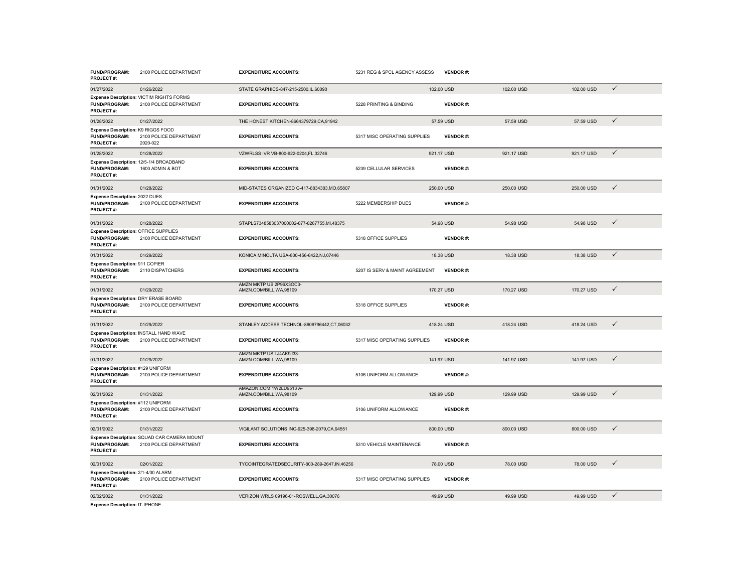| | | | | | | | |
|---|---|---|---|---|---|---|---|
| **FUND/PROGRAM:** 2100 POLICE DEPARTMENT<br>**PROJECT #:** | | **EXPENDITURE ACCOUNTS:** | 5231 REG & SPCL AGENCY ASSESS | **VENDOR #:** | | | |
| 01/27/2022 | 01/26/2022 | STATE GRAPHICS-847-215-2500,IL,60090 | | 102.00 USD | 102.00 USD | 102.00 USD | ✓ |
| **Expense Description:** VICTIM RIGHTS FORMS<br>**FUND/PROGRAM:** 2100 POLICE DEPARTMENT<br>**PROJECT #:** | | **EXPENDITURE ACCOUNTS:** | 5228 PRINTING & BINDING | **VENDOR #:** | | | |
| 01/28/2022 | 01/27/2022 | THE HONEST KITCHEN-8664379729,CA,91942 | | 57.59 USD | 57.59 USD | 57.59 USD | ✓ |
| **Expense Description:** K9 RIGGS FOOD<br>**FUND/PROGRAM:** 2100 POLICE DEPARTMENT<br>**PROJECT #:** 2020-022 | | **EXPENDITURE ACCOUNTS:** | 5317 MISC OPERATING SUPPLIES | **VENDOR #:** | | | |
| 01/28/2022 | 01/28/2022 | VZWRLSS IVR VB-800-922-0204,FL,32746 | | 921.17 USD | 921.17 USD | 921.17 USD | ✓ |
| **Expense Description:** 12/5-1/4 BROADBAND<br>**FUND/PROGRAM:** 1600 ADMIN & BOT<br>**PROJECT #:** | | **EXPENDITURE ACCOUNTS:** | 5239 CELLULAR SERVICES | **VENDOR #:** | | | |
| 01/31/2022 | 01/28/2022 | MID-STATES ORGANIZED C-417-8834383,MO,65807 | | 250.00 USD | 250.00 USD | 250.00 USD | ✓ |
| **Expense Description:** 2022 DUES<br>**FUND/PROGRAM:** 2100 POLICE DEPARTMENT<br>**PROJECT #:** | | **EXPENDITURE ACCOUNTS:** | 5222 MEMBERSHIP DUES | **VENDOR #:** | | | |
| 01/31/2022 | 01/28/2022 | STAPLS7348583037000002-877-8267755,MI,48375 | | 54.98 USD | 54.98 USD | 54.98 USD | ✓ |
| **Expense Description:** OFFICE SUPPLIES<br>**FUND/PROGRAM:** 2100 POLICE DEPARTMENT<br>**PROJECT #:** | | **EXPENDITURE ACCOUNTS:** | 5318 OFFICE SUPPLIES | **VENDOR #:** | | | |
| 01/31/2022 | 01/29/2022 | KONICA MINOLTA USA-800-456-6422,NJ,07446 | | 18.38 USD | 18.38 USD | 18.38 USD | ✓ |
| **Expense Description:** 911 COPIER<br>**FUND/PROGRAM:** 2110 DISPATCHERS<br>**PROJECT #:** | | **EXPENDITURE ACCOUNTS:** | 5207 IS SERV & MAINT AGREEMENT | **VENDOR #:** | | | |
| 01/31/2022 | 01/29/2022 | AMZN MKTP US 2P96X3OC3-AMZN.COM/BILL,WA,98109 | | 170.27 USD | 170.27 USD | 170.27 USD | ✓ |
| **Expense Description:** DRY ERASE BOARD<br>**FUND/PROGRAM:** 2100 POLICE DEPARTMENT<br>**PROJECT #:** | | **EXPENDITURE ACCOUNTS:** | 5318 OFFICE SUPPLIES | **VENDOR #:** | | | |
| 01/31/2022 | 01/29/2022 | STANLEY ACCESS TECHNOL-8606796442,CT,06032 | | 418.24 USD | 418.24 USD | 418.24 USD | ✓ |
| **Expense Description:** INSTALL HAND WAVE<br>**FUND/PROGRAM:** 2100 POLICE DEPARTMENT<br>**PROJECT #:** | | **EXPENDITURE ACCOUNTS:** | 5317 MISC OPERATING SUPPLIES | **VENDOR #:** | | | |
| 01/31/2022 | 01/29/2022 | AMZN MKTP US LJ4AK9J33-AMZN.COM/BILL,WA,98109 | | 141.97 USD | 141.97 USD | 141.97 USD | ✓ |
| **Expense Description:** #129 UNIFORM<br>**FUND/PROGRAM:** 2100 POLICE DEPARTMENT<br>**PROJECT #:** | | **EXPENDITURE ACCOUNTS:** | 5106 UNIFORM ALLOWANCE | **VENDOR #:** | | | |
| 02/01/2022 | 01/31/2022 | AMAZON.COM 1W2LU9513 A-AMZN.COM/BILL,WA,98109 | | 129.99 USD | 129.99 USD | 129.99 USD | ✓ |
| **Expense Description:** #112 UNIFORM<br>**FUND/PROGRAM:** 2100 POLICE DEPARTMENT<br>**PROJECT #:** | | **EXPENDITURE ACCOUNTS:** | 5106 UNIFORM ALLOWANCE | **VENDOR #:** | | | |
| 02/01/2022 | 01/31/2022 | VIGILANT SOLUTIONS INC-925-398-2079,CA,94551 | | 800.00 USD | 800.00 USD | 800.00 USD | ✓ |
| **Expense Description:** SQUAD CAR CAMERA MOUNT<br>**FUND/PROGRAM:** 2100 POLICE DEPARTMENT<br>**PROJECT #:** | | **EXPENDITURE ACCOUNTS:** | 5310 VEHICLE MAINTENANCE | **VENDOR #:** | | | |
| 02/01/2022 | 02/01/2022 | TYCOINTEGRATEDSECURITY-800-289-2647,IN,46256 | | 78.00 USD | 78.00 USD | 78.00 USD | ✓ |
| **Expense Description:** 2/1-4/30 ALARM<br>**FUND/PROGRAM:** 2100 POLICE DEPARTMENT<br>**PROJECT #:** | | **EXPENDITURE ACCOUNTS:** | 5317 MISC OPERATING SUPPLIES | **VENDOR #:** | | | |
| 02/02/2022 | 01/31/2022 | VERIZON WRLS 09196-01-ROSWELL,GA,30076 | | 49.99 USD | 49.99 USD | 49.99 USD | ✓ |
| **Expense Description:** IT-IPHONE | | | | | | | |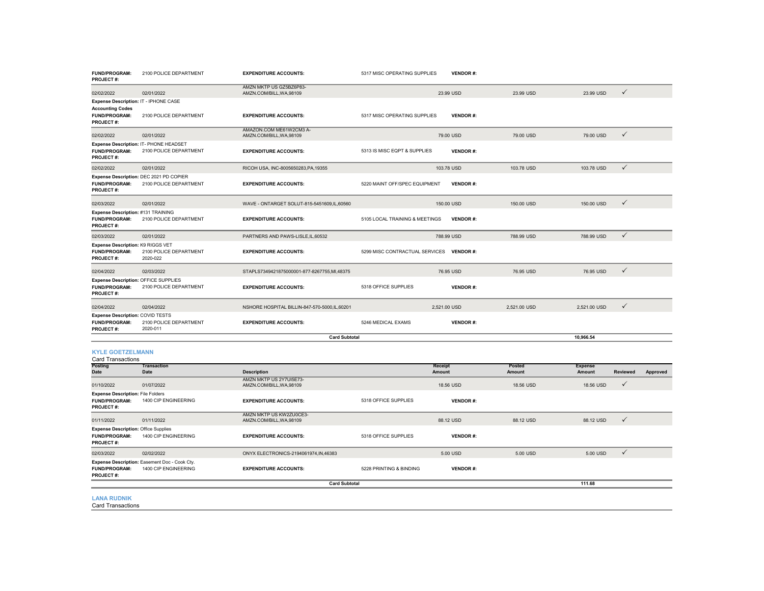| | | | | | | | | |
|---|---|---|---|---|---|---|---|---|
| **FUND/PROGRAM:** 2100 POLICE DEPARTMENT | | **EXPENDITURE ACCOUNTS:** | 5317 MISC OPERATING SUPPLIES | **VENDOR #:** | | | | |
| **PROJECT #:** | | | | | | | | |
| 02/02/2022 | 02/01/2022 | AMZN MKTP US GZ5BZ6P83-AMZN.COM/BILL,WA,98109 | | 23.99 USD | 23.99 USD | 23.99 USD | ✓ | |
| **Expense Description:** IT - IPHONE CASE | | | | | | | | |
| **Accounting Codes** | | | | | | | | |
| **FUND/PROGRAM:** 2100 POLICE DEPARTMENT | | **EXPENDITURE ACCOUNTS:** | 5317 MISC OPERATING SUPPLIES | **VENDOR #:** | | | | |
| **PROJECT #:** | | | | | | | | |
| 02/02/2022 | 02/01/2022 | AMAZON.COM ME61W2CM3 A-AMZN.COM/BILL,WA,98109 | | 79.00 USD | 79.00 USD | 79.00 USD | ✓ | |
| **Expense Description:** IT- PHONE HEADSET | | | | | | | | |
| **FUND/PROGRAM:** 2100 POLICE DEPARTMENT | | **EXPENDITURE ACCOUNTS:** | 5313 IS MISC EQPT & SUPPLIES | **VENDOR #:** | | | | |
| **PROJECT #:** | | | | | | | | |
| 02/02/2022 | 02/01/2022 | RICOH USA, INC-8005650283,PA,19355 | | 103.78 USD | 103.78 USD | 103.78 USD | ✓ | |
| **Expense Description:** DEC 2021 PD COPIER | | | | | | | | |
| **FUND/PROGRAM:** 2100 POLICE DEPARTMENT | | **EXPENDITURE ACCOUNTS:** | 5220 MAINT OFF/SPEC EQUIPMENT | **VENDOR #:** | | | | |
| **PROJECT #:** | | | | | | | | |
| 02/03/2022 | 02/01/2022 | WAVE - ONTARGET SOLUT-815-5451609,IL,60560 | | 150.00 USD | 150.00 USD | 150.00 USD | ✓ | |
| **Expense Description:** #131 TRAINING | | | | | | | | |
| **FUND/PROGRAM:** 2100 POLICE DEPARTMENT | | **EXPENDITURE ACCOUNTS:** | 5105 LOCAL TRAINING & MEETINGS | **VENDOR #:** | | | | |
| **PROJECT #:** | | | | | | | | |
| 02/03/2022 | 02/01/2022 | PARTNERS AND PAWS-LISLE,IL,60532 | | 788.99 USD | 788.99 USD | 788.99 USD | ✓ | |
| **Expense Description:** K9 RIGGS VET | | | | | | | | |
| **FUND/PROGRAM:** 2100 POLICE DEPARTMENT | | **EXPENDITURE ACCOUNTS:** | 5299 MISC CONTRACTUAL SERVICES | **VENDOR #:** | | | | |
| **PROJECT #:** 2020-022 | | | | | | | | |
| 02/04/2022 | 02/03/2022 | STAPLS7349421875000001-877-8267755,MI,48375 | | 76.95 USD | 76.95 USD | 76.95 USD | ✓ | |
| **Expense Description:** OFFICE SUPPLIES | | | | | | | | |
| **FUND/PROGRAM:** 2100 POLICE DEPARTMENT | | **EXPENDITURE ACCOUNTS:** | 5318 OFFICE SUPPLIES | **VENDOR #:** | | | | |
| **PROJECT #:** | | | | | | | | |
| 02/04/2022 | 02/04/2022 | NSHORE HOSPITAL BILLIN-847-570-5000,IL,60201 | | 2,521.00 USD | 2,521.00 USD | 2,521.00 USD | ✓ | |
| **Expense Description:** COVID TESTS | | | | | | | | |
| **FUND/PROGRAM:** 2100 POLICE DEPARTMENT | | **EXPENDITURE ACCOUNTS:** | 5246 MEDICAL EXAMS | **VENDOR #:** | | | | |
| **PROJECT #:** 2020-011 | | | | | | | | |
| | | **Card Subtotal** | | | | **10,966.54** | | |

### KYLE GOETZELMANN

Card Transactions

| Posting Date | Transaction Date | Description | | Receipt Amount | Posted Amount | Expense Amount | Reviewed | Approved |
|---|---|---|---|---|---|---|---|---|
| 01/10/2022 | 01/07/2022 | AMZN MKTP US 2Y7UI5E73-AMZN.COM/BILL,WA,98109 | | 18.56 USD | 18.56 USD | 18.56 USD | ✓ | |
| **Expense Description:** File Folders | | | | | | | | |
| **FUND/PROGRAM:** 1400 CIP ENGINEERING | | **EXPENDITURE ACCOUNTS:** | 5318 OFFICE SUPPLIES | **VENDOR #:** | | | | |
| **PROJECT #:** | | | | | | | | |
| 01/11/2022 | 01/11/2022 | AMZN MKTP US KW2ZU0CE3-AMZN.COM/BILL,WA,98109 | | 88.12 USD | 88.12 USD | 88.12 USD | ✓ | |
| **Expense Description:** Office Supplies | | | | | | | | |
| **FUND/PROGRAM:** 1400 CIP ENGINEERING | | **EXPENDITURE ACCOUNTS:** | 5318 OFFICE SUPPLIES | **VENDOR #:** | | | | |
| **PROJECT #:** | | | | | | | | |
| 02/03/2022 | 02/02/2022 | ONYX ELECTRONICS-2194061974,IN,46383 | | 5.00 USD | 5.00 USD | 5.00 USD | ✓ | |
| **Expense Description:** Easement Doc - Cook Cty. | | | | | | | | |
| **FUND/PROGRAM:** 1400 CIP ENGINEERING | | **EXPENDITURE ACCOUNTS:** | 5228 PRINTING & BINDING | **VENDOR #:** | | | | |
| **PROJECT #:** | | | | | | | | |
| | | **Card Subtotal** | | | | **111.68** | | |

### LANA RUDNIK

Card Transactions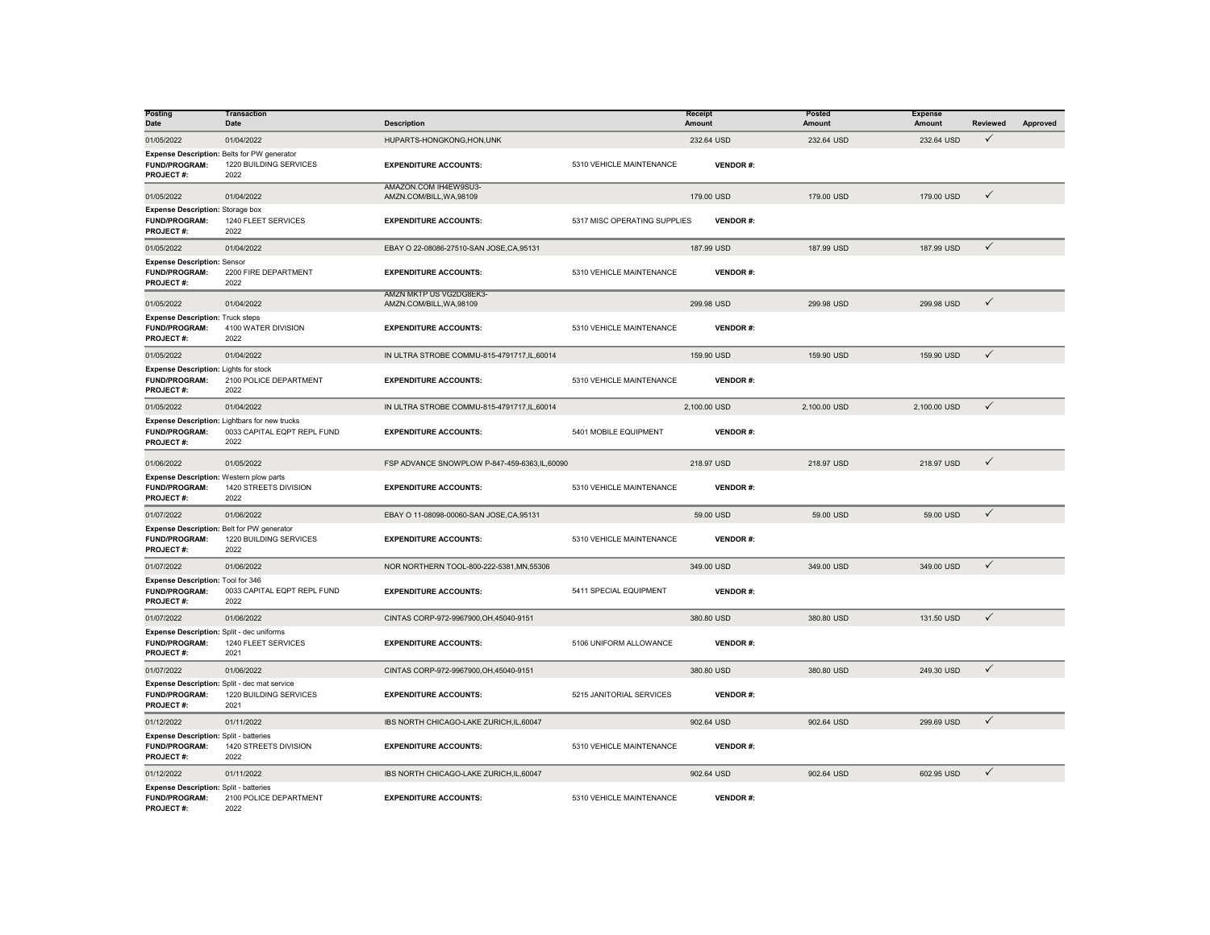| Posting Date | Transaction Date | Description | | Receipt Amount | Posted Amount | Expense Amount | Reviewed | Approved |
|---|---|---|---|---|---|---|---|---|
| 01/05/2022 | 01/04/2022 | HUPARTS-HONGKONG,HON,UNK | | 232.64 USD | 232.64 USD | 232.64 USD | ✓ | |
| **Expense Description:** Belts for PW generator | | | | | | | | |
| **FUND/PROGRAM:** | 1220 BUILDING SERVICES | **EXPENDITURE ACCOUNTS:** | 5310 VEHICLE MAINTENANCE | **VENDOR #:** | | | | |
| **PROJECT #:** | 2022 | | | | | | | |
| 01/05/2022 | 01/04/2022 | AMAZON.COM IH4EW9SU3-AMZN.COM/BILL,WA,98109 | | 179.00 USD | 179.00 USD | 179.00 USD | ✓ | |
| **Expense Description:** Storage box | | | | | | | | |
| **FUND/PROGRAM:** | 1240 FLEET SERVICES | **EXPENDITURE ACCOUNTS:** | 5317 MISC OPERATING SUPPLIES | **VENDOR #:** | | | | |
| **PROJECT #:** | 2022 | | | | | | | |
| 01/05/2022 | 01/04/2022 | EBAY O 22-08086-27510-SAN JOSE,CA,95131 | | 187.99 USD | 187.99 USD | 187.99 USD | ✓ | |
| **Expense Description:** Sensor | | | | | | | | |
| **FUND/PROGRAM:** | 2200 FIRE DEPARTMENT | **EXPENDITURE ACCOUNTS:** | 5310 VEHICLE MAINTENANCE | **VENDOR #:** | | | | |
| **PROJECT #:** | 2022 | | | | | | | |
| 01/05/2022 | 01/04/2022 | AMZN MKTP US VG2DG8EK3-AMZN.COM/BILL,WA,98109 | | 299.98 USD | 299.98 USD | 299.98 USD | ✓ | |
| **Expense Description:** Truck steps | | | | | | | | |
| **FUND/PROGRAM:** | 4100 WATER DIVISION | **EXPENDITURE ACCOUNTS:** | 5310 VEHICLE MAINTENANCE | **VENDOR #:** | | | | |
| **PROJECT #:** | 2022 | | | | | | | |
| 01/05/2022 | 01/04/2022 | IN ULTRA STROBE COMMU-815-4791717,IL,60014 | | 159.90 USD | 159.90 USD | 159.90 USD | ✓ | |
| **Expense Description:** Lights for stock | | | | | | | | |
| **FUND/PROGRAM:** | 2100 POLICE DEPARTMENT | **EXPENDITURE ACCOUNTS:** | 5310 VEHICLE MAINTENANCE | **VENDOR #:** | | | | |
| **PROJECT #:** | 2022 | | | | | | | |
| 01/05/2022 | 01/04/2022 | IN ULTRA STROBE COMMU-815-4791717,IL,60014 | | 2,100.00 USD | 2,100.00 USD | 2,100.00 USD | ✓ | |
| **Expense Description:** Lightbars for new trucks | | | | | | | | |
| **FUND/PROGRAM:** | 0033 CAPITAL EQPT REPL FUND | **EXPENDITURE ACCOUNTS:** | 5401 MOBILE EQUIPMENT | **VENDOR #:** | | | | |
| **PROJECT #:** | 2022 | | | | | | | |
| 01/06/2022 | 01/05/2022 | FSP ADVANCE SNOWPLOW P-847-459-6363,IL,60090 | | 218.97 USD | 218.97 USD | 218.97 USD | ✓ | |
| **Expense Description:** Western plow parts | | | | | | | | |
| **FUND/PROGRAM:** | 1420 STREETS DIVISION | **EXPENDITURE ACCOUNTS:** | 5310 VEHICLE MAINTENANCE | **VENDOR #:** | | | | |
| **PROJECT #:** | 2022 | | | | | | | |
| 01/07/2022 | 01/06/2022 | EBAY O 11-08098-00060-SAN JOSE,CA,95131 | | 59.00 USD | 59.00 USD | 59.00 USD | ✓ | |
| **Expense Description:** Belt for PW generator | | | | | | | | |
| **FUND/PROGRAM:** | 1220 BUILDING SERVICES | **EXPENDITURE ACCOUNTS:** | 5310 VEHICLE MAINTENANCE | **VENDOR #:** | | | | |
| **PROJECT #:** | 2022 | | | | | | | |
| 01/07/2022 | 01/06/2022 | NOR NORTHERN TOOL-800-222-5381,MN,55306 | | 349.00 USD | 349.00 USD | 349.00 USD | ✓ | |
| **Expense Description:** Tool for 346 | | | | | | | | |
| **FUND/PROGRAM:** | 0033 CAPITAL EQPT REPL FUND | **EXPENDITURE ACCOUNTS:** | 5411 SPECIAL EQUIPMENT | **VENDOR #:** | | | | |
| **PROJECT #:** | 2022 | | | | | | | |
| 01/07/2022 | 01/06/2022 | CINTAS CORP-972-9967900,OH,45040-9151 | | 380.80 USD | 380.80 USD | 131.50 USD | ✓ | |
| **Expense Description:** Split - dec uniforms | | | | | | | | |
| **FUND/PROGRAM:** | 1240 FLEET SERVICES | **EXPENDITURE ACCOUNTS:** | 5106 UNIFORM ALLOWANCE | **VENDOR #:** | | | | |
| **PROJECT #:** | 2021 | | | | | | | |
| 01/07/2022 | 01/06/2022 | CINTAS CORP-972-9967900,OH,45040-9151 | | 380.80 USD | 380.80 USD | 249.30 USD | ✓ | |
| **Expense Description:** Split - dec mat service | | | | | | | | |
| **FUND/PROGRAM:** | 1220 BUILDING SERVICES | **EXPENDITURE ACCOUNTS:** | 5215 JANITORIAL SERVICES | **VENDOR #:** | | | | |
| **PROJECT #:** | 2021 | | | | | | | |
| 01/12/2022 | 01/11/2022 | IBS NORTH CHICAGO-LAKE ZURICH,IL,60047 | | 902.64 USD | 902.64 USD | 299.69 USD | ✓ | |
| **Expense Description:** Split - batteries | | | | | | | | |
| **FUND/PROGRAM:** | 1420 STREETS DIVISION | **EXPENDITURE ACCOUNTS:** | 5310 VEHICLE MAINTENANCE | **VENDOR #:** | | | | |
| **PROJECT #:** | 2022 | | | | | | | |
| 01/12/2022 | 01/11/2022 | IBS NORTH CHICAGO-LAKE ZURICH,IL,60047 | | 902.64 USD | 902.64 USD | 602.95 USD | ✓ | |
| **Expense Description:** Split - batteries | | | | | | | | |
| **FUND/PROGRAM:** | 2100 POLICE DEPARTMENT | **EXPENDITURE ACCOUNTS:** | 5310 VEHICLE MAINTENANCE | **VENDOR #:** | | | | |
| **PROJECT #:** | 2022 | | | | | | | |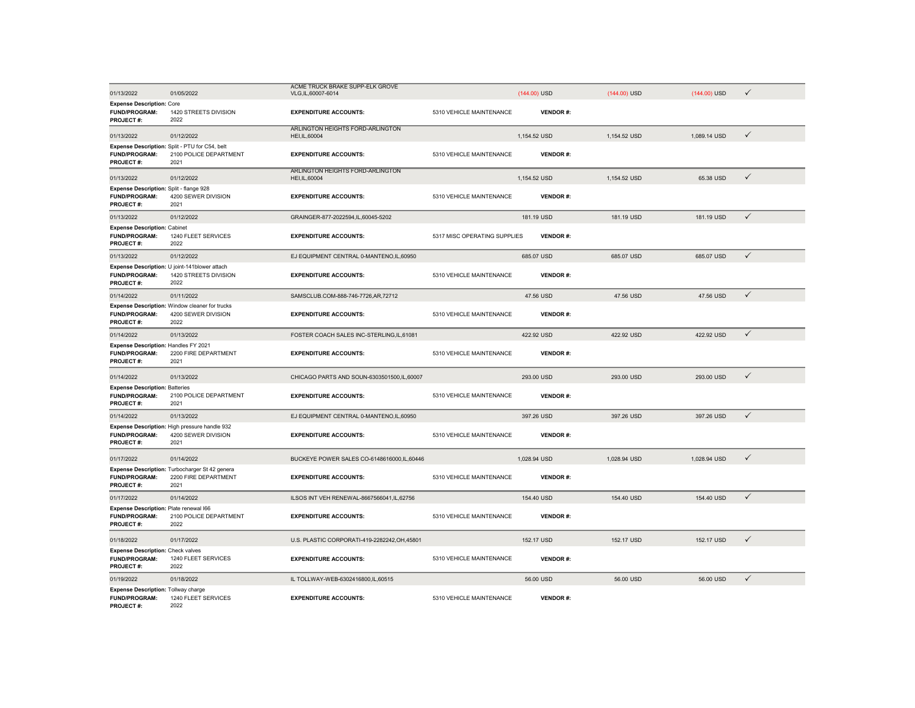| | | | | | | | |
|---|---|---|---|---|---|---|---|
| 01/13/2022 | 01/05/2022 | ACME TRUCK BRAKE SUPP-ELK GROVE VLG,IL,60007-6014 | | (144.00) USD | (144.00) USD | (144.00) USD | ✓ |
| **Expense Description:** Core | | | | | | | |
| **FUND/PROGRAM:** | 1420 STREETS DIVISION | **EXPENDITURE ACCOUNTS:** | 5310 VEHICLE MAINTENANCE | **VENDOR #:** | | | |
| **PROJECT #:** | 2022 | | | | | | |
| 01/13/2022 | 01/12/2022 | ARLINGTON HEIGHTS FORD-ARLINGTON HEI,IL,60004 | | 1,154.52 USD | 1,154.52 USD | 1,089.14 USD | ✓ |
| **Expense Description:** Split - PTU for C54, belt | | | | | | | |
| **FUND/PROGRAM:** | 2100 POLICE DEPARTMENT | **EXPENDITURE ACCOUNTS:** | 5310 VEHICLE MAINTENANCE | **VENDOR #:** | | | |
| **PROJECT #:** | 2021 | | | | | | |
| 01/13/2022 | 01/12/2022 | ARLINGTON HEIGHTS FORD-ARLINGTON HEI,IL,60004 | | 1,154.52 USD | 1,154.52 USD | 65.38 USD | ✓ |
| **Expense Description:** Split - flange 928 | | | | | | | |
| **FUND/PROGRAM:** | 4200 SEWER DIVISION | **EXPENDITURE ACCOUNTS:** | 5310 VEHICLE MAINTENANCE | **VENDOR #:** | | | |
| **PROJECT #:** | 2021 | | | | | | |
| 01/13/2022 | 01/12/2022 | GRAINGER-877-2022594,IL,60045-5202 | | 181.19 USD | 181.19 USD | 181.19 USD | ✓ |
| **Expense Description:** Cabinet | | | | | | | |
| **FUND/PROGRAM:** | 1240 FLEET SERVICES | **EXPENDITURE ACCOUNTS:** | 5317 MISC OPERATING SUPPLIES | **VENDOR #:** | | | |
| **PROJECT #:** | 2022 | | | | | | |
| 01/13/2022 | 01/12/2022 | EJ EQUIPMENT CENTRAL 0-MANTENO,IL,60950 | | 685.07 USD | 685.07 USD | 685.07 USD | ✓ |
| **Expense Description:** U joint-141blower attach | | | | | | | |
| **FUND/PROGRAM:** | 1420 STREETS DIVISION | **EXPENDITURE ACCOUNTS:** | 5310 VEHICLE MAINTENANCE | **VENDOR #:** | | | |
| **PROJECT #:** | 2022 | | | | | | |
| 01/14/2022 | 01/11/2022 | SAMSCLUB.COM-888-746-7726,AR,72712 | | 47.56 USD | 47.56 USD | 47.56 USD | ✓ |
| **Expense Description:** Window cleaner for trucks | | | | | | | |
| **FUND/PROGRAM:** | 4200 SEWER DIVISION | **EXPENDITURE ACCOUNTS:** | 5310 VEHICLE MAINTENANCE | **VENDOR #:** | | | |
| **PROJECT #:** | 2022 | | | | | | |
| 01/14/2022 | 01/13/2022 | FOSTER COACH SALES INC-STERLING,IL,61081 | | 422.92 USD | 422.92 USD | 422.92 USD | ✓ |
| **Expense Description:** Handles FY 2021 | | | | | | | |
| **FUND/PROGRAM:** | 2200 FIRE DEPARTMENT | **EXPENDITURE ACCOUNTS:** | 5310 VEHICLE MAINTENANCE | **VENDOR #:** | | | |
| **PROJECT #:** | 2021 | | | | | | |
| 01/14/2022 | 01/13/2022 | CHICAGO PARTS AND SOUN-6303501500,IL,60007 | | 293.00 USD | 293.00 USD | 293.00 USD | ✓ |
| **Expense Description:** Batteries | | | | | | | |
| **FUND/PROGRAM:** | 2100 POLICE DEPARTMENT | **EXPENDITURE ACCOUNTS:** | 5310 VEHICLE MAINTENANCE | **VENDOR #:** | | | |
| **PROJECT #:** | 2021 | | | | | | |
| 01/14/2022 | 01/13/2022 | EJ EQUIPMENT CENTRAL 0-MANTENO,IL,60950 | | 397.26 USD | 397.26 USD | 397.26 USD | ✓ |
| **Expense Description:** High pressure handle 932 | | | | | | | |
| **FUND/PROGRAM:** | 4200 SEWER DIVISION | **EXPENDITURE ACCOUNTS:** | 5310 VEHICLE MAINTENANCE | **VENDOR #:** | | | |
| **PROJECT #:** | 2021 | | | | | | |
| 01/17/2022 | 01/14/2022 | BUCKEYE POWER SALES CO-6148616000,IL,60446 | | 1,028.94 USD | 1,028.94 USD | 1,028.94 USD | ✓ |
| **Expense Description:** Turbocharger St 42 genera | | | | | | | |
| **FUND/PROGRAM:** | 2200 FIRE DEPARTMENT | **EXPENDITURE ACCOUNTS:** | 5310 VEHICLE MAINTENANCE | **VENDOR #:** | | | |
| **PROJECT #:** | 2021 | | | | | | |
| 01/17/2022 | 01/14/2022 | ILSOS INT VEH RENEWAL-8667566041,IL,62756 | | 154.40 USD | 154.40 USD | 154.40 USD | ✓ |
| **Expense Description:** Plate renewal I66 | | | | | | | |
| **FUND/PROGRAM:** | 2100 POLICE DEPARTMENT | **EXPENDITURE ACCOUNTS:** | 5310 VEHICLE MAINTENANCE | **VENDOR #:** | | | |
| **PROJECT #:** | 2022 | | | | | | |
| 01/18/2022 | 01/17/2022 | U.S. PLASTIC CORPORATI-419-2282242,OH,45801 | | 152.17 USD | 152.17 USD | 152.17 USD | ✓ |
| **Expense Description:** Check valves | | | | | | | |
| **FUND/PROGRAM:** | 1240 FLEET SERVICES | **EXPENDITURE ACCOUNTS:** | 5310 VEHICLE MAINTENANCE | **VENDOR #:** | | | |
| **PROJECT #:** | 2022 | | | | | | |
| 01/19/2022 | 01/18/2022 | IL TOLLWAY-WEB-6302416800,IL,60515 | | 56.00 USD | 56.00 USD | 56.00 USD | ✓ |
| **Expense Description:** Tollway charge | | | | | | | |
| **FUND/PROGRAM:** | 1240 FLEET SERVICES | **EXPENDITURE ACCOUNTS:** | 5310 VEHICLE MAINTENANCE | **VENDOR #:** | | | |
| **PROJECT #:** | 2022 | | | | | | |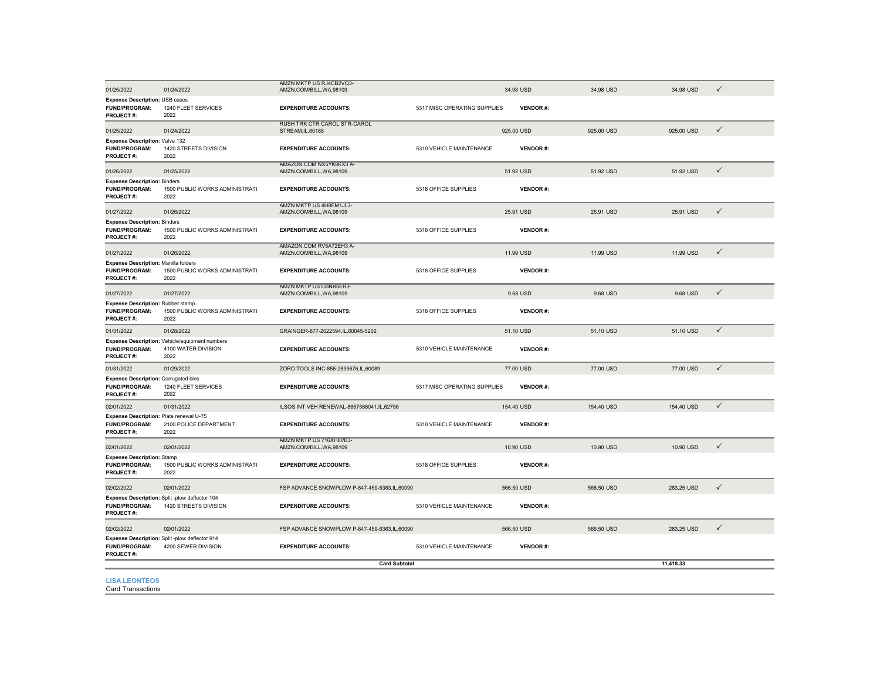| Posting Date | Transaction Date | Merchant | | Original Amount | | Billed Amount | Allocated Amount | |
|---|---|---|---|---|---|---|---|---|
| 01/25/2022 | 01/24/2022 | AMZN MKTP US RJ4CB2VQ3-AMZN.COM/BILL,WA,98109 | | 34.98 USD | | 34.98 USD | 34.98 USD | ✓ |
| **Expense Description:** USB cases | | | | | | | | |
| **FUND/PROGRAM:** | 1240 FLEET SERVICES | **EXPENDITURE ACCOUNTS:** | 5317 MISC OPERATING SUPPLIES | | **VENDOR #:** | | | |
| **PROJECT #:** | 2022 | | | | | | | |
| 01/25/2022 | 01/24/2022 | RUSH TRK CTR CAROL STR-CAROL STREAM,IL,60188 | | 925.00 USD | | 925.00 USD | 925.00 USD | ✓ |
| **Expense Description:** Valve 132 | | | | | | | | |
| **FUND/PROGRAM:** | 1420 STREETS DIVISION | **EXPENDITURE ACCOUNTS:** | 5310 VEHICLE MAINTENANCE | | **VENDOR #:** | | | |
| **PROJECT #:** | 2022 | | | | | | | |
| 01/26/2022 | 01/25/2022 | AMAZON.COM NX5YK8KX3 A-AMZN.COM/BILL,WA,98109 | | 51.92 USD | | 51.92 USD | 51.92 USD | ✓ |
| **Expense Description:** Binders | | | | | | | | |
| **FUND/PROGRAM:** | 1500 PUBLIC WORKS ADMINISTRATI | **EXPENDITURE ACCOUNTS:** | 5318 OFFICE SUPPLIES | | **VENDOR #:** | | | |
| **PROJECT #:** | 2022 | | | | | | | |
| 01/27/2022 | 01/26/2022 | AMZN MKTP US 4H8EM1JL3-AMZN.COM/BILL,WA,98109 | | 25.91 USD | | 25.91 USD | 25.91 USD | ✓ |
| **Expense Description:** Binders | | | | | | | | |
| **FUND/PROGRAM:** | 1500 PUBLIC WORKS ADMINISTRATI | **EXPENDITURE ACCOUNTS:** | 5318 OFFICE SUPPLIES | | **VENDOR #:** | | | |
| **PROJECT #:** | 2022 | | | | | | | |
| 01/27/2022 | 01/26/2022 | AMAZON.COM RV5A72EH3 A-AMZN.COM/BILL,WA,98109 | | 11.99 USD | | 11.99 USD | 11.99 USD | ✓ |
| **Expense Description:** Manilla folders | | | | | | | | |
| **FUND/PROGRAM:** | 1500 PUBLIC WORKS ADMINISTRATI | **EXPENDITURE ACCOUNTS:** | 5318 OFFICE SUPPLIES | | **VENDOR #:** | | | |
| **PROJECT #:** | 2022 | | | | | | | |
| 01/27/2022 | 01/27/2022 | AMZN MKTP US LI3NB5ER3-AMZN.COM/BILL,WA,98109 | | 9.68 USD | | 9.68 USD | 9.68 USD | ✓ |
| **Expense Description:** Rubber stamp | | | | | | | | |
| **FUND/PROGRAM:** | 1500 PUBLIC WORKS ADMINISTRATI | **EXPENDITURE ACCOUNTS:** | 5318 OFFICE SUPPLIES | | **VENDOR #:** | | | |
| **PROJECT #:** | 2022 | | | | | | | |
| 01/31/2022 | 01/28/2022 | GRAINGER-877-2022594,IL,60045-5202 | | 51.10 USD | | 51.10 USD | 51.10 USD | ✓ |
| **Expense Description:** Vehicle/equipment numbers | | | | | | | | |
| **FUND/PROGRAM:** | 4100 WATER DIVISION | **EXPENDITURE ACCOUNTS:** | 5310 VEHICLE MAINTENANCE | | **VENDOR #:** | | | |
| **PROJECT #:** | 2022 | | | | | | | |
| 01/31/2022 | 01/29/2022 | ZORO TOOLS INC-855-2899676,IL,60089 | | 77.00 USD | | 77.00 USD | 77.00 USD | ✓ |
| **Expense Description:** Corrugated bins | | | | | | | | |
| **FUND/PROGRAM:** | 1240 FLEET SERVICES | **EXPENDITURE ACCOUNTS:** | 5317 MISC OPERATING SUPPLIES | | **VENDOR #:** | | | |
| **PROJECT #:** | 2022 | | | | | | | |
| 02/01/2022 | 01/31/2022 | ILSOS INT VEH RENEWAL-8667566041,IL,62756 | | 154.40 USD | | 154.40 USD | 154.40 USD | ✓ |
| **Expense Description:** Plate renewal U-75 | | | | | | | | |
| **FUND/PROGRAM:** | 2100 POLICE DEPARTMENT | **EXPENDITURE ACCOUNTS:** | 5310 VEHICLE MAINTENANCE | | **VENDOR #:** | | | |
| **PROJECT #:** | 2022 | | | | | | | |
| 02/01/2022 | 02/01/2022 | AMZN MKTP US 716XH8VB3-AMZN.COM/BILL,WA,98109 | | 10.90 USD | | 10.90 USD | 10.90 USD | ✓ |
| **Expense Description:** Stamp | | | | | | | | |
| **FUND/PROGRAM:** | 1500 PUBLIC WORKS ADMINISTRATI | **EXPENDITURE ACCOUNTS:** | 5318 OFFICE SUPPLIES | | **VENDOR #:** | | | |
| **PROJECT #:** | 2022 | | | | | | | |
| 02/02/2022 | 02/01/2022 | FSP ADVANCE SNOWPLOW P-847-459-6363,IL,60090 | | 566.50 USD | | 566.50 USD | 283.25 USD | ✓ |
| **Expense Description:** Split -plow deflector 104 | | | | | | | | |
| **FUND/PROGRAM:** | 1420 STREETS DIVISION | **EXPENDITURE ACCOUNTS:** | 5310 VEHICLE MAINTENANCE | | **VENDOR #:** | | | |
| **PROJECT #:** | | | | | | | | |
| 02/02/2022 | 02/01/2022 | FSP ADVANCE SNOWPLOW P-847-459-6363,IL,60090 | | 566.50 USD | | 566.50 USD | 283.25 USD | ✓ |
| **Expense Description:** Split -plow deflector 914 | | | | | | | | |
| **FUND/PROGRAM:** | 4200 SEWER DIVISION | **EXPENDITURE ACCOUNTS:** | 5310 VEHICLE MAINTENANCE | | **VENDOR #:** | | | |
| **PROJECT #:** | | | | | | | | |
| | | **Card Subtotal** | | | | | **11,418.33** | |

**LISA LEONTEOS**

Card Transactions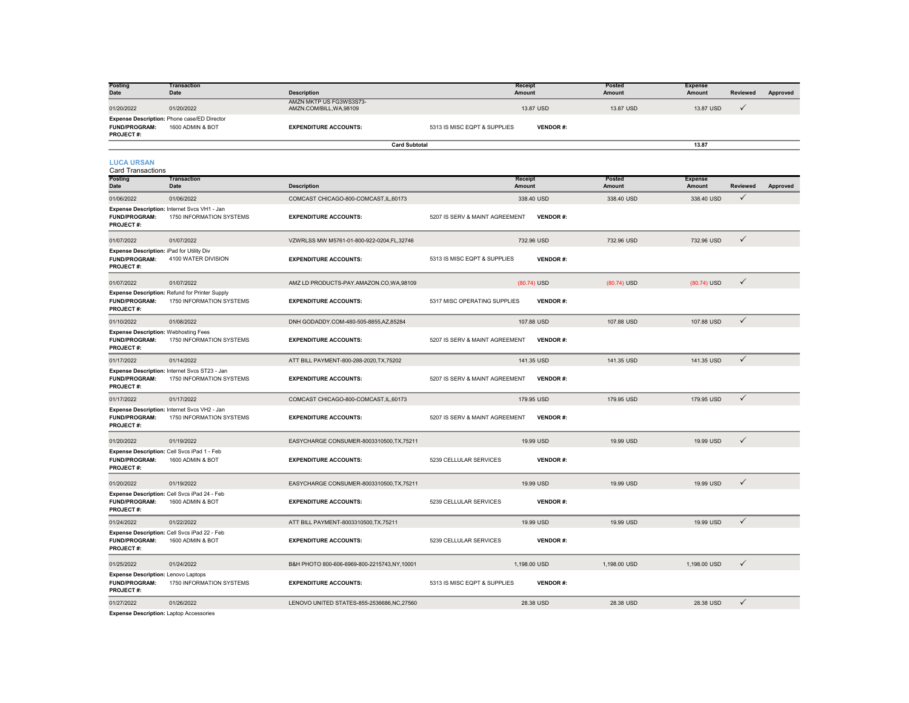| Posting Date | Transaction Date | Description | | Receipt Amount | Posted Amount | Expense Amount | Reviewed | Approved |
|---|---|---|---|---|---|---|---|---|
| 01/20/2022 | 01/20/2022 | AMZN MKTP US FG3WS3S73-AMZN.COM/BILL,WA,98109 | | 13.87 USD | 13.87 USD | 13.87 USD | ✓ | |

**Expense Description:** Phone case/ED Director
**FUND/PROGRAM:** 1600 ADMIN & BOT **EXPENDITURE ACCOUNTS:** 5313 IS MISC EQPT & SUPPLIES **VENDOR #:**
**PROJECT #:**

**Card Subtotal** 13.87

## LUCA URSAN

Card Transactions

| Posting Date | Transaction Date | Description | Receipt Amount | Posted Amount | Expense Amount | Reviewed | Approved |
|---|---|---|---|---|---|---|---|
| 01/06/2022 | 01/06/2022 | COMCAST CHICAGO-800-COMCAST,IL,60173 | 338.40 USD | 338.40 USD | 338.40 USD | ✓ | |

**Expense Description:** Internet Svcs VH1 - Jan
**FUND/PROGRAM:** 1750 INFORMATION SYSTEMS **EXPENDITURE ACCOUNTS:** 5207 IS SERV & MAINT AGREEMENT **VENDOR #:**
**PROJECT #:**

| Posting Date | Transaction Date | Description | Receipt Amount | Posted Amount | Expense Amount | Reviewed | Approved |
|---|---|---|---|---|---|---|---|
| 01/07/2022 | 01/07/2022 | VZWRLSS MW M5761-01-800-922-0204,FL,32746 | 732.96 USD | 732.96 USD | 732.96 USD | ✓ | |

**Expense Description:** iPad for Utility Div
**FUND/PROGRAM:** 4100 WATER DIVISION **EXPENDITURE ACCOUNTS:** 5313 IS MISC EQPT & SUPPLIES **VENDOR #:**
**PROJECT #:**

| Posting Date | Transaction Date | Description | Receipt Amount | Posted Amount | Expense Amount | Reviewed | Approved |
|---|---|---|---|---|---|---|---|
| 01/07/2022 | 01/07/2022 | AMZ LD PRODUCTS-PAY.AMAZON.CO,WA,98109 | (80.74) USD | (80.74) USD | (80.74) USD | ✓ | |

**Expense Description:** Refund for Printer Supply
**FUND/PROGRAM:** 1750 INFORMATION SYSTEMS **EXPENDITURE ACCOUNTS:** 5317 MISC OPERATING SUPPLIES **VENDOR #:**
**PROJECT #:**

| Posting Date | Transaction Date | Description | Receipt Amount | Posted Amount | Expense Amount | Reviewed | Approved |
|---|---|---|---|---|---|---|---|
| 01/10/2022 | 01/08/2022 | DNH GODADDY.COM-480-505-8855,AZ,85284 | 107.88 USD | 107.88 USD | 107.88 USD | ✓ | |

**Expense Description:** Webhosting Fees
**FUND/PROGRAM:** 1750 INFORMATION SYSTEMS **EXPENDITURE ACCOUNTS:** 5207 IS SERV & MAINT AGREEMENT **VENDOR #:**
**PROJECT #:**

| Posting Date | Transaction Date | Description | Receipt Amount | Posted Amount | Expense Amount | Reviewed | Approved |
|---|---|---|---|---|---|---|---|
| 01/17/2022 | 01/14/2022 | ATT BILL PAYMENT-800-288-2020,TX,75202 | 141.35 USD | 141.35 USD | 141.35 USD | ✓ | |

**Expense Description:** Internet Svcs ST23 - Jan
**FUND/PROGRAM:** 1750 INFORMATION SYSTEMS **EXPENDITURE ACCOUNTS:** 5207 IS SERV & MAINT AGREEMENT **VENDOR #:**
**PROJECT #:**

| Posting Date | Transaction Date | Description | Receipt Amount | Posted Amount | Expense Amount | Reviewed | Approved |
|---|---|---|---|---|---|---|---|
| 01/17/2022 | 01/17/2022 | COMCAST CHICAGO-800-COMCAST,IL,60173 | 179.95 USD | 179.95 USD | 179.95 USD | ✓ | |

**Expense Description:** Internet Svcs VH2 - Jan
**FUND/PROGRAM:** 1750 INFORMATION SYSTEMS **EXPENDITURE ACCOUNTS:** 5207 IS SERV & MAINT AGREEMENT **VENDOR #:**
**PROJECT #:**

| Posting Date | Transaction Date | Description | Receipt Amount | Posted Amount | Expense Amount | Reviewed | Approved |
|---|---|---|---|---|---|---|---|
| 01/20/2022 | 01/19/2022 | EASYCHARGE CONSUMER-8003310500,TX,75211 | 19.99 USD | 19.99 USD | 19.99 USD | ✓ | |

**Expense Description:** Cell Svcs iPad 1 - Feb
**FUND/PROGRAM:** 1600 ADMIN & BOT **EXPENDITURE ACCOUNTS:** 5239 CELLULAR SERVICES **VENDOR #:**
**PROJECT #:**

| Posting Date | Transaction Date | Description | Receipt Amount | Posted Amount | Expense Amount | Reviewed | Approved |
|---|---|---|---|---|---|---|---|
| 01/20/2022 | 01/19/2022 | EASYCHARGE CONSUMER-8003310500,TX,75211 | 19.99 USD | 19.99 USD | 19.99 USD | ✓ | |

**Expense Description:** Cell Svcs iPad 24 - Feb
**FUND/PROGRAM:** 1600 ADMIN & BOT **EXPENDITURE ACCOUNTS:** 5239 CELLULAR SERVICES **VENDOR #:**
**PROJECT #:**

| Posting Date | Transaction Date | Description | Receipt Amount | Posted Amount | Expense Amount | Reviewed | Approved |
|---|---|---|---|---|---|---|---|
| 01/24/2022 | 01/22/2022 | ATT BILL PAYMENT-8003310500,TX,75211 | 19.99 USD | 19.99 USD | 19.99 USD | ✓ | |

**Expense Description:** Cell Svcs iPad 22 - Feb
**FUND/PROGRAM:** 1600 ADMIN & BOT **EXPENDITURE ACCOUNTS:** 5239 CELLULAR SERVICES **VENDOR #:**
**PROJECT #:**

| Posting Date | Transaction Date | Description | Receipt Amount | Posted Amount | Expense Amount | Reviewed | Approved |
|---|---|---|---|---|---|---|---|
| 01/25/2022 | 01/24/2022 | B&H PHOTO 800-606-6969-800-2215743,NY,10001 | 1,198.00 USD | 1,198.00 USD | 1,198.00 USD | ✓ | |

**Expense Description:** Lenovo Laptops
**FUND/PROGRAM:** 1750 INFORMATION SYSTEMS **EXPENDITURE ACCOUNTS:** 5313 IS MISC EQPT & SUPPLIES **VENDOR #:**
**PROJECT #:**

| Posting Date | Transaction Date | Description | Receipt Amount | Posted Amount | Expense Amount | Reviewed | Approved |
|---|---|---|---|---|---|---|---|
| 01/27/2022 | 01/26/2022 | LENOVO UNITED STATES-855-2536686,NC,27560 | 28.38 USD | 28.38 USD | 28.38 USD | ✓ | |

**Expense Description:** Laptop Accessories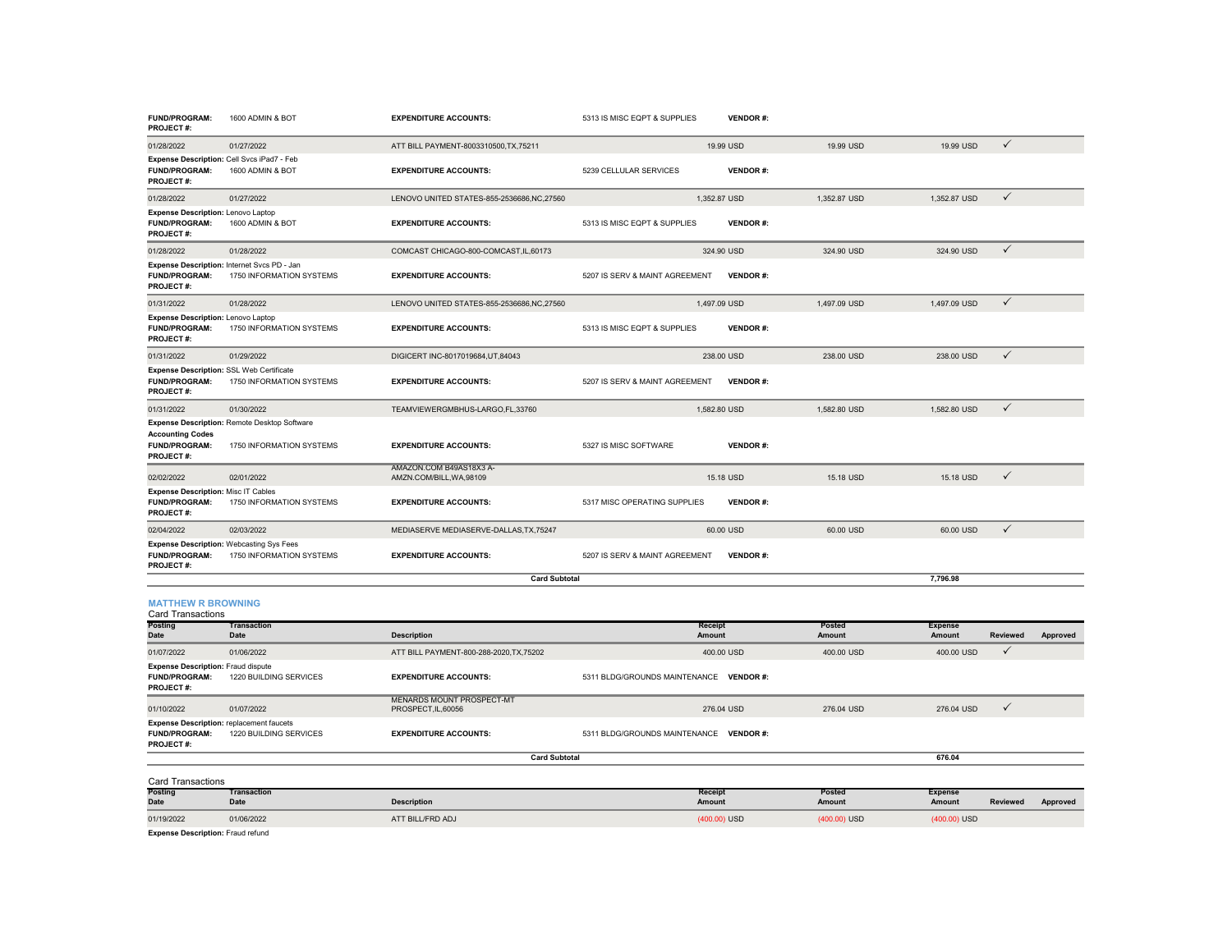| | | | | | | | | |
|---|---|---|---|---|---|---|---|---|
| **FUND/PROGRAM:** | 1600 ADMIN & BOT | **EXPENDITURE ACCOUNTS:** | 5313 IS MISC EQPT & SUPPLIES | **VENDOR #:** | | | | |
| **PROJECT #:** | | | | | | | | |
| 01/28/2022 | 01/27/2022 | ATT BILL PAYMENT-8003310500,TX,75211 | | 19.99 USD | 19.99 USD | 19.99 USD | ✓ | |
| **Expense Description:** Cell Svcs iPad7 - Feb | | | | | | | | |
| **FUND/PROGRAM:** | 1600 ADMIN & BOT | **EXPENDITURE ACCOUNTS:** | 5239 CELLULAR SERVICES | **VENDOR #:** | | | | |
| **PROJECT #:** | | | | | | | | |
| 01/28/2022 | 01/27/2022 | LENOVO UNITED STATES-855-2536686,NC,27560 | | 1,352.87 USD | 1,352.87 USD | 1,352.87 USD | ✓ | |
| **Expense Description:** Lenovo Laptop | | | | | | | | |
| **FUND/PROGRAM:** | 1600 ADMIN & BOT | **EXPENDITURE ACCOUNTS:** | 5313 IS MISC EQPT & SUPPLIES | **VENDOR #:** | | | | |
| **PROJECT #:** | | | | | | | | |
| 01/28/2022 | 01/28/2022 | COMCAST CHICAGO-800-COMCAST,IL,60173 | | 324.90 USD | 324.90 USD | 324.90 USD | ✓ | |
| **Expense Description:** Internet Svcs PD - Jan | | | | | | | | |
| **FUND/PROGRAM:** | 1750 INFORMATION SYSTEMS | **EXPENDITURE ACCOUNTS:** | 5207 IS SERV & MAINT AGREEMENT | **VENDOR #:** | | | | |
| **PROJECT #:** | | | | | | | | |
| 01/31/2022 | 01/28/2022 | LENOVO UNITED STATES-855-2536686,NC,27560 | | 1,497.09 USD | 1,497.09 USD | 1,497.09 USD | ✓ | |
| **Expense Description:** Lenovo Laptop | | | | | | | | |
| **FUND/PROGRAM:** | 1750 INFORMATION SYSTEMS | **EXPENDITURE ACCOUNTS:** | 5313 IS MISC EQPT & SUPPLIES | **VENDOR #:** | | | | |
| **PROJECT #:** | | | | | | | | |
| 01/31/2022 | 01/29/2022 | DIGICERT INC-8017019684,UT,84043 | | 238.00 USD | 238.00 USD | 238.00 USD | ✓ | |
| **Expense Description:** SSL Web Certificate | | | | | | | | |
| **FUND/PROGRAM:** | 1750 INFORMATION SYSTEMS | **EXPENDITURE ACCOUNTS:** | 5207 IS SERV & MAINT AGREEMENT | **VENDOR #:** | | | | |
| **PROJECT #:** | | | | | | | | |
| 01/31/2022 | 01/30/2022 | TEAMVIEWERGMBHUS-LARGO,FL,33760 | | 1,582.80 USD | 1,582.80 USD | 1,582.80 USD | ✓ | |
| **Expense Description:** Remote Desktop Software | | | | | | | | |
| **Accounting Codes** | | | | | | | | |
| **FUND/PROGRAM:** | 1750 INFORMATION SYSTEMS | **EXPENDITURE ACCOUNTS:** | 5327 IS MISC SOFTWARE | **VENDOR #:** | | | | |
| **PROJECT #:** | | | | | | | | |
| 02/02/2022 | 02/01/2022 | AMAZON.COM B49AS18X3 A-AMZN.COM/BILL,WA,98109 | | 15.18 USD | 15.18 USD | 15.18 USD | ✓ | |
| **Expense Description:** Misc IT Cables | | | | | | | | |
| **FUND/PROGRAM:** | 1750 INFORMATION SYSTEMS | **EXPENDITURE ACCOUNTS:** | 5317 MISC OPERATING SUPPLIES | **VENDOR #:** | | | | |
| **PROJECT #:** | | | | | | | | |
| 02/04/2022 | 02/03/2022 | MEDIASERVE MEDIASERVE-DALLAS,TX,75247 | | 60.00 USD | 60.00 USD | 60.00 USD | ✓ | |
| **Expense Description:** Webcasting Sys Fees | | | | | | | | |
| **FUND/PROGRAM:** | 1750 INFORMATION SYSTEMS | **EXPENDITURE ACCOUNTS:** | 5207 IS SERV & MAINT AGREEMENT | **VENDOR #:** | | | | |
| **PROJECT #:** | | | | | | | | |
| | | **Card Subtotal** | | | | **7,796.98** | | |

### MATTHEW R BROWNING

Card Transactions

| Posting Date | Transaction Date | Description | | Receipt Amount | Posted Amount | Expense Amount | Reviewed | Approved |
|---|---|---|---|---|---|---|---|---|
| 01/07/2022 | 01/06/2022 | ATT BILL PAYMENT-800-288-2020,TX,75202 | | 400.00 USD | 400.00 USD | 400.00 USD | ✓ | |
| **Expense Description:** Fraud dispute | | | | | | | | |
| **FUND/PROGRAM:** | 1220 BUILDING SERVICES | **EXPENDITURE ACCOUNTS:** | 5311 BLDG/GROUNDS MAINTENANCE | **VENDOR #:** | | | | |
| **PROJECT #:** | | | | | | | | |
| 01/10/2022 | 01/07/2022 | MENARDS MOUNT PROSPECT-MT PROSPECT,IL,60056 | | 276.04 USD | 276.04 USD | 276.04 USD | ✓ | |
| **Expense Description:** replacement faucets | | | | | | | | |
| **FUND/PROGRAM:** | 1220 BUILDING SERVICES | **EXPENDITURE ACCOUNTS:** | 5311 BLDG/GROUNDS MAINTENANCE | **VENDOR #:** | | | | |
| **PROJECT #:** | | | | | | | | |
| | | **Card Subtotal** | | | | **676.04** | | |

Card Transactions

| Posting Date | Transaction Date | Description | | Receipt Amount | Posted Amount | Expense Amount | Reviewed | Approved |
|---|---|---|---|---|---|---|---|---|
| 01/19/2022 | 01/06/2022 | ATT BILL/FRD ADJ | | (400.00) USD | (400.00) USD | (400.00) USD | | |
| **Expense Description:** Fraud refund | | | | | | | | |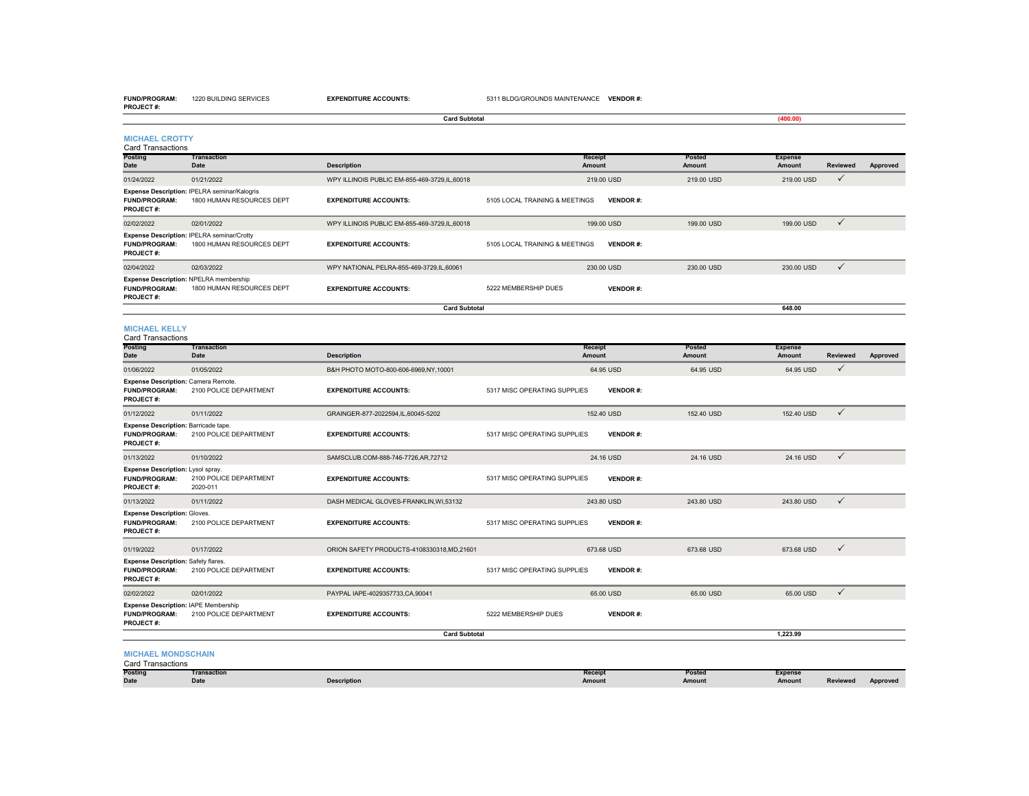| | | | | |
|---|---|---|---|---|
| **FUND/PROGRAM:** | 1220 BUILDING SERVICES | **EXPENDITURE ACCOUNTS:** | 5311 BLDG/GROUNDS MAINTENANCE | **VENDOR #:** |
| **PROJECT #:** | | | | |

**Card Subtotal** (400.00)

### MICHAEL CROTTY

Card Transactions

| Posting Date | Transaction Date | Description | Receipt Amount | Posted Amount | Expense Amount | Reviewed | Approved |
|---|---|---|---|---|---|---|---|
| 01/24/2022 | 01/21/2022 | WPY ILLINOIS PUBLIC EM-855-469-3729,IL,60018 | 219.00 USD | 219.00 USD | 219.00 USD | ✓ | |
| **Expense Description:** IPELRA seminar/Kalogris | | | | | | | |
| **FUND/PROGRAM:** 1800 HUMAN RESOURCES DEPT | | **EXPENDITURE ACCOUNTS:** | 5105 LOCAL TRAINING & MEETINGS | **VENDOR #:** | | | |
| **PROJECT #:** | | | | | | | |
| 02/02/2022 | 02/01/2022 | WPY ILLINOIS PUBLIC EM-855-469-3729,IL,60018 | 199.00 USD | 199.00 USD | 199.00 USD | ✓ | |
| **Expense Description:** IPELRA seminar/Crotty | | | | | | | |
| **FUND/PROGRAM:** 1800 HUMAN RESOURCES DEPT | | **EXPENDITURE ACCOUNTS:** | 5105 LOCAL TRAINING & MEETINGS | **VENDOR #:** | | | |
| **PROJECT #:** | | | | | | | |
| 02/04/2022 | 02/03/2022 | WPY NATIONAL PELRA-855-469-3729,IL,60061 | 230.00 USD | 230.00 USD | 230.00 USD | ✓ | |
| **Expense Description:** NPELRA membership | | | | | | | |
| **FUND/PROGRAM:** 1800 HUMAN RESOURCES DEPT | | **EXPENDITURE ACCOUNTS:** | 5222 MEMBERSHIP DUES | **VENDOR #:** | | | |
| **PROJECT #:** | | | | | | | |
| | | **Card Subtotal** | | | 648.00 | | |

### MICHAEL KELLY

Card Transactions

| Posting Date | Transaction Date | Description | Receipt Amount | Posted Amount | Expense Amount | Reviewed | Approved |
|---|---|---|---|---|---|---|---|
| 01/06/2022 | 01/05/2022 | B&H PHOTO MOTO-800-606-6969,NY,10001 | 64.95 USD | 64.95 USD | 64.95 USD | ✓ | |
| **Expense Description:** Camera Remote. | | | | | | | |
| **FUND/PROGRAM:** 2100 POLICE DEPARTMENT | | **EXPENDITURE ACCOUNTS:** | 5317 MISC OPERATING SUPPLIES | **VENDOR #:** | | | |
| **PROJECT #:** | | | | | | | |
| 01/12/2022 | 01/11/2022 | GRAINGER-877-2022594,IL,60045-5202 | 152.40 USD | 152.40 USD | 152.40 USD | ✓ | |
| **Expense Description:** Barricade tape. | | | | | | | |
| **FUND/PROGRAM:** 2100 POLICE DEPARTMENT | | **EXPENDITURE ACCOUNTS:** | 5317 MISC OPERATING SUPPLIES | **VENDOR #:** | | | |
| **PROJECT #:** | | | | | | | |
| 01/13/2022 | 01/10/2022 | SAMSCLUB.COM-888-746-7726,AR,72712 | 24.16 USD | 24.16 USD | 24.16 USD | ✓ | |
| **Expense Description:** Lysol spray. | | | | | | | |
| **FUND/PROGRAM:** 2100 POLICE DEPARTMENT | | **EXPENDITURE ACCOUNTS:** | 5317 MISC OPERATING SUPPLIES | **VENDOR #:** | | | |
| **PROJECT #:** 2020-011 | | | | | | | |
| 01/13/2022 | 01/11/2022 | DASH MEDICAL GLOVES-FRANKLIN,WI,53132 | 243.80 USD | 243.80 USD | 243.80 USD | ✓ | |
| **Expense Description:** Gloves. | | | | | | | |
| **FUND/PROGRAM:** 2100 POLICE DEPARTMENT | | **EXPENDITURE ACCOUNTS:** | 5317 MISC OPERATING SUPPLIES | **VENDOR #:** | | | |
| **PROJECT #:** | | | | | | | |
| 01/19/2022 | 01/17/2022 | ORION SAFETY PRODUCTS-4108330318,MD,21601 | 673.68 USD | 673.68 USD | 673.68 USD | ✓ | |
| **Expense Description:** Safety flares. | | | | | | | |
| **FUND/PROGRAM:** 2100 POLICE DEPARTMENT | | **EXPENDITURE ACCOUNTS:** | 5317 MISC OPERATING SUPPLIES | **VENDOR #:** | | | |
| **PROJECT #:** | | | | | | | |
| 02/02/2022 | 02/01/2022 | PAYPAL IAPE-4029357733,CA,90041 | 65.00 USD | 65.00 USD | 65.00 USD | ✓ | |
| **Expense Description:** IAPE Membership | | | | | | | |
| **FUND/PROGRAM:** 2100 POLICE DEPARTMENT | | **EXPENDITURE ACCOUNTS:** | 5222 MEMBERSHIP DUES | **VENDOR #:** | | | |
| **PROJECT #:** | | | | | | | |
| | | **Card Subtotal** | | | 1,223.99 | | |

### MICHAEL MONDSCHAIN

Card Transactions

| Posting Date | Transaction Date | Description | Receipt Amount | Posted Amount | Expense Amount | Reviewed | Approved |
|---|---|---|---|---|---|---|---|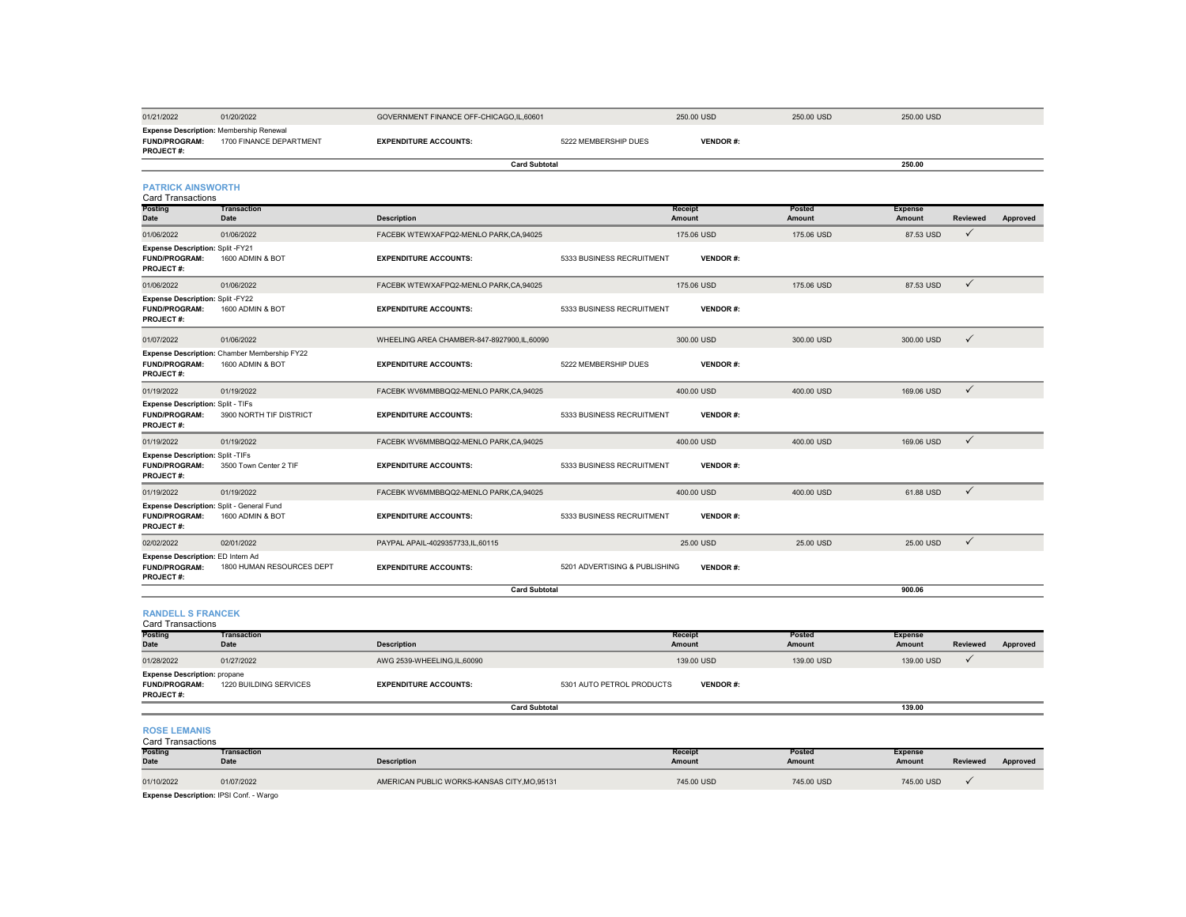| | | | | | | | | |
|---|---|---|---|---|---|---|---|---|
| 01/21/2022 | 01/20/2022 | GOVERNMENT FINANCE OFF-CHICAGO,IL,60601 | | 250.00 USD | 250.00 USD | 250.00 USD | | |
| **Expense Description:** Membership Renewal | | | | | | | | |
| **FUND/PROGRAM:** | 1700 FINANCE DEPARTMENT | **EXPENDITURE ACCOUNTS:** | 5222 MEMBERSHIP DUES | **VENDOR #:** | | | | |
| **PROJECT #:** | | | | | | | | |
| | | **Card Subtotal** | | | | 250.00 | | |

## PATRICK AINSWORTH

Card Transactions

| Posting Date | Transaction Date | Description | | Receipt Amount | Posted Amount | Expense Amount | Reviewed | Approved |
|---|---|---|---|---|---|---|---|---|
| 01/06/2022 | 01/06/2022 | FACEBK WTEWXAFPQ2-MENLO PARK,CA,94025 | | 175.06 USD | 175.06 USD | 87.53 USD | ✓ | |
| **Expense Description:** Split -FY21 | | | | | | | | |
| **FUND/PROGRAM:** | 1600 ADMIN & BOT | **EXPENDITURE ACCOUNTS:** | 5333 BUSINESS RECRUITMENT | **VENDOR #:** | | | | |
| **PROJECT #:** | | | | | | | | |
| 01/06/2022 | 01/06/2022 | FACEBK WTEWXAFPQ2-MENLO PARK,CA,94025 | | 175.06 USD | 175.06 USD | 87.53 USD | ✓ | |
| **Expense Description:** Split -FY22 | | | | | | | | |
| **FUND/PROGRAM:** | 1600 ADMIN & BOT | **EXPENDITURE ACCOUNTS:** | 5333 BUSINESS RECRUITMENT | **VENDOR #:** | | | | |
| **PROJECT #:** | | | | | | | | |
| 01/07/2022 | 01/06/2022 | WHEELING AREA CHAMBER-847-8927900,IL,60090 | | 300.00 USD | 300.00 USD | 300.00 USD | ✓ | |
| **Expense Description:** Chamber Membership FY22 | | | | | | | | |
| **FUND/PROGRAM:** | 1600 ADMIN & BOT | **EXPENDITURE ACCOUNTS:** | 5222 MEMBERSHIP DUES | **VENDOR #:** | | | | |
| **PROJECT #:** | | | | | | | | |
| 01/19/2022 | 01/19/2022 | FACEBK WV6MMBBQQ2-MENLO PARK,CA,94025 | | 400.00 USD | 400.00 USD | 169.06 USD | ✓ | |
| **Expense Description:** Split - TIFs | | | | | | | | |
| **FUND/PROGRAM:** | 3900 NORTH TIF DISTRICT | **EXPENDITURE ACCOUNTS:** | 5333 BUSINESS RECRUITMENT | **VENDOR #:** | | | | |
| **PROJECT #:** | | | | | | | | |
| 01/19/2022 | 01/19/2022 | FACEBK WV6MMBBQQ2-MENLO PARK,CA,94025 | | 400.00 USD | 400.00 USD | 169.06 USD | ✓ | |
| **Expense Description:** Split -TIFs | | | | | | | | |
| **FUND/PROGRAM:** | 3500 Town Center 2 TIF | **EXPENDITURE ACCOUNTS:** | 5333 BUSINESS RECRUITMENT | **VENDOR #:** | | | | |
| **PROJECT #:** | | | | | | | | |
| 01/19/2022 | 01/19/2022 | FACEBK WV6MMBBQQ2-MENLO PARK,CA,94025 | | 400.00 USD | 400.00 USD | 61.88 USD | ✓ | |
| **Expense Description:** Split - General Fund | | | | | | | | |
| **FUND/PROGRAM:** | 1600 ADMIN & BOT | **EXPENDITURE ACCOUNTS:** | 5333 BUSINESS RECRUITMENT | **VENDOR #:** | | | | |
| **PROJECT #:** | | | | | | | | |
| 02/02/2022 | 02/01/2022 | PAYPAL APAIL-4029357733,IL,60115 | | 25.00 USD | 25.00 USD | 25.00 USD | ✓ | |
| **Expense Description:** ED Intern Ad | | | | | | | | |
| **FUND/PROGRAM:** | 1800 HUMAN RESOURCES DEPT | **EXPENDITURE ACCOUNTS:** | 5201 ADVERTISING & PUBLISHING | **VENDOR #:** | | | | |
| **PROJECT #:** | | | | | | | | |
| | | **Card Subtotal** | | | | 900.06 | | |

## RANDELL S FRANCEK

Card Transactions

| Posting Date | Transaction Date | Description | | Receipt Amount | Posted Amount | Expense Amount | Reviewed | Approved |
|---|---|---|---|---|---|---|---|---|
| 01/28/2022 | 01/27/2022 | AWG 2539-WHEELING,IL,60090 | | 139.00 USD | 139.00 USD | 139.00 USD | ✓ | |
| **Expense Description:** propane | | | | | | | | |
| **FUND/PROGRAM:** | 1220 BUILDING SERVICES | **EXPENDITURE ACCOUNTS:** | 5301 AUTO PETROL PRODUCTS | **VENDOR #:** | | | | |
| **PROJECT #:** | | | | | | | | |
| | | **Card Subtotal** | | | | 139.00 | | |

## ROSE LEMANIS

Card Transactions

| Posting Date | Transaction Date | Description | | Receipt Amount | Posted Amount | Expense Amount | Reviewed | Approved |
|---|---|---|---|---|---|---|---|---|
| 01/10/2022 | 01/07/2022 | AMERICAN PUBLIC WORKS-KANSAS CITY,MO,95131 | | 745.00 USD | 745.00 USD | 745.00 USD | ✓ | |
| **Expense Description:** IPSI Conf. - Wargo | | | | | | | | |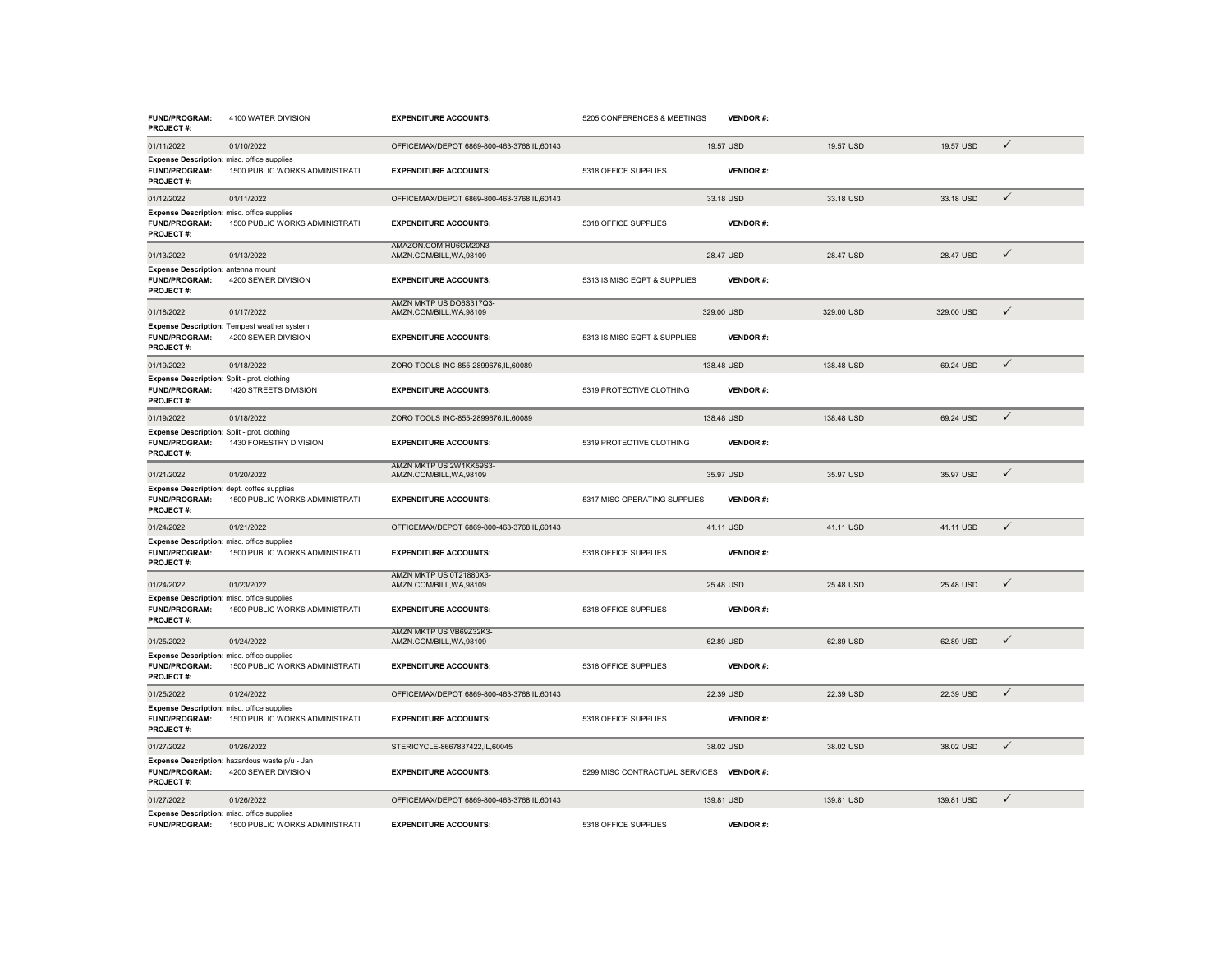**FUND/PROGRAM:** 4100 WATER DIVISION **EXPENDITURE ACCOUNTS:** 5205 CONFERENCES & MEETINGS **VENDOR #:**
**PROJECT #:**

| Transaction Date | Posting Date | Merchant | Amount | Original Amount | Allocated Amount | |
|---|---|---|---|---|---|---|
| 01/11/2022 | 01/10/2022 | OFFICEMAX/DEPOT 6869-800-463-3768,IL,60143 | 19.57 USD | 19.57 USD | 19.57 USD | ✓ |

**Expense Description:** misc. office supplies
**FUND/PROGRAM:** 1500 PUBLIC WORKS ADMINISTRATI **EXPENDITURE ACCOUNTS:** 5318 OFFICE SUPPLIES **VENDOR #:**
**PROJECT #:**

| | | | | | | |
|---|---|---|---|---|---|---|
| 01/12/2022 | 01/11/2022 | OFFICEMAX/DEPOT 6869-800-463-3768,IL,60143 | 33.18 USD | 33.18 USD | 33.18 USD | ✓ |

**Expense Description:** misc. office supplies
**FUND/PROGRAM:** 1500 PUBLIC WORKS ADMINISTRATI **EXPENDITURE ACCOUNTS:** 5318 OFFICE SUPPLIES **VENDOR #:**
**PROJECT #:**

| | | | | | | |
|---|---|---|---|---|---|---|
| 01/13/2022 | 01/13/2022 | AMAZON.COM HU6CM20N3-AMZN.COM/BILL,WA,98109 | 28.47 USD | 28.47 USD | 28.47 USD | ✓ |

**Expense Description:** antenna mount
**FUND/PROGRAM:** 4200 SEWER DIVISION **EXPENDITURE ACCOUNTS:** 5313 IS MISC EQPT & SUPPLIES **VENDOR #:**
**PROJECT #:**

| | | | | | | |
|---|---|---|---|---|---|---|
| 01/18/2022 | 01/17/2022 | AMZN MKTP US DO6S317Q3-AMZN.COM/BILL,WA,98109 | 329.00 USD | 329.00 USD | 329.00 USD | ✓ |

**Expense Description:** Tempest weather system
**FUND/PROGRAM:** 4200 SEWER DIVISION **EXPENDITURE ACCOUNTS:** 5313 IS MISC EQPT & SUPPLIES **VENDOR #:**
**PROJECT #:**

| | | | | | | |
|---|---|---|---|---|---|---|
| 01/19/2022 | 01/18/2022 | ZORO TOOLS INC-855-2899676,IL,60089 | 138.48 USD | 138.48 USD | 69.24 USD | ✓ |

**Expense Description:** Split - prot. clothing
**FUND/PROGRAM:** 1420 STREETS DIVISION **EXPENDITURE ACCOUNTS:** 5319 PROTECTIVE CLOTHING **VENDOR #:**
**PROJECT #:**

| | | | | | | |
|---|---|---|---|---|---|---|
| 01/19/2022 | 01/18/2022 | ZORO TOOLS INC-855-2899676,IL,60089 | 138.48 USD | 138.48 USD | 69.24 USD | ✓ |

**Expense Description:** Split - prot. clothing
**FUND/PROGRAM:** 1430 FORESTRY DIVISION **EXPENDITURE ACCOUNTS:** 5319 PROTECTIVE CLOTHING **VENDOR #:**
**PROJECT #:**

| | | | | | | |
|---|---|---|---|---|---|---|
| 01/21/2022 | 01/20/2022 | AMZN MKTP US 2W1KK59S3-AMZN.COM/BILL,WA,98109 | 35.97 USD | 35.97 USD | 35.97 USD | ✓ |

**Expense Description:** dept. coffee supplies
**FUND/PROGRAM:** 1500 PUBLIC WORKS ADMINISTRATI **EXPENDITURE ACCOUNTS:** 5317 MISC OPERATING SUPPLIES **VENDOR #:**
**PROJECT #:**

| | | | | | | |
|---|---|---|---|---|---|---|
| 01/24/2022 | 01/21/2022 | OFFICEMAX/DEPOT 6869-800-463-3768,IL,60143 | 41.11 USD | 41.11 USD | 41.11 USD | ✓ |

**Expense Description:** misc. office supplies
**FUND/PROGRAM:** 1500 PUBLIC WORKS ADMINISTRATI **EXPENDITURE ACCOUNTS:** 5318 OFFICE SUPPLIES **VENDOR #:**
**PROJECT #:**

| | | | | | | |
|---|---|---|---|---|---|---|
| 01/24/2022 | 01/23/2022 | AMZN MKTP US 0T21880X3-AMZN.COM/BILL,WA,98109 | 25.48 USD | 25.48 USD | 25.48 USD | ✓ |

**Expense Description:** misc. office supplies
**FUND/PROGRAM:** 1500 PUBLIC WORKS ADMINISTRATI **EXPENDITURE ACCOUNTS:** 5318 OFFICE SUPPLIES **VENDOR #:**
**PROJECT #:**

| | | | | | | |
|---|---|---|---|---|---|---|
| 01/25/2022 | 01/24/2022 | AMZN MKTP US VB69Z32K3-AMZN.COM/BILL,WA,98109 | 62.89 USD | 62.89 USD | 62.89 USD | ✓ |

**Expense Description:** misc. office supplies
**FUND/PROGRAM:** 1500 PUBLIC WORKS ADMINISTRATI **EXPENDITURE ACCOUNTS:** 5318 OFFICE SUPPLIES **VENDOR #:**
**PROJECT #:**

| | | | | | | |
|---|---|---|---|---|---|---|
| 01/25/2022 | 01/24/2022 | OFFICEMAX/DEPOT 6869-800-463-3768,IL,60143 | 22.39 USD | 22.39 USD | 22.39 USD | ✓ |

**Expense Description:** misc. office supplies
**FUND/PROGRAM:** 1500 PUBLIC WORKS ADMINISTRATI **EXPENDITURE ACCOUNTS:** 5318 OFFICE SUPPLIES **VENDOR #:**
**PROJECT #:**

| | | | | | | |
|---|---|---|---|---|---|---|
| 01/27/2022 | 01/26/2022 | STERICYCLE-8667837422,IL,60045 | 38.02 USD | 38.02 USD | 38.02 USD | ✓ |

**Expense Description:** hazardous waste p/u - Jan
**FUND/PROGRAM:** 4200 SEWER DIVISION **EXPENDITURE ACCOUNTS:** 5299 MISC CONTRACTUAL SERVICES **VENDOR #:**
**PROJECT #:**

| | | | | | | |
|---|---|---|---|---|---|---|
| 01/27/2022 | 01/26/2022 | OFFICEMAX/DEPOT 6869-800-463-3768,IL,60143 | 139.81 USD | 139.81 USD | 139.81 USD | ✓ |

**Expense Description:** misc. office supplies
**FUND/PROGRAM:** 1500 PUBLIC WORKS ADMINISTRATI **EXPENDITURE ACCOUNTS:** 5318 OFFICE SUPPLIES **VENDOR #:**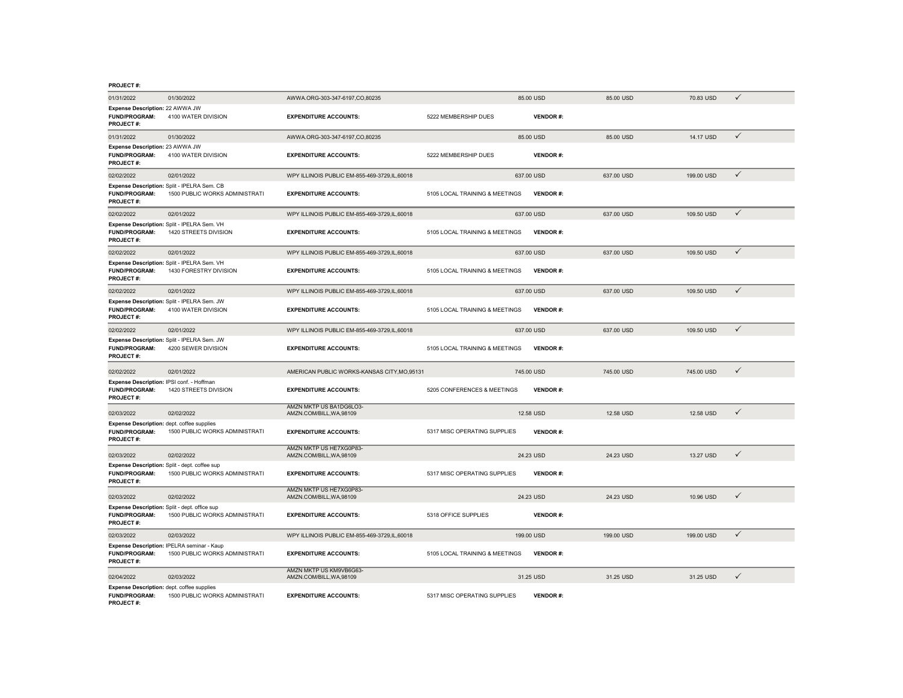**PROJECT #:**

| 01/31/2022 | 01/30/2022 | AWWA.ORG-303-347-6197,CO,80235 | | 85.00 USD | 85.00 USD | 70.83 USD | ✓ |
|---|---|---|---|---|---|---|---|

**Expense Description:** 22 AWWA JW
**FUND/PROGRAM:** 4100 WATER DIVISION **EXPENDITURE ACCOUNTS:** 5222 MEMBERSHIP DUES **VENDOR #:**
**PROJECT #:**

| 01/31/2022 | 01/30/2022 | AWWA.ORG-303-347-6197,CO,80235 | | 85.00 USD | 85.00 USD | 14.17 USD | ✓ |
|---|---|---|---|---|---|---|---|

**Expense Description:** 23 AWWA JW
**FUND/PROGRAM:** 4100 WATER DIVISION **EXPENDITURE ACCOUNTS:** 5222 MEMBERSHIP DUES **VENDOR #:**
**PROJECT #:**

| 02/02/2022 | 02/01/2022 | WPY ILLINOIS PUBLIC EM-855-469-3729,IL,60018 | | 637.00 USD | 637.00 USD | 199.00 USD | ✓ |
|---|---|---|---|---|---|---|---|

**Expense Description:** Split - IPELRA Sem. CB
**FUND/PROGRAM:** 1500 PUBLIC WORKS ADMINISTRATI **EXPENDITURE ACCOUNTS:** 5105 LOCAL TRAINING & MEETINGS **VENDOR #:**
**PROJECT #:**

| 02/02/2022 | 02/01/2022 | WPY ILLINOIS PUBLIC EM-855-469-3729,IL,60018 | | 637.00 USD | 637.00 USD | 109.50 USD | ✓ |
|---|---|---|---|---|---|---|---|

**Expense Description:** Split - IPELRA Sem. VH
**FUND/PROGRAM:** 1420 STREETS DIVISION **EXPENDITURE ACCOUNTS:** 5105 LOCAL TRAINING & MEETINGS **VENDOR #:**
**PROJECT #:**

| 02/02/2022 | 02/01/2022 | WPY ILLINOIS PUBLIC EM-855-469-3729,IL,60018 | | 637.00 USD | 637.00 USD | 109.50 USD | ✓ |
|---|---|---|---|---|---|---|---|

**Expense Description:** Split - IPELRA Sem. VH
**FUND/PROGRAM:** 1430 FORESTRY DIVISION **EXPENDITURE ACCOUNTS:** 5105 LOCAL TRAINING & MEETINGS **VENDOR #:**
**PROJECT #:**

| 02/02/2022 | 02/01/2022 | WPY ILLINOIS PUBLIC EM-855-469-3729,IL,60018 | | 637.00 USD | 637.00 USD | 109.50 USD | ✓ |
|---|---|---|---|---|---|---|---|

**Expense Description:** Split - IPELRA Sem. JW
**FUND/PROGRAM:** 4100 WATER DIVISION **EXPENDITURE ACCOUNTS:** 5105 LOCAL TRAINING & MEETINGS **VENDOR #:**
**PROJECT #:**

| 02/02/2022 | 02/01/2022 | WPY ILLINOIS PUBLIC EM-855-469-3729,IL,60018 | | 637.00 USD | 637.00 USD | 109.50 USD | ✓ |
|---|---|---|---|---|---|---|---|

**Expense Description:** Split - IPELRA Sem. JW
**FUND/PROGRAM:** 4200 SEWER DIVISION **EXPENDITURE ACCOUNTS:** 5105 LOCAL TRAINING & MEETINGS **VENDOR #:**
**PROJECT #:**

| 02/02/2022 | 02/01/2022 | AMERICAN PUBLIC WORKS-KANSAS CITY,MO,95131 | | 745.00 USD | 745.00 USD | 745.00 USD | ✓ |
|---|---|---|---|---|---|---|---|

**Expense Description:** IPSI conf. - Hoffman
**FUND/PROGRAM:** 1420 STREETS DIVISION **EXPENDITURE ACCOUNTS:** 5205 CONFERENCES & MEETINGS **VENDOR #:**
**PROJECT #:**

| 02/03/2022 | 02/02/2022 | AMZN MKTP US BA1DG6LO3-AMZN.COM/BILL,WA,98109 | | 12.58 USD | 12.58 USD | 12.58 USD | ✓ |
|---|---|---|---|---|---|---|---|

**Expense Description:** dept. coffee supplies
**FUND/PROGRAM:** 1500 PUBLIC WORKS ADMINISTRATI **EXPENDITURE ACCOUNTS:** 5317 MISC OPERATING SUPPLIES **VENDOR #:**
**PROJECT #:**

| 02/03/2022 | 02/02/2022 | AMZN MKTP US HE7XG0P83-AMZN.COM/BILL,WA,98109 | | 24.23 USD | 24.23 USD | 13.27 USD | ✓ |
|---|---|---|---|---|---|---|---|

**Expense Description:** Split - dept. coffee sup
**FUND/PROGRAM:** 1500 PUBLIC WORKS ADMINISTRATI **EXPENDITURE ACCOUNTS:** 5317 MISC OPERATING SUPPLIES **VENDOR #:**
**PROJECT #:**

| 02/03/2022 | 02/02/2022 | AMZN MKTP US HE7XG0P83-AMZN.COM/BILL,WA,98109 | | 24.23 USD | 24.23 USD | 10.96 USD | ✓ |
|---|---|---|---|---|---|---|---|

**Expense Description:** Split - dept. office sup
**FUND/PROGRAM:** 1500 PUBLIC WORKS ADMINISTRATI **EXPENDITURE ACCOUNTS:** 5318 OFFICE SUPPLIES **VENDOR #:**
**PROJECT #:**

| 02/03/2022 | 02/03/2022 | WPY ILLINOIS PUBLIC EM-855-469-3729,IL,60018 | | 199.00 USD | 199.00 USD | 199.00 USD | ✓ |
|---|---|---|---|---|---|---|---|

**Expense Description:** IPELRA seminar - Kaup
**FUND/PROGRAM:** 1500 PUBLIC WORKS ADMINISTRATI **EXPENDITURE ACCOUNTS:** 5105 LOCAL TRAINING & MEETINGS **VENDOR #:**
**PROJECT #:**

| 02/04/2022 | 02/03/2022 | AMZN MKTP US KM9VB6G63-AMZN.COM/BILL,WA,98109 | | 31.25 USD | 31.25 USD | 31.25 USD | ✓ |
|---|---|---|---|---|---|---|---|

**Expense Description:** dept. coffee supplies
**FUND/PROGRAM:** 1500 PUBLIC WORKS ADMINISTRATI **EXPENDITURE ACCOUNTS:** 5317 MISC OPERATING SUPPLIES **VENDOR #:**
**PROJECT #:**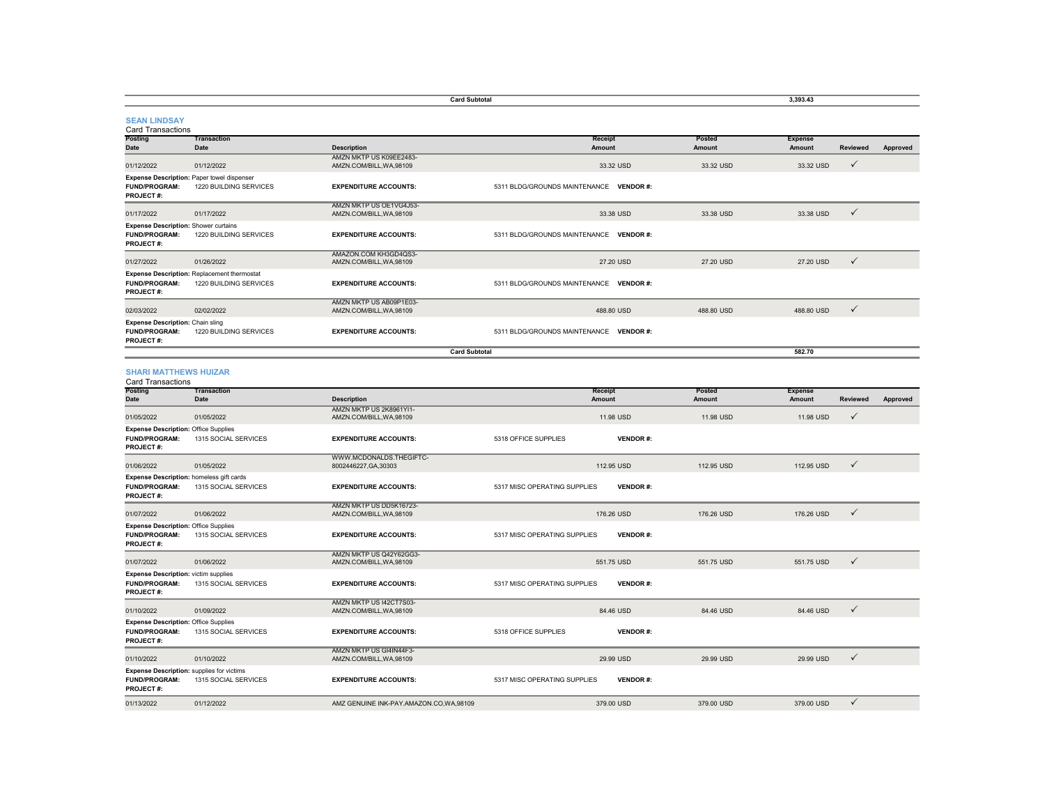| | | Card Subtotal | | | 3,393.43 | | |
|---|---|---|---|---|---|---|---|

### SEAN LINDSAY

Card Transactions

| Posting Date | Transaction Date | Description | Receipt Amount | Posted Amount | Expense Amount | Reviewed | Approved |
|---|---|---|---|---|---|---|---|
| 01/12/2022 | 01/12/2022 | AMZN MKTP US K09EE2483-AMZN.COM/BILL,WA,98109 | 33.32 USD | 33.32 USD | 33.32 USD | ✓ | |
| **Expense Description:** Paper towel dispenser | | | | | | | |
| **FUND/PROGRAM:** 1220 BUILDING SERVICES | | **EXPENDITURE ACCOUNTS:** | 5311 BLDG/GROUNDS MAINTENANCE **VENDOR #:** | | | | |
| **PROJECT #:** | | | | | | | |
| 01/17/2022 | 01/17/2022 | AMZN MKTP US OE1VG4J53-AMZN.COM/BILL,WA,98109 | 33.38 USD | 33.38 USD | 33.38 USD | ✓ | |
| **Expense Description:** Shower curtains | | | | | | | |
| **FUND/PROGRAM:** 1220 BUILDING SERVICES | | **EXPENDITURE ACCOUNTS:** | 5311 BLDG/GROUNDS MAINTENANCE **VENDOR #:** | | | | |
| **PROJECT #:** | | | | | | | |
| 01/27/2022 | 01/26/2022 | AMAZON.COM KH3GD4QS3-AMZN.COM/BILL,WA,98109 | 27.20 USD | 27.20 USD | 27.20 USD | ✓ | |
| **Expense Description:** Replacement thermostat | | | | | | | |
| **FUND/PROGRAM:** 1220 BUILDING SERVICES | | **EXPENDITURE ACCOUNTS:** | 5311 BLDG/GROUNDS MAINTENANCE **VENDOR #:** | | | | |
| **PROJECT #:** | | | | | | | |
| 02/03/2022 | 02/02/2022 | AMZN MKTP US AB09P1E03-AMZN.COM/BILL,WA,98109 | 488.80 USD | 488.80 USD | 488.80 USD | ✓ | |
| **Expense Description:** Chain sling | | | | | | | |
| **FUND/PROGRAM:** 1220 BUILDING SERVICES | | **EXPENDITURE ACCOUNTS:** | 5311 BLDG/GROUNDS MAINTENANCE **VENDOR #:** | | | | |
| **PROJECT #:** | | | | | | | |
| | | **Card Subtotal** | | | 582.70 | | |

### SHARI MATTHEWS HUIZAR

Card Transactions

| Posting Date | Transaction Date | Description | Receipt Amount | Posted Amount | Expense Amount | Reviewed | Approved |
|---|---|---|---|---|---|---|---|
| 01/05/2022 | 01/05/2022 | AMZN MKTP US 2K8961YI1-AMZN.COM/BILL,WA,98109 | 11.98 USD | 11.98 USD | 11.98 USD | ✓ | |
| **Expense Description:** Office Supplies | | | | | | | |
| **FUND/PROGRAM:** 1315 SOCIAL SERVICES | | **EXPENDITURE ACCOUNTS:** | 5318 OFFICE SUPPLIES **VENDOR #:** | | | | |
| **PROJECT #:** | | | | | | | |
| 01/06/2022 | 01/05/2022 | WWW.MCDONALDS.THEGIFTC-8002446227,GA,30303 | 112.95 USD | 112.95 USD | 112.95 USD | ✓ | |
| **Expense Description:** homeless gift cards | | | | | | | |
| **FUND/PROGRAM:** 1315 SOCIAL SERVICES | | **EXPENDITURE ACCOUNTS:** | 5317 MISC OPERATING SUPPLIES **VENDOR #:** | | | | |
| **PROJECT #:** | | | | | | | |
| 01/07/2022 | 01/06/2022 | AMZN MKTP US DD5K16723-AMZN.COM/BILL,WA,98109 | 176.26 USD | 176.26 USD | 176.26 USD | ✓ | |
| **Expense Description:** Office Supplies | | | | | | | |
| **FUND/PROGRAM:** 1315 SOCIAL SERVICES | | **EXPENDITURE ACCOUNTS:** | 5317 MISC OPERATING SUPPLIES **VENDOR #:** | | | | |
| **PROJECT #:** | | | | | | | |
| 01/07/2022 | 01/06/2022 | AMZN MKTP US Q42Y62GG3-AMZN.COM/BILL,WA,98109 | 551.75 USD | 551.75 USD | 551.75 USD | ✓ | |
| **Expense Description:** victim supplies | | | | | | | |
| **FUND/PROGRAM:** 1315 SOCIAL SERVICES | | **EXPENDITURE ACCOUNTS:** | 5317 MISC OPERATING SUPPLIES **VENDOR #:** | | | | |
| **PROJECT #:** | | | | | | | |
| 01/10/2022 | 01/09/2022 | AMZN MKTP US I42CT7S03-AMZN.COM/BILL,WA,98109 | 84.46 USD | 84.46 USD | 84.46 USD | ✓ | |
| **Expense Description:** Office Supplies | | | | | | | |
| **FUND/PROGRAM:** 1315 SOCIAL SERVICES | | **EXPENDITURE ACCOUNTS:** | 5318 OFFICE SUPPLIES **VENDOR #:** | | | | |
| **PROJECT #:** | | | | | | | |
| 01/10/2022 | 01/10/2022 | AMZN MKTP US GI4IN44F3-AMZN.COM/BILL,WA,98109 | 29.99 USD | 29.99 USD | 29.99 USD | ✓ | |
| **Expense Description:** supplies for victims | | | | | | | |
| **FUND/PROGRAM:** 1315 SOCIAL SERVICES | | **EXPENDITURE ACCOUNTS:** | 5317 MISC OPERATING SUPPLIES **VENDOR #:** | | | | |
| **PROJECT #:** | | | | | | | |
| 01/13/2022 | 01/12/2022 | AMZ GENUINE INK-PAY.AMAZON.CO,WA,98109 | 379.00 USD | 379.00 USD | 379.00 USD | ✓ | |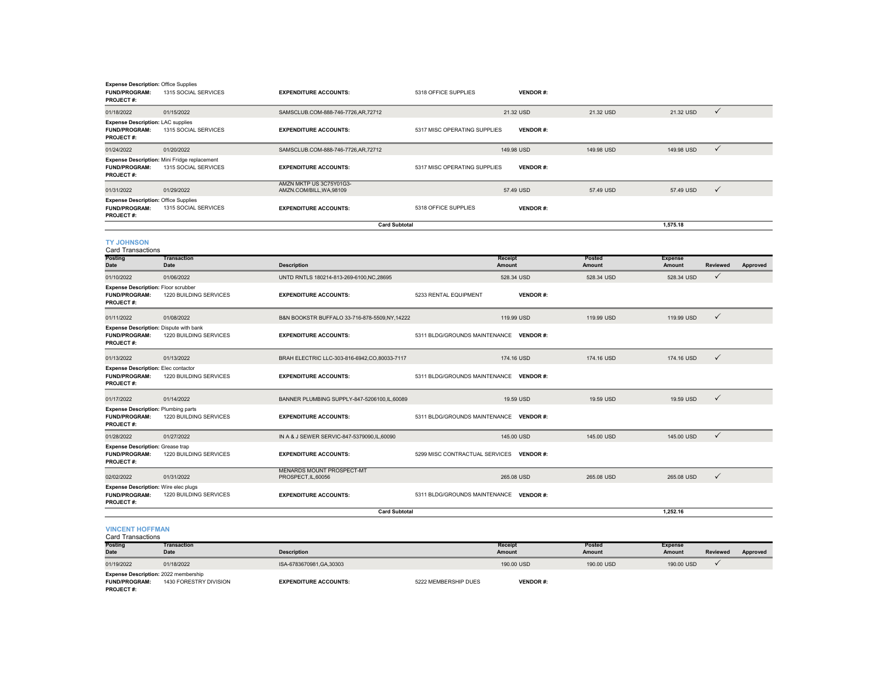**Expense Description:** Office Supplies
**FUND/PROGRAM:** 1315 SOCIAL SERVICES **EXPENDITURE ACCOUNTS:** 5318 OFFICE SUPPLIES **VENDOR #:**
**PROJECT #:**

| Posting Date | Transaction Date | Description | Receipt Amount | Posted Amount | Expense Amount | Reviewed | Approved |
|---|---|---|---|---|---|---|---|
| 01/18/2022 | 01/15/2022 | SAMSCLUB.COM-888-746-7726,AR,72712 | 21.32 USD | 21.32 USD | 21.32 USD | ✓ | |
| **Expense Description:** LAC supplies | **FUND/PROGRAM:** 1315 SOCIAL SERVICES | **EXPENDITURE ACCOUNTS:** 5317 MISC OPERATING SUPPLIES | **VENDOR #:** | | | | |
| 01/24/2022 | 01/20/2022 | SAMSCLUB.COM-888-746-7726,AR,72712 | 149.98 USD | 149.98 USD | 149.98 USD | ✓ | |
| **Expense Description:** Mini Fridge replacement | **FUND/PROGRAM:** 1315 SOCIAL SERVICES | **EXPENDITURE ACCOUNTS:** 5317 MISC OPERATING SUPPLIES | **VENDOR #:** | | | | |
| 01/31/2022 | 01/29/2022 | AMZN MKTP US 3C75Y01G3-AMZN.COM/BILL,WA,98109 | 57.49 USD | 57.49 USD | 57.49 USD | ✓ | |
| **Expense Description:** Office Supplies | **FUND/PROGRAM:** 1315 SOCIAL SERVICES | **EXPENDITURE ACCOUNTS:** 5318 OFFICE SUPPLIES | **VENDOR #:** | | | | |
| | | **Card Subtotal** | | | **1,575.18** | | |

## TY JOHNSON

Card Transactions

| Posting Date | Transaction Date | Description | Receipt Amount | Posted Amount | Expense Amount | Reviewed | Approved |
|---|---|---|---|---|---|---|---|
| 01/10/2022 | 01/06/2022 | UNTD RNTLS 180214-813-269-6100,NC,28695 | 528.34 USD | 528.34 USD | 528.34 USD | ✓ | |
| **Expense Description:** Floor scrubber | **FUND/PROGRAM:** 1220 BUILDING SERVICES | **EXPENDITURE ACCOUNTS:** 5233 RENTAL EQUIPMENT | **VENDOR #:** | | | | |
| 01/11/2022 | 01/08/2022 | B&N BOOKSTR BUFFALO 33-716-878-5509,NY,14222 | 119.99 USD | 119.99 USD | 119.99 USD | ✓ | |
| **Expense Description:** Dispute with bank | **FUND/PROGRAM:** 1220 BUILDING SERVICES | **EXPENDITURE ACCOUNTS:** 5311 BLDG/GROUNDS MAINTENANCE | **VENDOR #:** | | | | |
| 01/13/2022 | 01/13/2022 | BRAH ELECTRIC LLC-303-816-6942,CO,80033-7117 | 174.16 USD | 174.16 USD | 174.16 USD | ✓ | |
| **Expense Description:** Elec contactor | **FUND/PROGRAM:** 1220 BUILDING SERVICES | **EXPENDITURE ACCOUNTS:** 5311 BLDG/GROUNDS MAINTENANCE | **VENDOR #:** | | | | |
| 01/17/2022 | 01/14/2022 | BANNER PLUMBING SUPPLY-847-5206100,IL,60089 | 19.59 USD | 19.59 USD | 19.59 USD | ✓ | |
| **Expense Description:** Plumbing parts | **FUND/PROGRAM:** 1220 BUILDING SERVICES | **EXPENDITURE ACCOUNTS:** 5311 BLDG/GROUNDS MAINTENANCE | **VENDOR #:** | | | | |
| 01/28/2022 | 01/27/2022 | IN A & J SEWER SERVIC-847-5379090,IL,60090 | 145.00 USD | 145.00 USD | 145.00 USD | ✓ | |
| **Expense Description:** Grease trap | **FUND/PROGRAM:** 1220 BUILDING SERVICES | **EXPENDITURE ACCOUNTS:** 5299 MISC CONTRACTUAL SERVICES | **VENDOR #:** | | | | |
| 02/02/2022 | 01/31/2022 | MENARDS MOUNT PROSPECT-MT PROSPECT,IL,60056 | 265.08 USD | 265.08 USD | 265.08 USD | ✓ | |
| **Expense Description:** Wire elec plugs | **FUND/PROGRAM:** 1220 BUILDING SERVICES | **EXPENDITURE ACCOUNTS:** 5311 BLDG/GROUNDS MAINTENANCE | **VENDOR #:** | | | | |
| | | **Card Subtotal** | | | **1,252.16** | | |

## VINCENT HOFFMAN

Card Transactions

| Posting Date | Transaction Date | Description | Receipt Amount | Posted Amount | Expense Amount | Reviewed | Approved |
|---|---|---|---|---|---|---|---|
| 01/19/2022 | 01/18/2022 | ISA-6783670981,GA,30303 | 190.00 USD | 190.00 USD | 190.00 USD | ✓ | |
| **Expense Description:** 2022 membership | **FUND/PROGRAM:** 1430 FORESTRY DIVISION | **EXPENDITURE ACCOUNTS:** 5222 MEMBERSHIP DUES | **VENDOR #:** | | | | |

**PROJECT #:**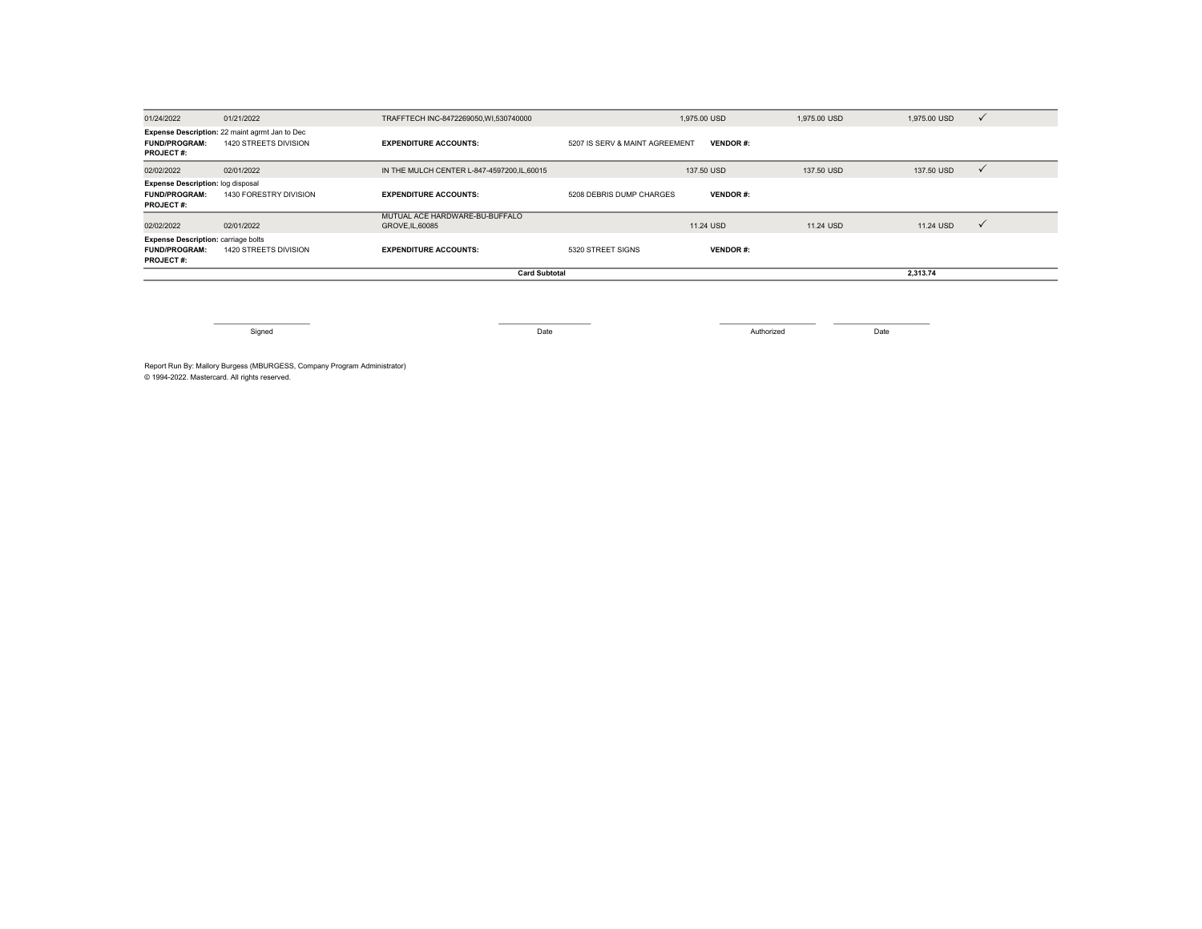| | | | | | | | |
|---|---|---|---|---|---|---|---|
| 01/24/2022 | 01/21/2022 | TRAFFTECH INC-8472269050,WI,530740000 | | 1,975.00 USD | 1,975.00 USD | 1,975.00 USD | ✓ |

**Expense Description:** 22 maint agrmt Jan to Dec
**FUND/PROGRAM:** 1420 STREETS DIVISION **EXPENDITURE ACCOUNTS:** 5207 IS SERV & MAINT AGREEMENT **VENDOR #:**
**PROJECT #:**

| | | | | | | | |
|---|---|---|---|---|---|---|---|
| 02/02/2022 | 02/01/2022 | IN THE MULCH CENTER L-847-4597200,IL,60015 | | 137.50 USD | 137.50 USD | 137.50 USD | ✓ |

**Expense Description:** log disposal
**FUND/PROGRAM:** 1430 FORESTRY DIVISION **EXPENDITURE ACCOUNTS:** 5208 DEBRIS DUMP CHARGES **VENDOR #:**
**PROJECT #:**

| | | | | | | | |
|---|---|---|---|---|---|---|---|
| 02/02/2022 | 02/01/2022 | MUTUAL ACE HARDWARE-BU-BUFFALO GROVE,IL,60085 | | 11.24 USD | 11.24 USD | 11.24 USD | ✓ |

**Expense Description:** carriage bolts
**FUND/PROGRAM:** 1420 STREETS DIVISION **EXPENDITURE ACCOUNTS:** 5320 STREET SIGNS **VENDOR #:**
**PROJECT #:**

**Card Subtotal** **2,313.74**

Signed ____________ Date ____________ Authorized ____________ Date ____________

Report Run By: Mallory Burgess (MBURGESS, Company Program Administrator)
© 1994-2022. Mastercard. All rights reserved.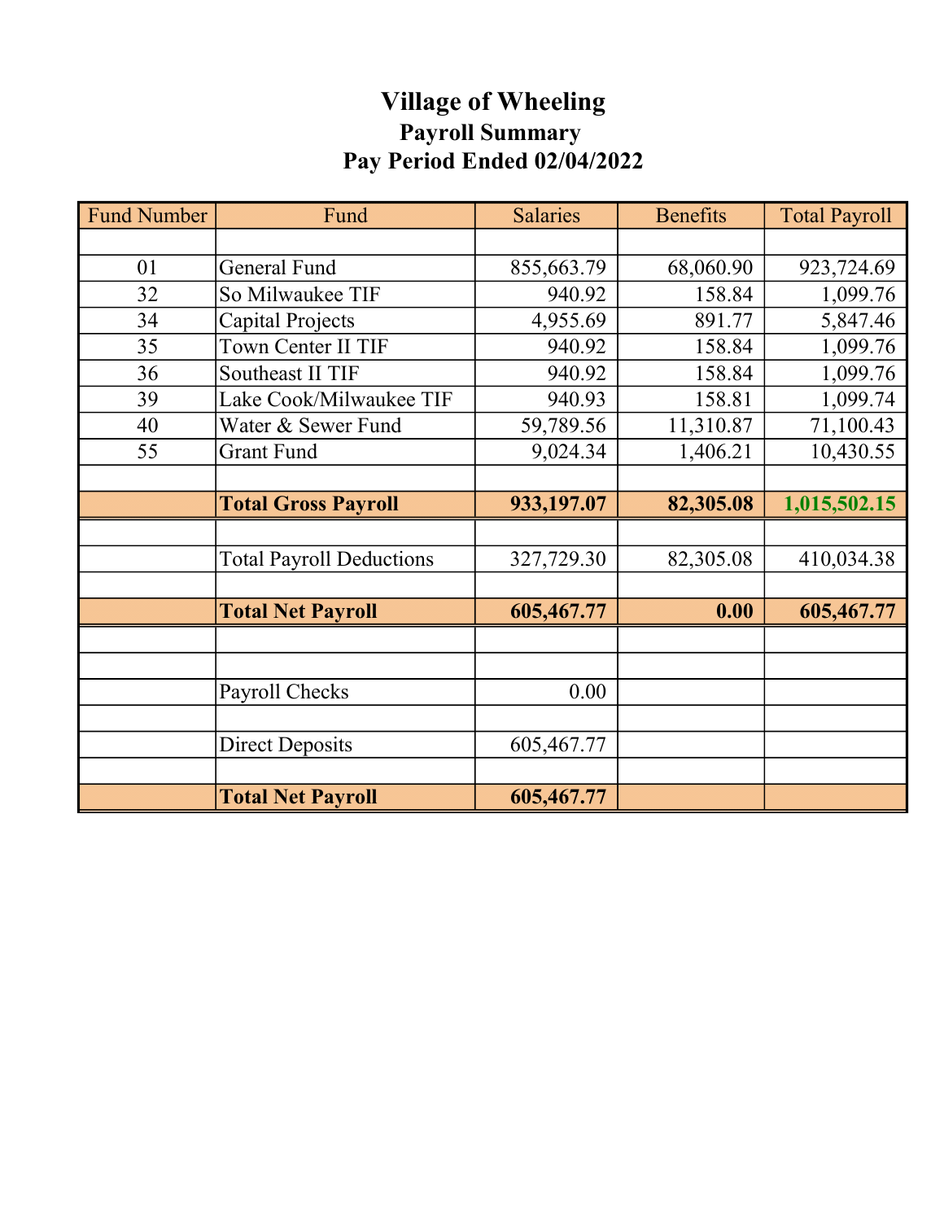# Village of Wheeling

## Payroll Summary

## Pay Period Ended 02/04/2022

| Fund Number | Fund | Salaries | Benefits | Total Payroll |
|---|---|---|---|---|
| | | | | |
| 01 | General Fund | 855,663.79 | 68,060.90 | 923,724.69 |
| 32 | So Milwaukee TIF | 940.92 | 158.84 | 1,099.76 |
| 34 | Capital Projects | 4,955.69 | 891.77 | 5,847.46 |
| 35 | Town Center II TIF | 940.92 | 158.84 | 1,099.76 |
| 36 | Southeast II TIF | 940.92 | 158.84 | 1,099.76 |
| 39 | Lake Cook/Milwaukee TIF | 940.93 | 158.81 | 1,099.74 |
| 40 | Water & Sewer Fund | 59,789.56 | 11,310.87 | 71,100.43 |
| 55 | Grant Fund | 9,024.34 | 1,406.21 | 10,430.55 |
| | | | | |
| | **Total Gross Payroll** | **933,197.07** | **82,305.08** | **1,015,502.15** |
| | | | | |
| | Total Payroll Deductions | 327,729.30 | 82,305.08 | 410,034.38 |
| | | | | |
| | **Total Net Payroll** | **605,467.77** | **0.00** | **605,467.77** |
| | | | | |
| | | | | |
| | Payroll Checks | 0.00 | | |
| | | | | |
| | Direct Deposits | 605,467.77 | | |
| | | | | |
| | **Total Net Payroll** | **605,467.77** | | |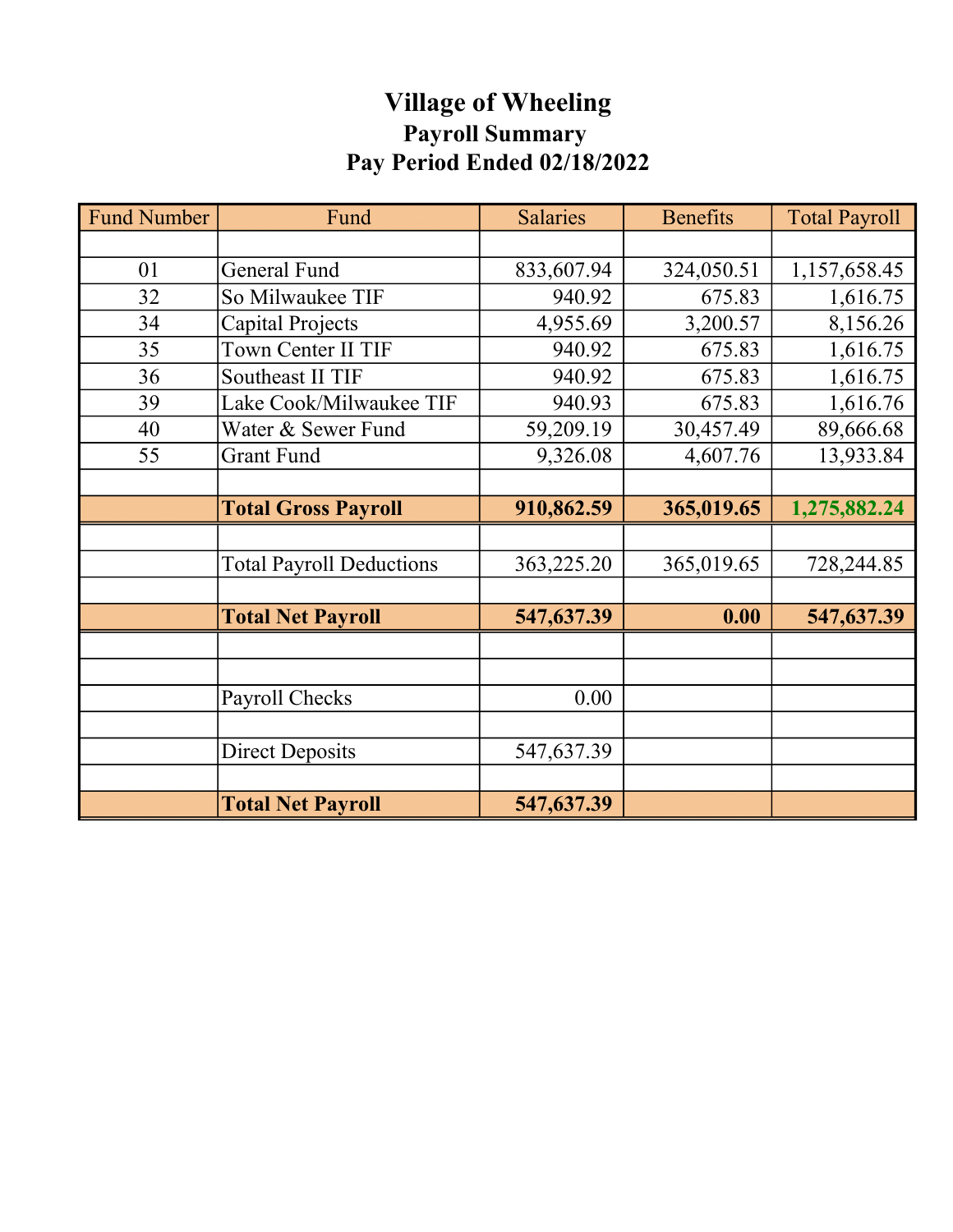# Village of Wheeling

## Payroll Summary

## Pay Period Ended 02/18/2022

| Fund Number | Fund | Salaries | Benefits | Total Payroll |
|---|---|---|---|---|
| | | | | |
| 01 | General Fund | 833,607.94 | 324,050.51 | 1,157,658.45 |
| 32 | So Milwaukee TIF | 940.92 | 675.83 | 1,616.75 |
| 34 | Capital Projects | 4,955.69 | 3,200.57 | 8,156.26 |
| 35 | Town Center II TIF | 940.92 | 675.83 | 1,616.75 |
| 36 | Southeast II TIF | 940.92 | 675.83 | 1,616.75 |
| 39 | Lake Cook/Milwaukee TIF | 940.93 | 675.83 | 1,616.76 |
| 40 | Water & Sewer Fund | 59,209.19 | 30,457.49 | 89,666.68 |
| 55 | Grant Fund | 9,326.08 | 4,607.76 | 13,933.84 |
| | | | | |
| | **Total Gross Payroll** | **910,862.59** | **365,019.65** | **1,275,882.24** |
| | | | | |
| | Total Payroll Deductions | 363,225.20 | 365,019.65 | 728,244.85 |
| | | | | |
| | **Total Net Payroll** | **547,637.39** | **0.00** | **547,637.39** |
| | | | | |
| | | | | |
| | Payroll Checks | 0.00 | | |
| | | | | |
| | Direct Deposits | 547,637.39 | | |
| | | | | |
| | **Total Net Payroll** | **547,637.39** | | |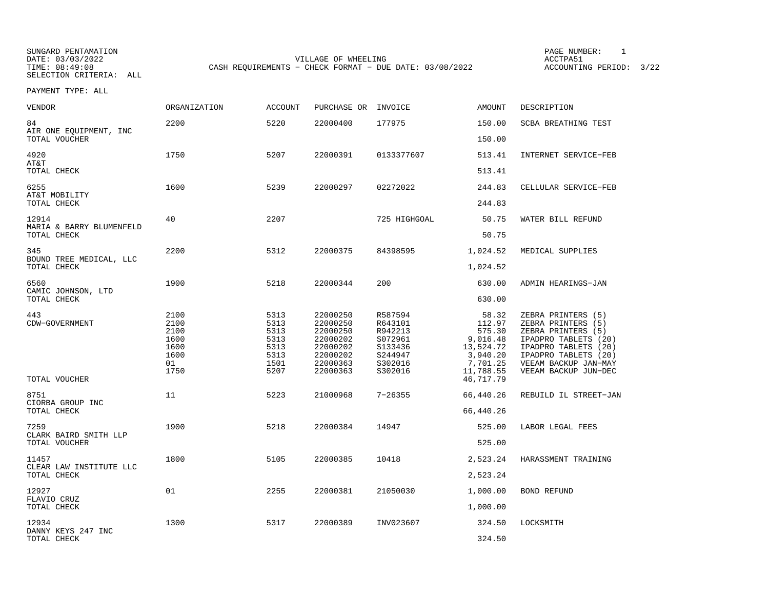SUNGARD PENTAMATION
DATE: 03/03/2022
TIME: 08:49:08
SELECTION CRITERIA: ALL

VILLAGE OF WHEELING
CASH REQUIREMENTS - CHECK FORMAT - DUE DATE: 03/08/2022

PAGE NUMBER: 1
ACCTPA51
ACCOUNTING PERIOD: 3/22

PAYMENT TYPE: ALL

| VENDOR | ORGANIZATION | ACCOUNT | PURCHASE OR | INVOICE | AMOUNT | DESCRIPTION |
|---|---|---|---|---|---|---|
| 84 | 2200 | 5220 | 22000400 | 177975 | 150.00 | SCBA BREATHING TEST |
| AIR ONE EQUIPMENT, INC | | | | | | |
| TOTAL VOUCHER | | | | | 150.00 | |
| 4920 | 1750 | 5207 | 22000391 | 0133377607 | 513.41 | INTERNET SERVICE-FEB |
| AT&T | | | | | | |
| TOTAL CHECK | | | | | 513.41 | |
| 6255 | 1600 | 5239 | 22000297 | 02272022 | 244.83 | CELLULAR SERVICE-FEB |
| AT&T MOBILITY | | | | | | |
| TOTAL CHECK | | | | | 244.83 | |
| 12914 | 40 | 2207 | | 725 HIGHGOAL | 50.75 | WATER BILL REFUND |
| MARIA & BARRY BLUMENFELD | | | | | | |
| TOTAL CHECK | | | | | 50.75 | |
| 345 | 2200 | 5312 | 22000375 | 84398595 | 1,024.52 | MEDICAL SUPPLIES |
| BOUND TREE MEDICAL, LLC | | | | | | |
| TOTAL CHECK | | | | | 1,024.52 | |
| 6560 | 1900 | 5218 | 22000344 | 200 | 630.00 | ADMIN HEARINGS-JAN |
| CAMIC JOHNSON, LTD | | | | | | |
| TOTAL CHECK | | | | | 630.00 | |
| 443 | 2100 | 5313 | 22000250 | R587594 | 58.32 | ZEBRA PRINTERS (5) |
| CDW-GOVERNMENT | 2100 | 5313 | 22000250 | R643101 | 112.97 | ZEBRA PRINTERS (5) |
| | 2100 | 5313 | 22000250 | R942213 | 575.30 | ZEBRA PRINTERS (5) |
| | 1600 | 5313 | 22000202 | S072961 | 9,016.48 | IPADPRO TABLETS (20) |
| | 1600 | 5313 | 22000202 | S133436 | 13,524.72 | IPADPRO TABLETS (20) |
| | 1600 | 5313 | 22000202 | S244947 | 3,940.20 | IPADPRO TABLETS (20) |
| | 01 | 1501 | 22000363 | S302016 | 7,701.25 | VEEAM BACKUP JAN-MAY |
| | 1750 | 5207 | 22000363 | S302016 | 11,788.55 | VEEAM BACKUP JUN-DEC |
| TOTAL VOUCHER | | | | | 46,717.79 | |
| 8751 | 11 | 5223 | 21000968 | 7-26355 | 66,440.26 | REBUILD IL STREET-JAN |
| CIORBA GROUP INC | | | | | | |
| TOTAL CHECK | | | | | 66,440.26 | |
| 7259 | 1900 | 5218 | 22000384 | 14947 | 525.00 | LABOR LEGAL FEES |
| CLARK BAIRD SMITH LLP | | | | | | |
| TOTAL VOUCHER | | | | | 525.00 | |
| 11457 | 1800 | 5105 | 22000385 | 10418 | 2,523.24 | HARASSMENT TRAINING |
| CLEAR LAW INSTITUTE LLC | | | | | | |
| TOTAL CHECK | | | | | 2,523.24 | |
| 12927 | 01 | 2255 | 22000381 | 21050030 | 1,000.00 | BOND REFUND |
| FLAVIO CRUZ | | | | | | |
| TOTAL CHECK | | | | | 1,000.00 | |
| 12934 | 1300 | 5317 | 22000389 | INV023607 | 324.50 | LOCKSMITH |
| DANNY KEYS 247 INC | | | | | | |
| TOTAL CHECK | | | | | 324.50 | |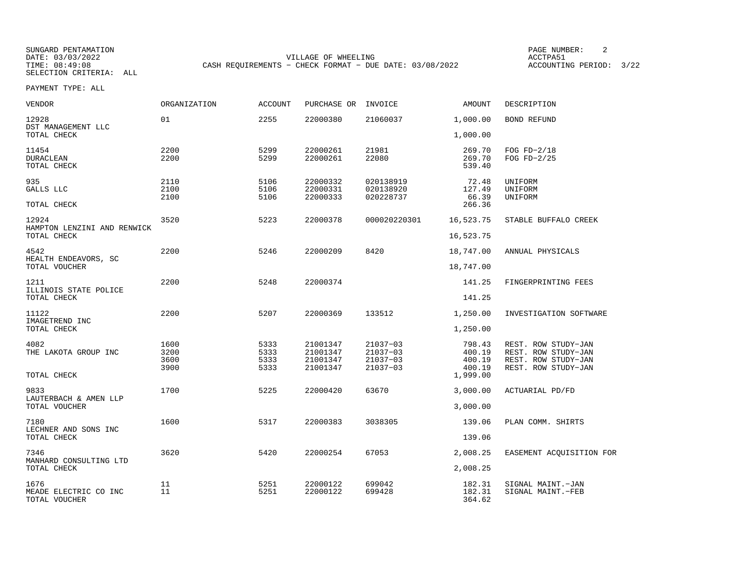SUNGARD PENTAMATION
DATE: 03/03/2022
TIME: 08:49:08
SELECTION CRITERIA: ALL

VILLAGE OF WHEELING
CASH REQUIREMENTS - CHECK FORMAT - DUE DATE: 03/08/2022

ACCTPA51
ACCOUNTING PERIOD: 3/22

PAYMENT TYPE: ALL

| VENDOR | ORGANIZATION | ACCOUNT | PURCHASE OR | INVOICE | AMOUNT | DESCRIPTION |
|---|---|---|---|---|---|---|
| 12928 | 01 | 2255 | 22000380 | 21060037 | 1,000.00 | BOND REFUND |
| DST MANAGEMENT LLC | | | | | | |
| TOTAL CHECK | | | | | 1,000.00 | |
| 11454 | 2200 | 5299 | 22000261 | 21981 | 269.70 | FOG FD-2/18 |
| DURACLEAN | 2200 | 5299 | 22000261 | 22080 | 269.70 | FOG FD-2/25 |
| TOTAL CHECK | | | | | 539.40 | |
| 935 | 2110 | 5106 | 22000332 | 020138919 | 72.48 | UNIFORM |
| GALLS LLC | 2100 | 5106 | 22000331 | 020138920 | 127.49 | UNIFORM |
| | 2100 | 5106 | 22000333 | 020228737 | 66.39 | UNIFORM |
| TOTAL CHECK | | | | | 266.36 | |
| 12924 | 3520 | 5223 | 22000378 | 000020220301 | 16,523.75 | STABLE BUFFALO CREEK |
| HAMPTON LENZINI AND RENWICK | | | | | | |
| TOTAL CHECK | | | | | 16,523.75 | |
| 4542 | 2200 | 5246 | 22000209 | 8420 | 18,747.00 | ANNUAL PHYSICALS |
| HEALTH ENDEAVORS, SC | | | | | | |
| TOTAL VOUCHER | | | | | 18,747.00 | |
| 1211 | 2200 | 5248 | 22000374 | | 141.25 | FINGERPRINTING FEES |
| ILLINOIS STATE POLICE | | | | | | |
| TOTAL CHECK | | | | | 141.25 | |
| 11122 | 2200 | 5207 | 22000369 | 133512 | 1,250.00 | INVESTIGATION SOFTWARE |
| IMAGETREND INC | | | | | | |
| TOTAL CHECK | | | | | 1,250.00 | |
| 4082 | 1600 | 5333 | 21001347 | 21037-03 | 798.43 | REST. ROW STUDY-JAN |
| THE LAKOTA GROUP INC | 3200 | 5333 | 21001347 | 21037-03 | 400.19 | REST. ROW STUDY-JAN |
| | 3600 | 5333 | 21001347 | 21037-03 | 400.19 | REST. ROW STUDY-JAN |
| | 3900 | 5333 | 21001347 | 21037-03 | 400.19 | REST. ROW STUDY-JAN |
| TOTAL CHECK | | | | | 1,999.00 | |
| 9833 | 1700 | 5225 | 22000420 | 63670 | 3,000.00 | ACTUARIAL PD/FD |
| LAUTERBACH & AMEN LLP | | | | | | |
| TOTAL VOUCHER | | | | | 3,000.00 | |
| 7180 | 1600 | 5317 | 22000383 | 3038305 | 139.06 | PLAN COMM. SHIRTS |
| LECHNER AND SONS INC | | | | | | |
| TOTAL CHECK | | | | | 139.06 | |
| 7346 | 3620 | 5420 | 22000254 | 67053 | 2,008.25 | EASEMENT ACQUISITION FOR |
| MANHARD CONSULTING LTD | | | | | | |
| TOTAL CHECK | | | | | 2,008.25 | |
| 1676 | 11 | 5251 | 22000122 | 699042 | 182.31 | SIGNAL MAINT.-JAN |
| MEADE ELECTRIC CO INC | 11 | 5251 | 22000122 | 699428 | 182.31 | SIGNAL MAINT.-FEB |
| TOTAL VOUCHER | | | | | 364.62 | |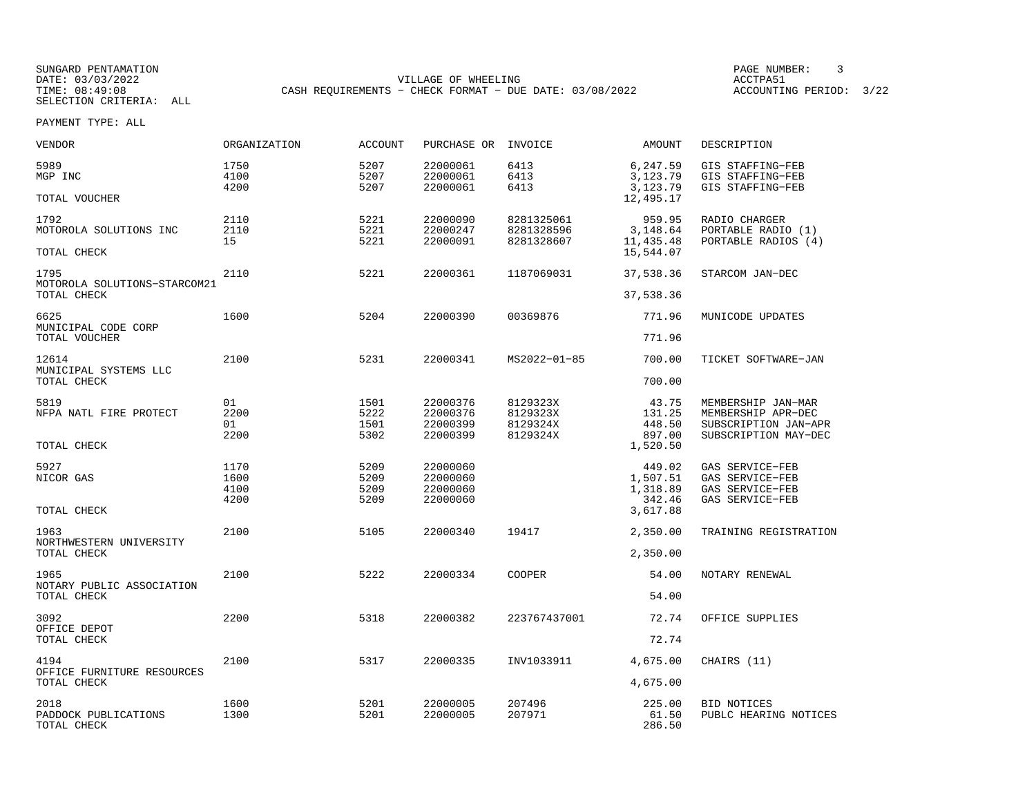SUNGARD PENTAMATION
DATE: 03/03/2022
TIME: 08:49:08
SELECTION CRITERIA: ALL

VILLAGE OF WHEELING
CASH REQUIREMENTS - CHECK FORMAT - DUE DATE: 03/08/2022

PAGE NUMBER: 3
ACCTPA51
ACCOUNTING PERIOD: 3/22

PAYMENT TYPE: ALL

| VENDOR | ORGANIZATION | ACCOUNT | PURCHASE OR | INVOICE | AMOUNT | DESCRIPTION |
|---|---|---|---|---|---|---|
| 5989 | 1750 | 5207 | 22000061 | 6413 | 6,247.59 | GIS STAFFING-FEB |
| MGP INC | 4100 | 5207 | 22000061 | 6413 | 3,123.79 | GIS STAFFING-FEB |
| | 4200 | 5207 | 22000061 | 6413 | 3,123.79 | GIS STAFFING-FEB |
| TOTAL VOUCHER | | | | | 12,495.17 | |
| 1792 | 2110 | 5221 | 22000090 | 8281325061 | 959.95 | RADIO CHARGER |
| MOTOROLA SOLUTIONS INC | 2110 | 5221 | 22000247 | 8281328596 | 3,148.64 | PORTABLE RADIO (1) |
| | 15 | 5221 | 22000091 | 8281328607 | 11,435.48 | PORTABLE RADIOS (4) |
| TOTAL CHECK | | | | | 15,544.07 | |
| 1795 | 2110 | 5221 | 22000361 | 1187069031 | 37,538.36 | STARCOM JAN-DEC |
| MOTOROLA SOLUTIONS-STARCOM21 | | | | | | |
| TOTAL CHECK | | | | | 37,538.36 | |
| 6625 | 1600 | 5204 | 22000390 | 00369876 | 771.96 | MUNICODE UPDATES |
| MUNICIPAL CODE CORP | | | | | | |
| TOTAL VOUCHER | | | | | 771.96 | |
| 12614 | 2100 | 5231 | 22000341 | MS2022-01-85 | 700.00 | TICKET SOFTWARE-JAN |
| MUNICIPAL SYSTEMS LLC | | | | | | |
| TOTAL CHECK | | | | | 700.00 | |
| 5819 | 01 | 1501 | 22000376 | 8129323X | 43.75 | MEMBERSHIP JAN-MAR |
| NFPA NATL FIRE PROTECT | 2200 | 5222 | 22000376 | 8129323X | 131.25 | MEMBERSHIP APR-DEC |
| | 01 | 1501 | 22000399 | 8129324X | 448.50 | SUBSCRIPTION JAN-APR |
| | 2200 | 5302 | 22000399 | 8129324X | 897.00 | SUBSCRIPTION MAY-DEC |
| TOTAL CHECK | | | | | 1,520.50 | |
| 5927 | 1170 | 5209 | 22000060 | | 449.02 | GAS SERVICE-FEB |
| NICOR GAS | 1600 | 5209 | 22000060 | | 1,507.51 | GAS SERVICE-FEB |
| | 4100 | 5209 | 22000060 | | 1,318.89 | GAS SERVICE-FEB |
| | 4200 | 5209 | 22000060 | | 342.46 | GAS SERVICE-FEB |
| TOTAL CHECK | | | | | 3,617.88 | |
| 1963 | 2100 | 5105 | 22000340 | 19417 | 2,350.00 | TRAINING REGISTRATION |
| NORTHWESTERN UNIVERSITY | | | | | | |
| TOTAL CHECK | | | | | 2,350.00 | |
| 1965 | 2100 | 5222 | 22000334 | COOPER | 54.00 | NOTARY RENEWAL |
| NOTARY PUBLIC ASSOCIATION | | | | | | |
| TOTAL CHECK | | | | | 54.00 | |
| 3092 | 2200 | 5318 | 22000382 | 223767437001 | 72.74 | OFFICE SUPPLIES |
| OFFICE DEPOT | | | | | | |
| TOTAL CHECK | | | | | 72.74 | |
| 4194 | 2100 | 5317 | 22000335 | INV1033911 | 4,675.00 | CHAIRS (11) |
| OFFICE FURNITURE RESOURCES | | | | | | |
| TOTAL CHECK | | | | | 4,675.00 | |
| 2018 | 1600 | 5201 | 22000005 | 207496 | 225.00 | BID NOTICES |
| PADDOCK PUBLICATIONS | 1300 | 5201 | 22000005 | 207971 | 61.50 | PUBLC HEARING NOTICES |
| TOTAL CHECK | | | | | 286.50 | |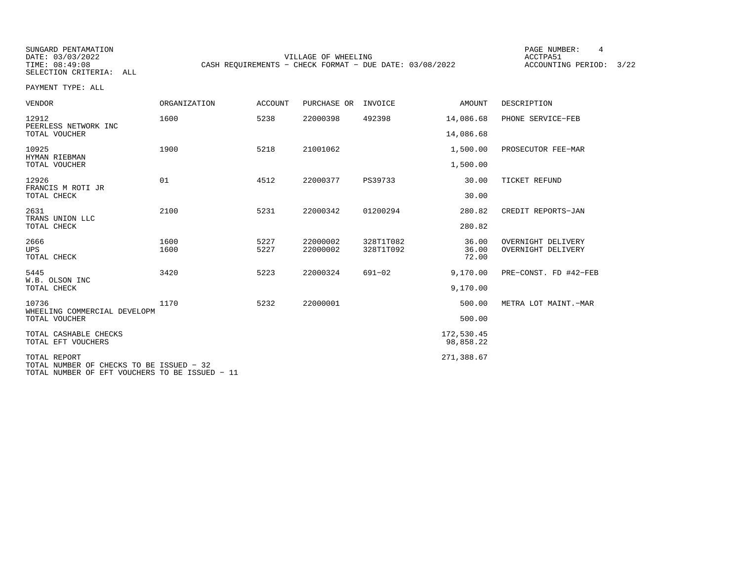SUNGARD PENTAMATION
DATE: 03/03/2022
TIME: 08:49:08
SELECTION CRITERIA: ALL

VILLAGE OF WHEELING
CASH REQUIREMENTS - CHECK FORMAT - DUE DATE: 03/08/2022

ACCTPA51
ACCOUNTING PERIOD: 3/22

PAYMENT TYPE: ALL

| VENDOR | ORGANIZATION | ACCOUNT | PURCHASE OR | INVOICE | AMOUNT | DESCRIPTION |
|---|---|---|---|---|---|---|
| 12912<br>PEERLESS NETWORK INC | 1600 | 5238 | 22000398 | 492398 | 14,086.68 | PHONE SERVICE-FEB |
| TOTAL VOUCHER | | | | | 14,086.68 | |
| 10925<br>HYMAN RIEBMAN | 1900 | 5218 | 21001062 | | 1,500.00 | PROSECUTOR FEE-MAR |
| TOTAL VOUCHER | | | | | 1,500.00 | |
| 12926<br>FRANCIS M ROTI JR | 01 | 4512 | 22000377 | PS39733 | 30.00 | TICKET REFUND |
| TOTAL CHECK | | | | | 30.00 | |
| 2631<br>TRANS UNION LLC | 2100 | 5231 | 22000342 | 01200294 | 280.82 | CREDIT REPORTS-JAN |
| TOTAL CHECK | | | | | 280.82 | |
| 2666 | 1600 | 5227 | 22000002 | 328T1T082 | 36.00 | OVERNIGHT DELIVERY |
| UPS | 1600 | 5227 | 22000002 | 328T1T092 | 36.00 | OVERNIGHT DELIVERY |
| TOTAL CHECK | | | | | 72.00 | |
| 5445<br>W.B. OLSON INC | 3420 | 5223 | 22000324 | 691-02 | 9,170.00 | PRE-CONST. FD #42-FEB |
| TOTAL CHECK | | | | | 9,170.00 | |
| 10736<br>WHEELING COMMERCIAL DEVELOPM | 1170 | 5232 | 22000001 | | 500.00 | METRA LOT MAINT.-MAR |
| TOTAL VOUCHER | | | | | 500.00 | |
| TOTAL CASHABLE CHECKS | | | | | 172,530.45 | |
| TOTAL EFT VOUCHERS | | | | | 98,858.22 | |
| TOTAL REPORT | | | | | 271,388.67 | |

TOTAL NUMBER OF CHECKS TO BE ISSUED - 32
TOTAL NUMBER OF EFT VOUCHERS TO BE ISSUED - 11